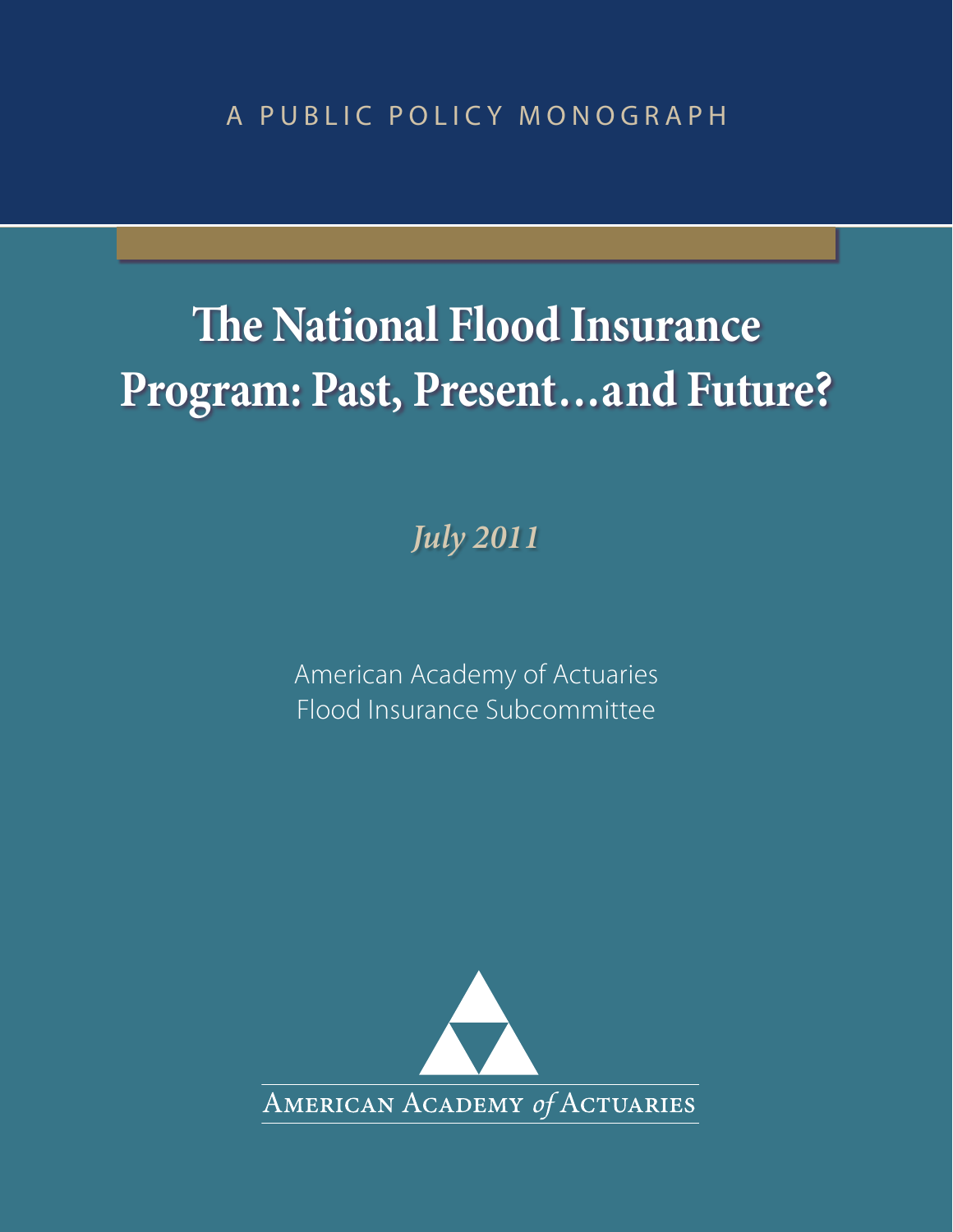A PUBLIC POLICY MONOGRAPH

# The National Flood Insurance Program: Past, Present…and Future?

*July 2011*

American Academy of Actuaries
Flood Insurance Subcommittee

American Academy *of* Actuaries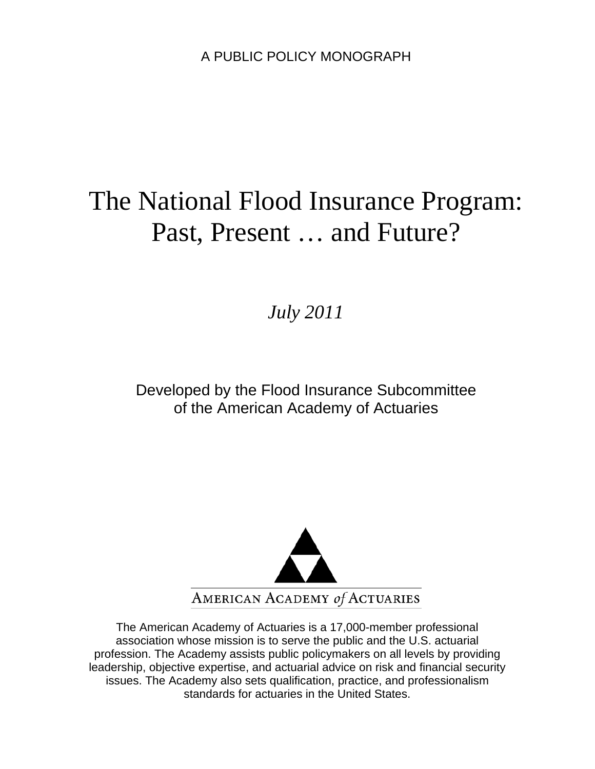A PUBLIC POLICY MONOGRAPH

# The National Flood Insurance Program: Past, Present … and Future?

*July 2011*

Developed by the Flood Insurance Subcommittee of the American Academy of Actuaries

AMERICAN ACADEMY of ACTUARIES

The American Academy of Actuaries is a 17,000-member professional association whose mission is to serve the public and the U.S. actuarial profession. The Academy assists public policymakers on all levels by providing leadership, objective expertise, and actuarial advice on risk and financial security issues. The Academy also sets qualification, practice, and professionalism standards for actuaries in the United States.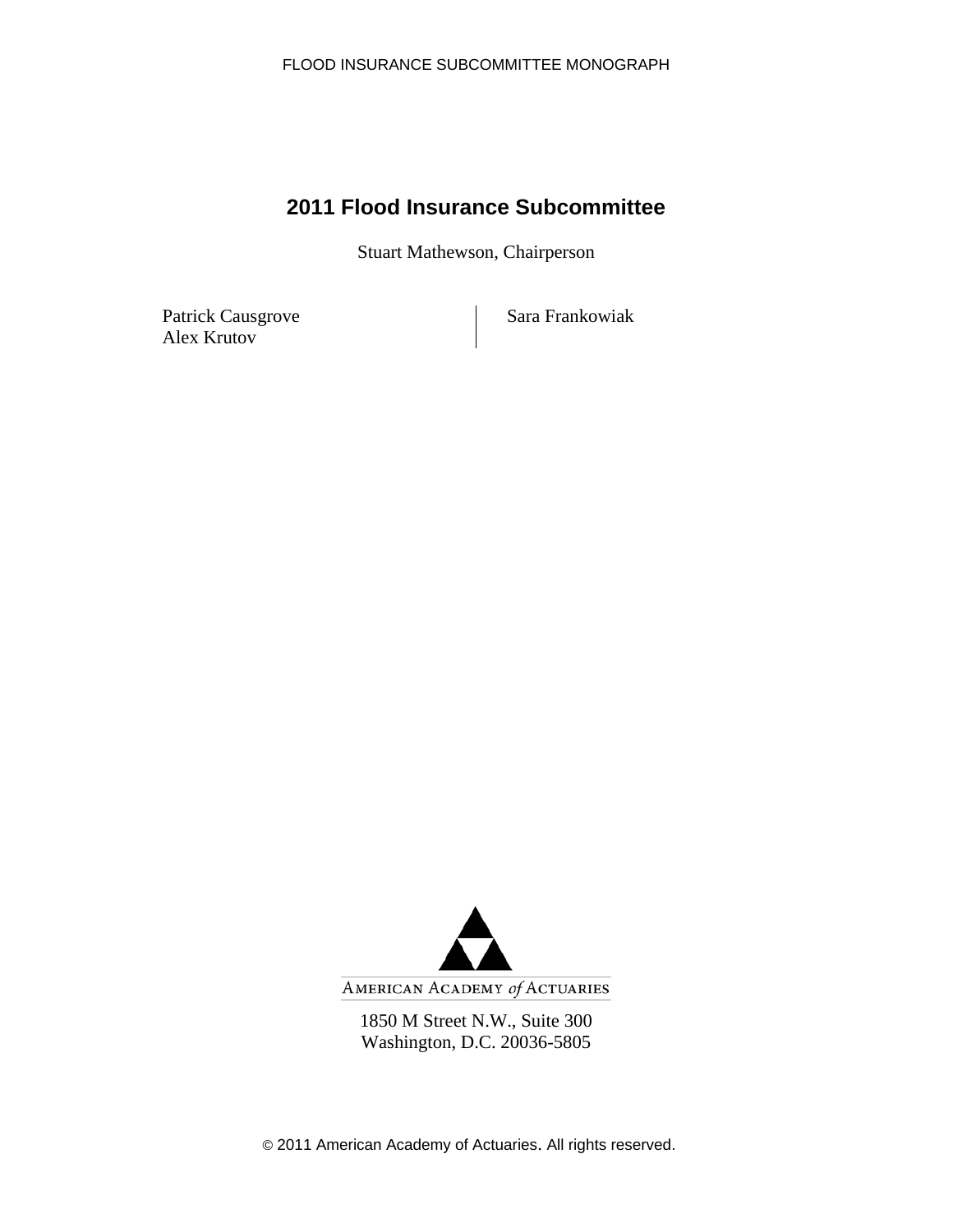# 2011 Flood Insurance Subcommittee

Stuart Mathewson, Chairperson

Patrick Causgrove
Alex Krutov
Sara Frankowiak

AMERICAN ACADEMY *of* ACTUARIES

1850 M Street N.W., Suite 300
Washington, D.C. 20036-5805

© 2011 American Academy of Actuaries. All rights reserved.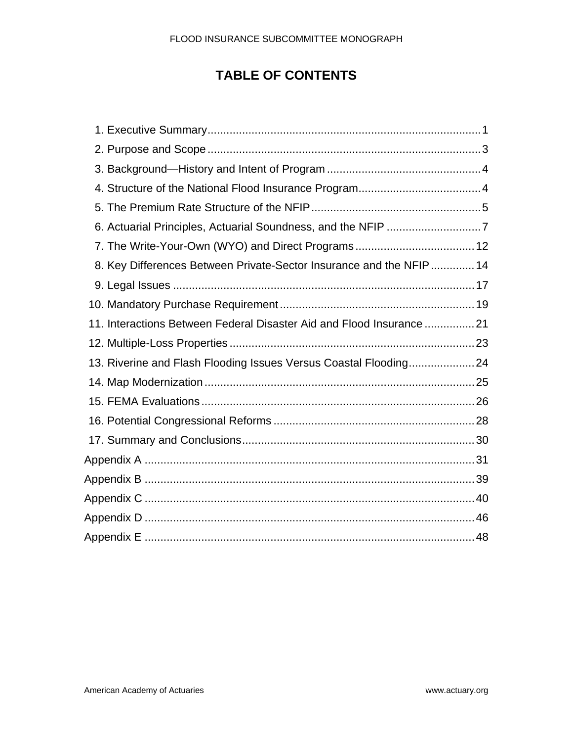# TABLE OF CONTENTS

1. Executive Summary ........................................................................................ 1
2. Purpose and Scope ........................................................................................ 3
3. Background—History and Intent of Program ................................................. 4
4. Structure of the National Flood Insurance Program ....................................... 4
5. The Premium Rate Structure of the NFIP ....................................................... 5
6. Actuarial Principles, Actuarial Soundness, and the NFIP .............................. 7
7. The Write-Your-Own (WYO) and Direct Programs ....................................... 12
8. Key Differences Between Private-Sector Insurance and the NFIP .............. 14
9. Legal Issues ................................................................................................. 17
10. Mandatory Purchase Requirement .............................................................. 19
11. Interactions Between Federal Disaster Aid and Flood Insurance ................ 21
12. Multiple-Loss Properties .............................................................................. 23
13. Riverine and Flash Flooding Issues Versus Coastal Flooding ..................... 24
14. Map Modernization ...................................................................................... 25
15. FEMA Evaluations ....................................................................................... 26
16. Potential Congressional Reforms ................................................................ 28
17. Summary and Conclusions .......................................................................... 30

Appendix A ......................................................................................................... 31
Appendix B ......................................................................................................... 39
Appendix C ......................................................................................................... 40
Appendix D ......................................................................................................... 46
Appendix E ......................................................................................................... 48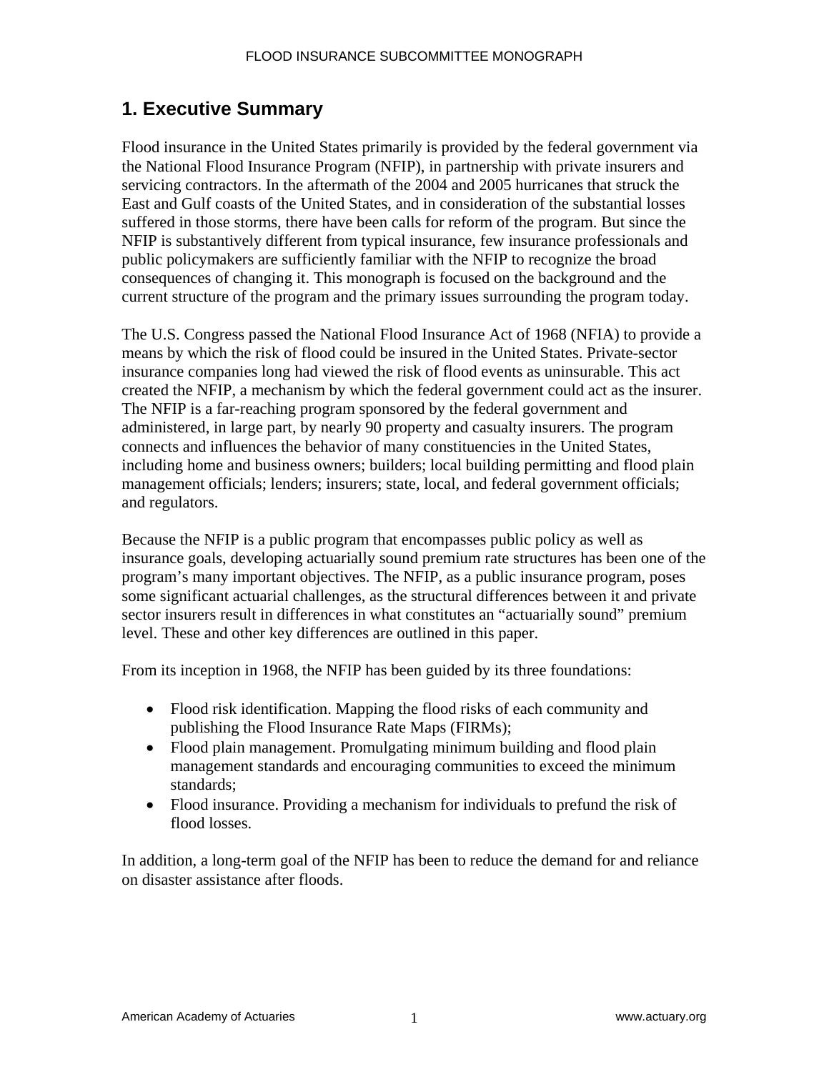# 1. Executive Summary

Flood insurance in the United States primarily is provided by the federal government via the National Flood Insurance Program (NFIP), in partnership with private insurers and servicing contractors. In the aftermath of the 2004 and 2005 hurricanes that struck the East and Gulf coasts of the United States, and in consideration of the substantial losses suffered in those storms, there have been calls for reform of the program. But since the NFIP is substantively different from typical insurance, few insurance professionals and public policymakers are sufficiently familiar with the NFIP to recognize the broad consequences of changing it. This monograph is focused on the background and the current structure of the program and the primary issues surrounding the program today.

The U.S. Congress passed the National Flood Insurance Act of 1968 (NFIA) to provide a means by which the risk of flood could be insured in the United States. Private-sector insurance companies long had viewed the risk of flood events as uninsurable. This act created the NFIP, a mechanism by which the federal government could act as the insurer. The NFIP is a far-reaching program sponsored by the federal government and administered, in large part, by nearly 90 property and casualty insurers. The program connects and influences the behavior of many constituencies in the United States, including home and business owners; builders; local building permitting and flood plain management officials; lenders; insurers; state, local, and federal government officials; and regulators.

Because the NFIP is a public program that encompasses public policy as well as insurance goals, developing actuarially sound premium rate structures has been one of the program's many important objectives. The NFIP, as a public insurance program, poses some significant actuarial challenges, as the structural differences between it and private sector insurers result in differences in what constitutes an "actuarially sound" premium level. These and other key differences are outlined in this paper.

From its inception in 1968, the NFIP has been guided by its three foundations:

- Flood risk identification. Mapping the flood risks of each community and publishing the Flood Insurance Rate Maps (FIRMs);
- Flood plain management. Promulgating minimum building and flood plain management standards and encouraging communities to exceed the minimum standards;
- Flood insurance. Providing a mechanism for individuals to prefund the risk of flood losses.

In addition, a long-term goal of the NFIP has been to reduce the demand for and reliance on disaster assistance after floods.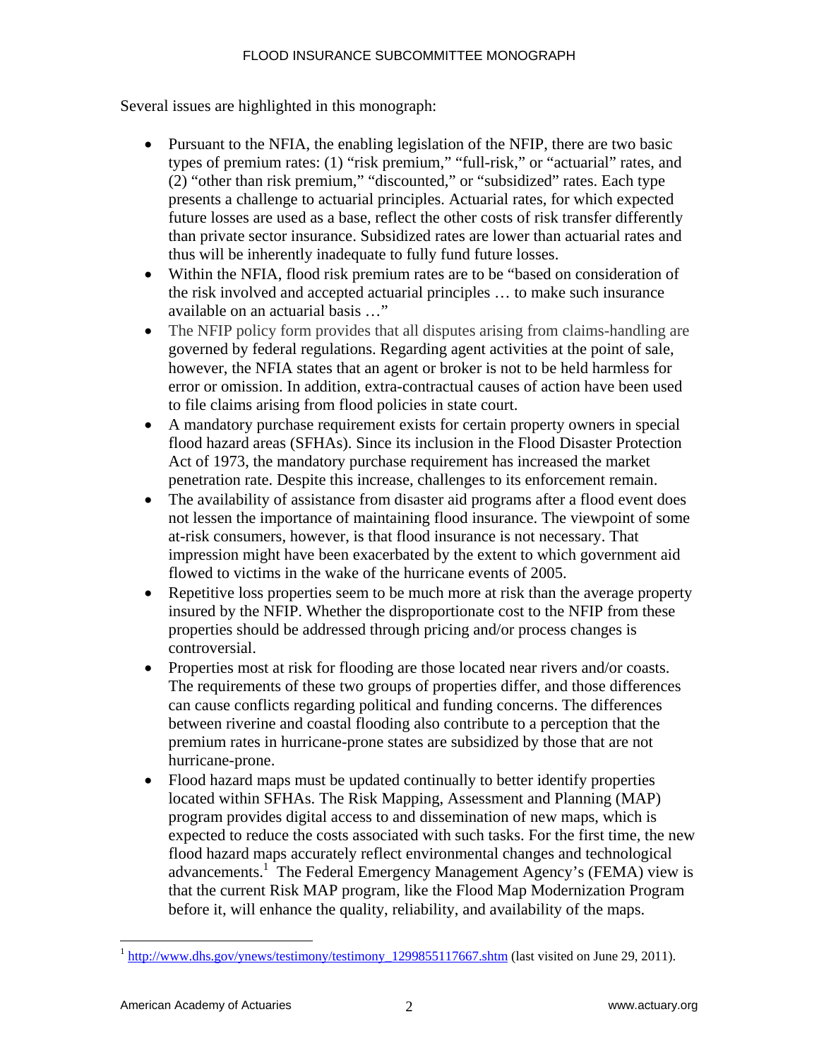Several issues are highlighted in this monograph:

- Pursuant to the NFIA, the enabling legislation of the NFIP, there are two basic types of premium rates: (1) "risk premium," "full-risk," or "actuarial" rates, and (2) "other than risk premium," "discounted," or "subsidized" rates. Each type presents a challenge to actuarial principles. Actuarial rates, for which expected future losses are used as a base, reflect the other costs of risk transfer differently than private sector insurance. Subsidized rates are lower than actuarial rates and thus will be inherently inadequate to fully fund future losses.
- Within the NFIA, flood risk premium rates are to be "based on consideration of the risk involved and accepted actuarial principles … to make such insurance available on an actuarial basis …"
- The NFIP policy form provides that all disputes arising from claims-handling are governed by federal regulations. Regarding agent activities at the point of sale, however, the NFIA states that an agent or broker is not to be held harmless for error or omission. In addition, extra-contractual causes of action have been used to file claims arising from flood policies in state court.
- A mandatory purchase requirement exists for certain property owners in special flood hazard areas (SFHAs). Since its inclusion in the Flood Disaster Protection Act of 1973, the mandatory purchase requirement has increased the market penetration rate. Despite this increase, challenges to its enforcement remain.
- The availability of assistance from disaster aid programs after a flood event does not lessen the importance of maintaining flood insurance. The viewpoint of some at-risk consumers, however, is that flood insurance is not necessary. That impression might have been exacerbated by the extent to which government aid flowed to victims in the wake of the hurricane events of 2005.
- Repetitive loss properties seem to be much more at risk than the average property insured by the NFIP. Whether the disproportionate cost to the NFIP from these properties should be addressed through pricing and/or process changes is controversial.
- Properties most at risk for flooding are those located near rivers and/or coasts. The requirements of these two groups of properties differ, and those differences can cause conflicts regarding political and funding concerns. The differences between riverine and coastal flooding also contribute to a perception that the premium rates in hurricane-prone states are subsidized by those that are not hurricane-prone.
- Flood hazard maps must be updated continually to better identify properties located within SFHAs. The Risk Mapping, Assessment and Planning (MAP) program provides digital access to and dissemination of new maps, which is expected to reduce the costs associated with such tasks. For the first time, the new flood hazard maps accurately reflect environmental changes and technological advancements.[1] The Federal Emergency Management Agency's (FEMA) view is that the current Risk MAP program, like the Flood Map Modernization Program before it, will enhance the quality, reliability, and availability of the maps.

---

[1] http://www.dhs.gov/ynews/testimony/testimony_1299855117667.shtm (last visited on June 29, 2011).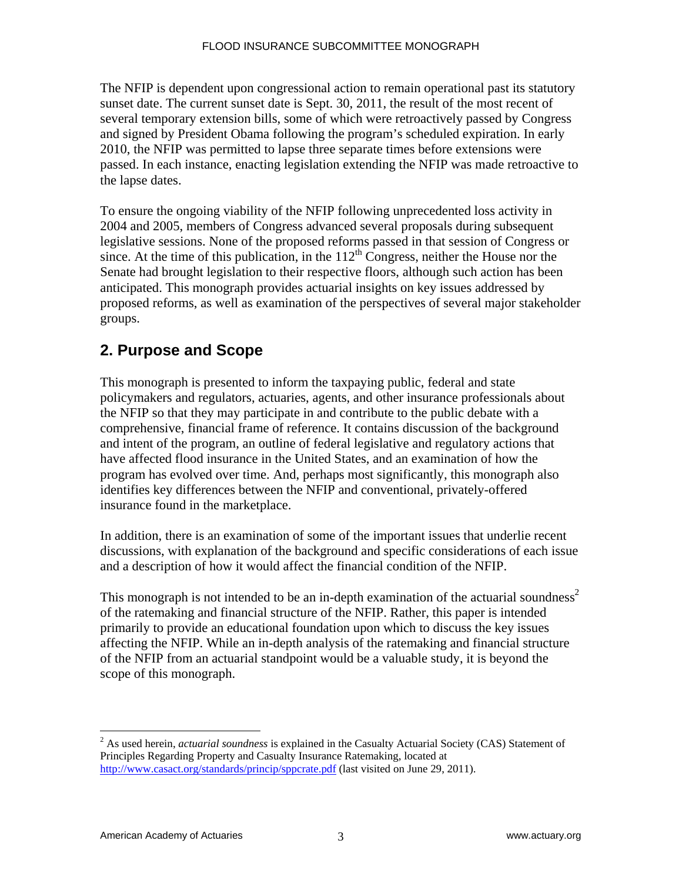The NFIP is dependent upon congressional action to remain operational past its statutory sunset date. The current sunset date is Sept. 30, 2011, the result of the most recent of several temporary extension bills, some of which were retroactively passed by Congress and signed by President Obama following the program's scheduled expiration. In early 2010, the NFIP was permitted to lapse three separate times before extensions were passed. In each instance, enacting legislation extending the NFIP was made retroactive to the lapse dates.

To ensure the ongoing viability of the NFIP following unprecedented loss activity in 2004 and 2005, members of Congress advanced several proposals during subsequent legislative sessions. None of the proposed reforms passed in that session of Congress or since. At the time of this publication, in the 112th Congress, neither the House nor the Senate had brought legislation to their respective floors, although such action has been anticipated. This monograph provides actuarial insights on key issues addressed by proposed reforms, as well as examination of the perspectives of several major stakeholder groups.

## 2. Purpose and Scope

This monograph is presented to inform the taxpaying public, federal and state policymakers and regulators, actuaries, agents, and other insurance professionals about the NFIP so that they may participate in and contribute to the public debate with a comprehensive, financial frame of reference. It contains discussion of the background and intent of the program, an outline of federal legislative and regulatory actions that have affected flood insurance in the United States, and an examination of how the program has evolved over time. And, perhaps most significantly, this monograph also identifies key differences between the NFIP and conventional, privately-offered insurance found in the marketplace.

In addition, there is an examination of some of the important issues that underlie recent discussions, with explanation of the background and specific considerations of each issue and a description of how it would affect the financial condition of the NFIP.

This monograph is not intended to be an in-depth examination of the actuarial soundness[2] of the ratemaking and financial structure of the NFIP. Rather, this paper is intended primarily to provide an educational foundation upon which to discuss the key issues affecting the NFIP. While an in-depth analysis of the ratemaking and financial structure of the NFIP from an actuarial standpoint would be a valuable study, it is beyond the scope of this monograph.

---

[2] As used herein, *actuarial soundness* is explained in the Casualty Actuarial Society (CAS) Statement of Principles Regarding Property and Casualty Insurance Ratemaking, located at http://www.casact.org/standards/princip/sppcrate.pdf (last visited on June 29, 2011).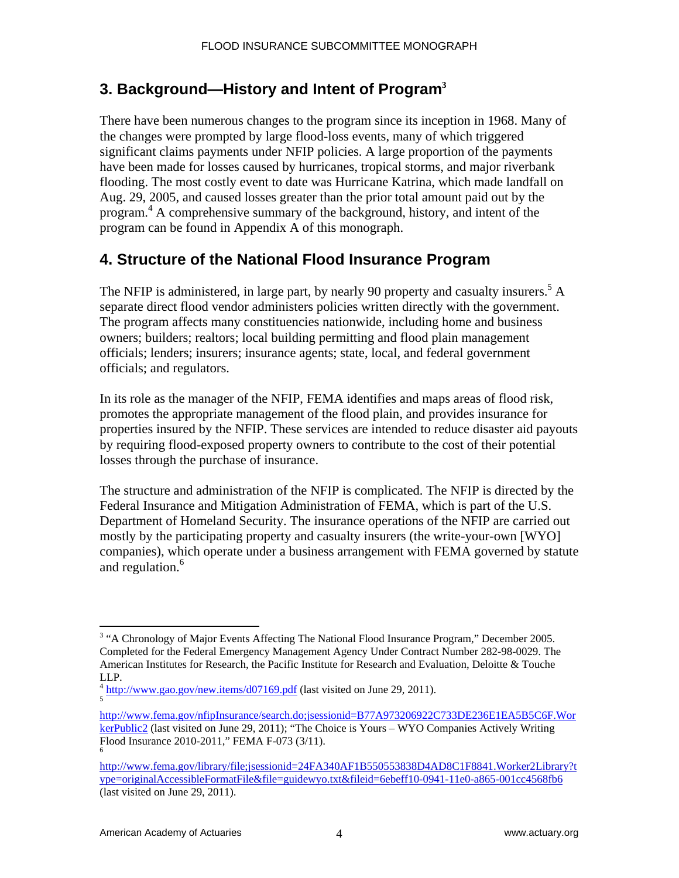## 3. Background—History and Intent of Program[3]

There have been numerous changes to the program since its inception in 1968. Many of the changes were prompted by large flood-loss events, many of which triggered significant claims payments under NFIP policies. A large proportion of the payments have been made for losses caused by hurricanes, tropical storms, and major riverbank flooding. The most costly event to date was Hurricane Katrina, which made landfall on Aug. 29, 2005, and caused losses greater than the prior total amount paid out by the program.[4] A comprehensive summary of the background, history, and intent of the program can be found in Appendix A of this monograph.

## 4. Structure of the National Flood Insurance Program

The NFIP is administered, in large part, by nearly 90 property and casualty insurers.[5] A separate direct flood vendor administers policies written directly with the government. The program affects many constituencies nationwide, including home and business owners; builders; realtors; local building permitting and flood plain management officials; lenders; insurers; insurance agents; state, local, and federal government officials; and regulators.

In its role as the manager of the NFIP, FEMA identifies and maps areas of flood risk, promotes the appropriate management of the flood plain, and provides insurance for properties insured by the NFIP. These services are intended to reduce disaster aid payouts by requiring flood-exposed property owners to contribute to the cost of their potential losses through the purchase of insurance.

The structure and administration of the NFIP is complicated. The NFIP is directed by the Federal Insurance and Mitigation Administration of FEMA, which is part of the U.S. Department of Homeland Security. The insurance operations of the NFIP are carried out mostly by the participating property and casualty insurers (the write-your-own [WYO] companies), which operate under a business arrangement with FEMA governed by statute and regulation.[6]

---

[3] "A Chronology of Major Events Affecting The National Flood Insurance Program," December 2005. Completed for the Federal Emergency Management Agency Under Contract Number 282-98-0029. The American Institutes for Research, the Pacific Institute for Research and Evaluation, Deloitte & Touche LLP.

[4] http://www.gao.gov/new.items/d07169.pdf (last visited on June 29, 2011).

[5] http://www.fema.gov/nfipInsurance/search.do;jsessionid=B77A973206922C733DE236E1EA5B5C6F.WorkerPublic2 (last visited on June 29, 2011); "The Choice is Yours – WYO Companies Actively Writing Flood Insurance 2010-2011," FEMA F-073 (3/11).

[6] http://www.fema.gov/library/file;jsessionid=24FA340AF1B550553838D4AD8C1F8841.Worker2Library?type=originalAccessibleFormatFile&file=guidewyo.txt&fileid=6ebeff10-0941-11e0-a865-001cc4568fb6 (last visited on June 29, 2011).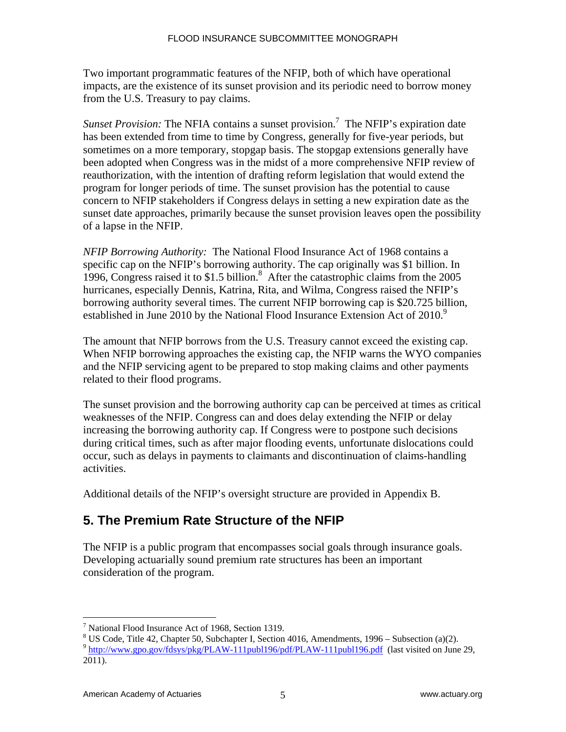Two important programmatic features of the NFIP, both of which have operational impacts, are the existence of its sunset provision and its periodic need to borrow money from the U.S. Treasury to pay claims.

*Sunset Provision:* The NFIA contains a sunset provision.[7] The NFIP's expiration date has been extended from time to time by Congress, generally for five-year periods, but sometimes on a more temporary, stopgap basis. The stopgap extensions generally have been adopted when Congress was in the midst of a more comprehensive NFIP review of reauthorization, with the intention of drafting reform legislation that would extend the program for longer periods of time. The sunset provision has the potential to cause concern to NFIP stakeholders if Congress delays in setting a new expiration date as the sunset date approaches, primarily because the sunset provision leaves open the possibility of a lapse in the NFIP.

*NFIP Borrowing Authority:* The National Flood Insurance Act of 1968 contains a specific cap on the NFIP's borrowing authority. The cap originally was $1 billion. In 1996, Congress raised it to $1.5 billion.[8] After the catastrophic claims from the 2005 hurricanes, especially Dennis, Katrina, Rita, and Wilma, Congress raised the NFIP's borrowing authority several times. The current NFIP borrowing cap is $20.725 billion, established in June 2010 by the National Flood Insurance Extension Act of 2010.[9]

The amount that NFIP borrows from the U.S. Treasury cannot exceed the existing cap. When NFIP borrowing approaches the existing cap, the NFIP warns the WYO companies and the NFIP servicing agent to be prepared to stop making claims and other payments related to their flood programs.

The sunset provision and the borrowing authority cap can be perceived at times as critical weaknesses of the NFIP. Congress can and does delay extending the NFIP or delay increasing the borrowing authority cap. If Congress were to postpone such decisions during critical times, such as after major flooding events, unfortunate dislocations could occur, such as delays in payments to claimants and discontinuation of claims-handling activities.

Additional details of the NFIP's oversight structure are provided in Appendix B.

## 5. The Premium Rate Structure of the NFIP

The NFIP is a public program that encompasses social goals through insurance goals. Developing actuarially sound premium rate structures has been an important consideration of the program.

---

[7] National Flood Insurance Act of 1968, Section 1319.

[8] US Code, Title 42, Chapter 50, Subchapter I, Section 4016, Amendments, 1996 – Subsection (a)(2).

[9] http://www.gpo.gov/fdsys/pkg/PLAW-111publ196/pdf/PLAW-111publ196.pdf (last visited on June 29, 2011).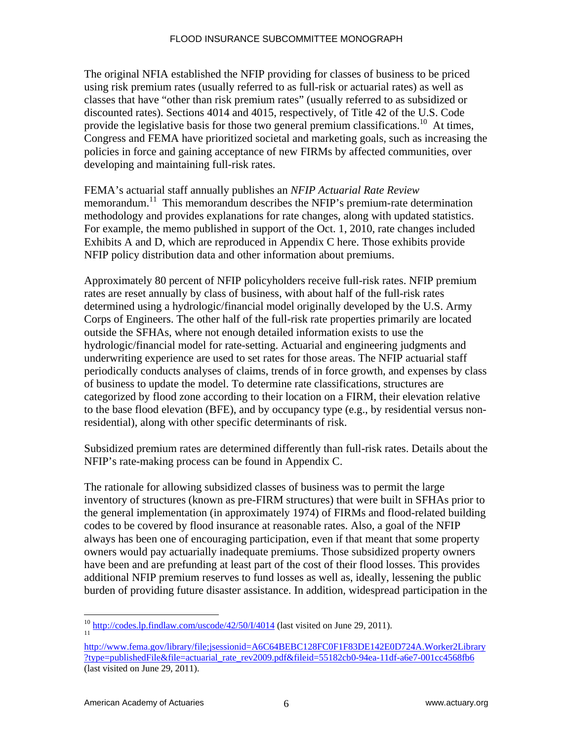The original NFIA established the NFIP providing for classes of business to be priced using risk premium rates (usually referred to as full-risk or actuarial rates) as well as classes that have "other than risk premium rates" (usually referred to as subsidized or discounted rates). Sections 4014 and 4015, respectively, of Title 42 of the U.S. Code provide the legislative basis for those two general premium classifications.[10] At times, Congress and FEMA have prioritized societal and marketing goals, such as increasing the policies in force and gaining acceptance of new FIRMs by affected communities, over developing and maintaining full-risk rates.

FEMA's actuarial staff annually publishes an *NFIP Actuarial Rate Review* memorandum.[11] This memorandum describes the NFIP's premium-rate determination methodology and provides explanations for rate changes, along with updated statistics. For example, the memo published in support of the Oct. 1, 2010, rate changes included Exhibits A and D, which are reproduced in Appendix C here. Those exhibits provide NFIP policy distribution data and other information about premiums.

Approximately 80 percent of NFIP policyholders receive full-risk rates. NFIP premium rates are reset annually by class of business, with about half of the full-risk rates determined using a hydrologic/financial model originally developed by the U.S. Army Corps of Engineers. The other half of the full-risk rate properties primarily are located outside the SFHAs, where not enough detailed information exists to use the hydrologic/financial model for rate-setting. Actuarial and engineering judgments and underwriting experience are used to set rates for those areas. The NFIP actuarial staff periodically conducts analyses of claims, trends of in force growth, and expenses by class of business to update the model. To determine rate classifications, structures are categorized by flood zone according to their location on a FIRM, their elevation relative to the base flood elevation (BFE), and by occupancy type (e.g., by residential versus non-residential), along with other specific determinants of risk.

Subsidized premium rates are determined differently than full-risk rates. Details about the NFIP's rate-making process can be found in Appendix C.

The rationale for allowing subsidized classes of business was to permit the large inventory of structures (known as pre-FIRM structures) that were built in SFHAs prior to the general implementation (in approximately 1974) of FIRMs and flood-related building codes to be covered by flood insurance at reasonable rates. Also, a goal of the NFIP always has been one of encouraging participation, even if that meant that some property owners would pay actuarially inadequate premiums. Those subsidized property owners have been and are prefunding at least part of the cost of their flood losses. This provides additional NFIP premium reserves to fund losses as well as, ideally, lessening the public burden of providing future disaster assistance. In addition, widespread participation in the

---

[10] http://codes.lp.findlaw.com/uscode/42/50/I/4014 (last visited on June 29, 2011).

[11] http://www.fema.gov/library/file;jsessionid=A6C64BEBC128FC0F1F83DE142E0D724A.Worker2Library?type=publishedFile&file=actuarial_rate_rev2009.pdf&fileid=55182cb0-94ea-11df-a6e7-001cc4568fb6 (last visited on June 29, 2011).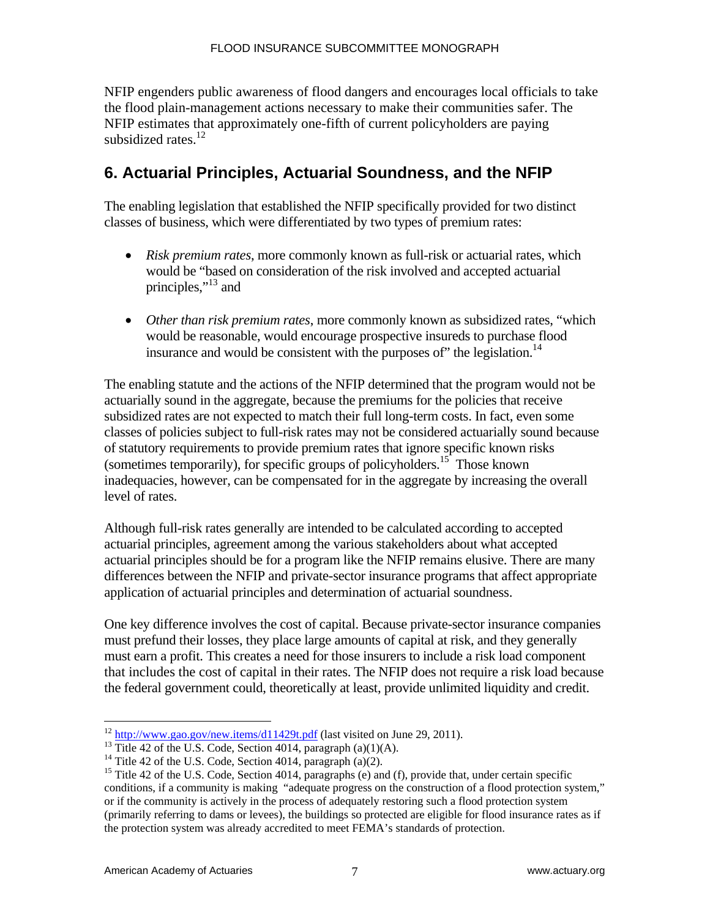NFIP engenders public awareness of flood dangers and encourages local officials to take the flood plain-management actions necessary to make their communities safer. The NFIP estimates that approximately one-fifth of current policyholders are paying subsidized rates.[12]

## 6. Actuarial Principles, Actuarial Soundness, and the NFIP

The enabling legislation that established the NFIP specifically provided for two distinct classes of business, which were differentiated by two types of premium rates:

- *Risk premium rates*, more commonly known as full-risk or actuarial rates, which would be "based on consideration of the risk involved and accepted actuarial principles,"[13] and

- *Other than risk premium rates*, more commonly known as subsidized rates, "which would be reasonable, would encourage prospective insureds to purchase flood insurance and would be consistent with the purposes of" the legislation.[14]

The enabling statute and the actions of the NFIP determined that the program would not be actuarially sound in the aggregate, because the premiums for the policies that receive subsidized rates are not expected to match their full long-term costs. In fact, even some classes of policies subject to full-risk rates may not be considered actuarially sound because of statutory requirements to provide premium rates that ignore specific known risks (sometimes temporarily), for specific groups of policyholders.[15] Those known inadequacies, however, can be compensated for in the aggregate by increasing the overall level of rates.

Although full-risk rates generally are intended to be calculated according to accepted actuarial principles, agreement among the various stakeholders about what accepted actuarial principles should be for a program like the NFIP remains elusive. There are many differences between the NFIP and private-sector insurance programs that affect appropriate application of actuarial principles and determination of actuarial soundness.

One key difference involves the cost of capital. Because private-sector insurance companies must prefund their losses, they place large amounts of capital at risk, and they generally must earn a profit. This creates a need for those insurers to include a risk load component that includes the cost of capital in their rates. The NFIP does not require a risk load because the federal government could, theoretically at least, provide unlimited liquidity and credit.

---

[12] http://www.gao.gov/new.items/d11429t.pdf (last visited on June 29, 2011).

[13] Title 42 of the U.S. Code, Section 4014, paragraph (a)(1)(A).

[14] Title 42 of the U.S. Code, Section 4014, paragraph (a)(2).

[15] Title 42 of the U.S. Code, Section 4014, paragraphs (e) and (f), provide that, under certain specific conditions, if a community is making "adequate progress on the construction of a flood protection system," or if the community is actively in the process of adequately restoring such a flood protection system (primarily referring to dams or levees), the buildings so protected are eligible for flood insurance rates as if the protection system was already accredited to meet FEMA's standards of protection.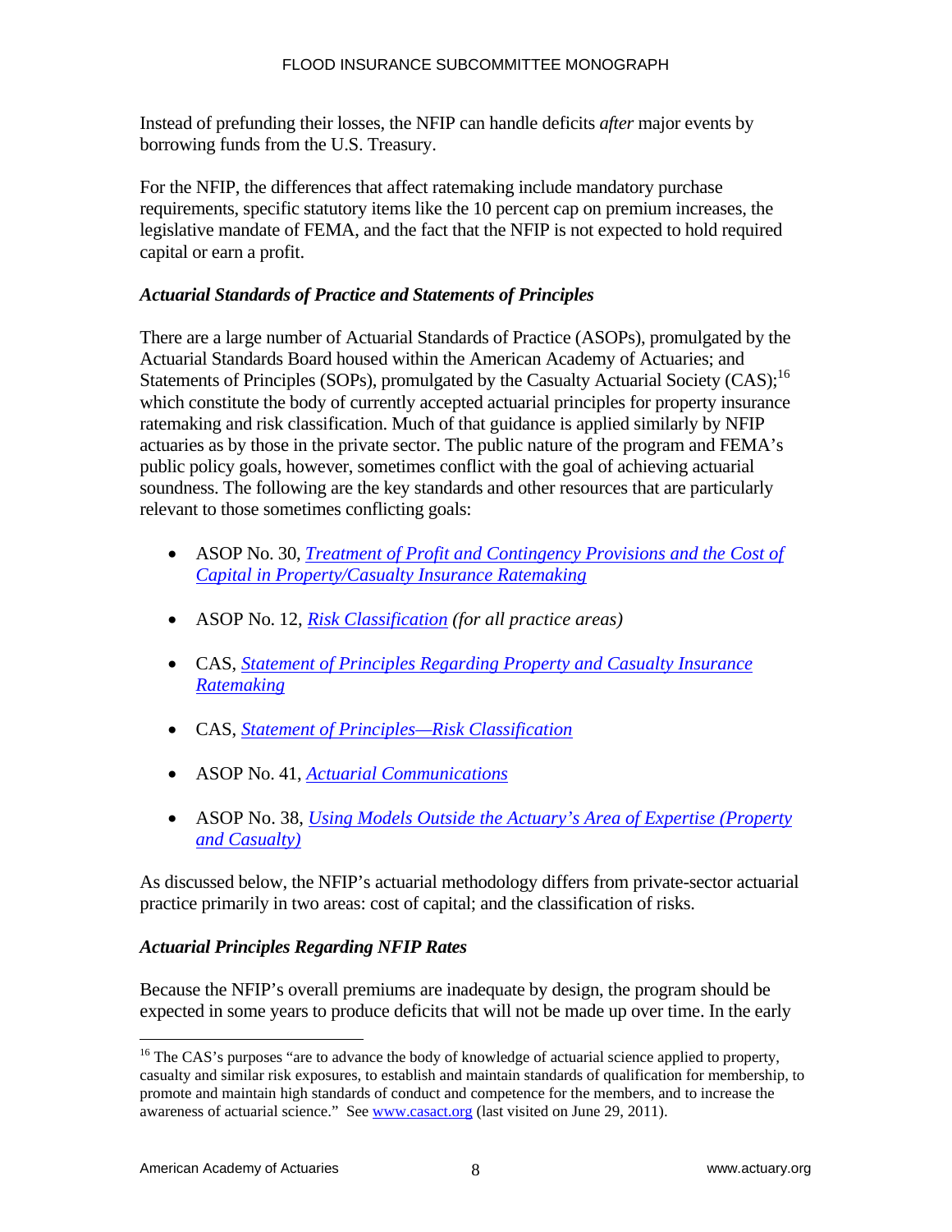Instead of prefunding their losses, the NFIP can handle deficits *after* major events by borrowing funds from the U.S. Treasury.

For the NFIP, the differences that affect ratemaking include mandatory purchase requirements, specific statutory items like the 10 percent cap on premium increases, the legislative mandate of FEMA, and the fact that the NFIP is not expected to hold required capital or earn a profit.

### *Actuarial Standards of Practice and Statements of Principles*

There are a large number of Actuarial Standards of Practice (ASOPs), promulgated by the Actuarial Standards Board housed within the American Academy of Actuaries; and Statements of Principles (SOPs), promulgated by the Casualty Actuarial Society (CAS);[16] which constitute the body of currently accepted actuarial principles for property insurance ratemaking and risk classification. Much of that guidance is applied similarly by NFIP actuaries as by those in the private sector. The public nature of the program and FEMA's public policy goals, however, sometimes conflict with the goal of achieving actuarial soundness. The following are the key standards and other resources that are particularly relevant to those sometimes conflicting goals:

- ASOP No. 30, *Treatment of Profit and Contingency Provisions and the Cost of Capital in Property/Casualty Insurance Ratemaking*
- ASOP No. 12, *Risk Classification* *(for all practice areas)*
- CAS, *Statement of Principles Regarding Property and Casualty Insurance Ratemaking*
- CAS, *Statement of Principles—Risk Classification*
- ASOP No. 41, *Actuarial Communications*
- ASOP No. 38, *Using Models Outside the Actuary's Area of Expertise (Property and Casualty)*

As discussed below, the NFIP's actuarial methodology differs from private-sector actuarial practice primarily in two areas: cost of capital; and the classification of risks.

### *Actuarial Principles Regarding NFIP Rates*

Because the NFIP's overall premiums are inadequate by design, the program should be expected in some years to produce deficits that will not be made up over time. In the early

---

[16] The CAS's purposes "are to advance the body of knowledge of actuarial science applied to property, casualty and similar risk exposures, to establish and maintain standards of qualification for membership, to promote and maintain high standards of conduct and competence for the members, and to increase the awareness of actuarial science." See www.casact.org (last visited on June 29, 2011).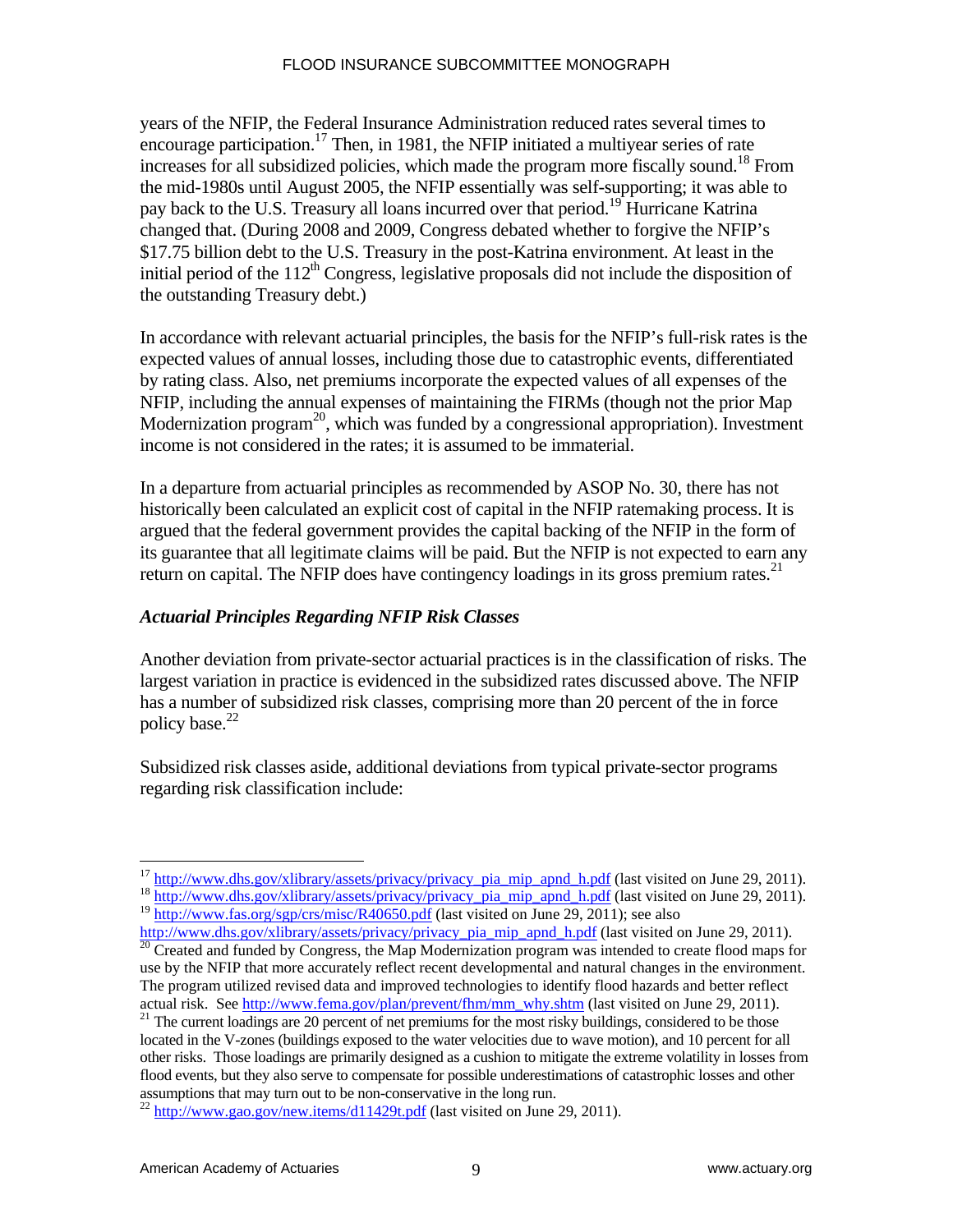years of the NFIP, the Federal Insurance Administration reduced rates several times to encourage participation.[17] Then, in 1981, the NFIP initiated a multiyear series of rate increases for all subsidized policies, which made the program more fiscally sound.[18] From the mid-1980s until August 2005, the NFIP essentially was self-supporting; it was able to pay back to the U.S. Treasury all loans incurred over that period.[19] Hurricane Katrina changed that. (During 2008 and 2009, Congress debated whether to forgive the NFIP's $17.75 billion debt to the U.S. Treasury in the post-Katrina environment. At least in the initial period of the 112th Congress, legislative proposals did not include the disposition of the outstanding Treasury debt.)

In accordance with relevant actuarial principles, the basis for the NFIP's full-risk rates is the expected values of annual losses, including those due to catastrophic events, differentiated by rating class. Also, net premiums incorporate the expected values of all expenses of the NFIP, including the annual expenses of maintaining the FIRMs (though not the prior Map Modernization program[20], which was funded by a congressional appropriation). Investment income is not considered in the rates; it is assumed to be immaterial.

In a departure from actuarial principles as recommended by ASOP No. 30, there has not historically been calculated an explicit cost of capital in the NFIP ratemaking process. It is argued that the federal government provides the capital backing of the NFIP in the form of its guarantee that all legitimate claims will be paid. But the NFIP is not expected to earn any return on capital. The NFIP does have contingency loadings in its gross premium rates.[21]

### *Actuarial Principles Regarding NFIP Risk Classes*

Another deviation from private-sector actuarial practices is in the classification of risks. The largest variation in practice is evidenced in the subsidized rates discussed above. The NFIP has a number of subsidized risk classes, comprising more than 20 percent of the in force policy base.[22]

Subsidized risk classes aside, additional deviations from typical private-sector programs regarding risk classification include:

---

[17] http://www.dhs.gov/xlibrary/assets/privacy/privacy_pia_mip_apnd_h.pdf (last visited on June 29, 2011).

[18] http://www.dhs.gov/xlibrary/assets/privacy/privacy_pia_mip_apnd_h.pdf (last visited on June 29, 2011).

[19] http://www.fas.org/sgp/crs/misc/R40650.pdf (last visited on June 29, 2011); see also http://www.dhs.gov/xlibrary/assets/privacy/privacy_pia_mip_apnd_h.pdf (last visited on June 29, 2011).

[20] Created and funded by Congress, the Map Modernization program was intended to create flood maps for use by the NFIP that more accurately reflect recent developmental and natural changes in the environment. The program utilized revised data and improved technologies to identify flood hazards and better reflect actual risk. See http://www.fema.gov/plan/prevent/fhm/mm_why.shtm (last visited on June 29, 2011).

[21] The current loadings are 20 percent of net premiums for the most risky buildings, considered to be those located in the V-zones (buildings exposed to the water velocities due to wave motion), and 10 percent for all other risks. Those loadings are primarily designed as a cushion to mitigate the extreme volatility in losses from flood events, but they also serve to compensate for possible underestimations of catastrophic losses and other assumptions that may turn out to be non-conservative in the long run.

[22] http://www.gao.gov/new.items/d11429t.pdf (last visited on June 29, 2011).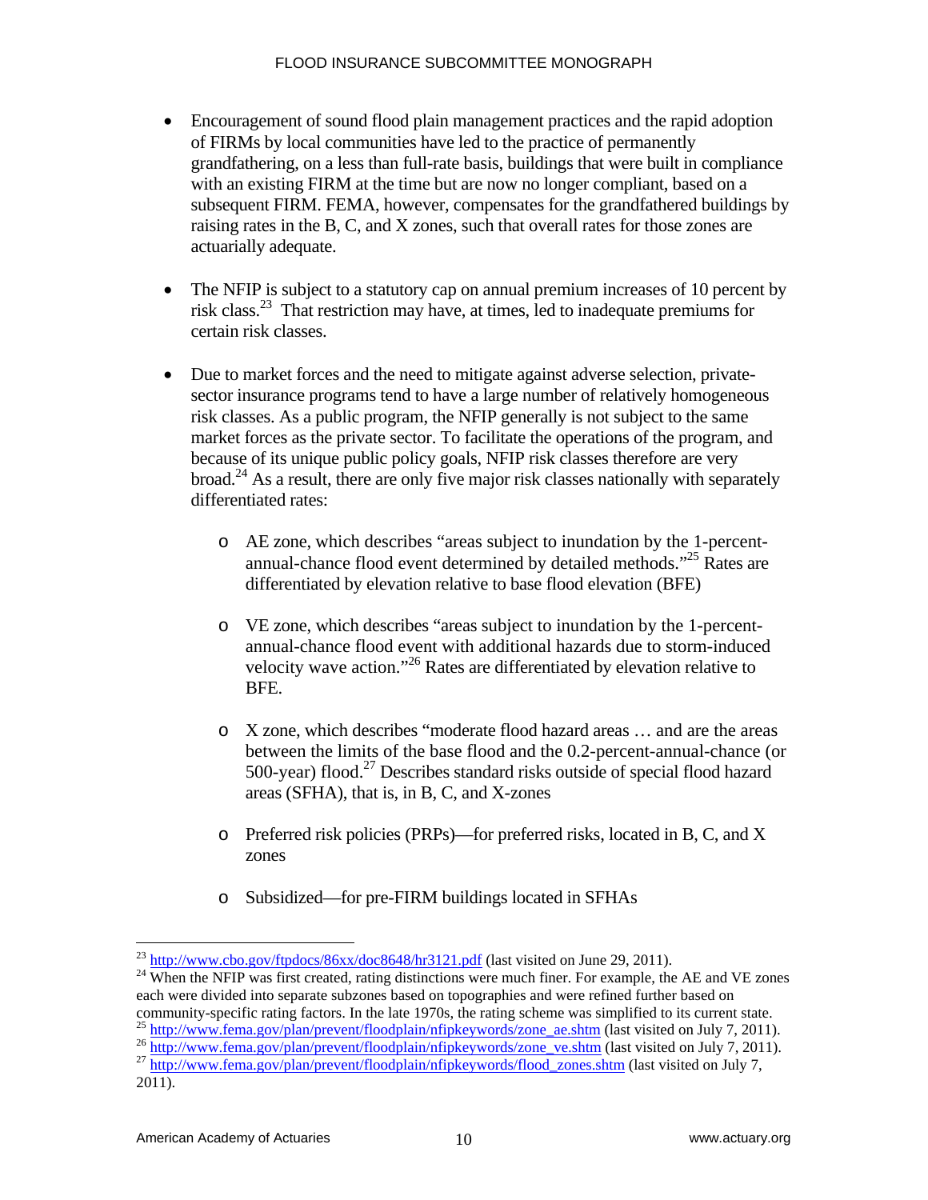- Encouragement of sound flood plain management practices and the rapid adoption of FIRMs by local communities have led to the practice of permanently grandfathering, on a less than full-rate basis, buildings that were built in compliance with an existing FIRM at the time but are now no longer compliant, based on a subsequent FIRM. FEMA, however, compensates for the grandfathered buildings by raising rates in the B, C, and X zones, such that overall rates for those zones are actuarially adequate.

- The NFIP is subject to a statutory cap on annual premium increases of 10 percent by risk class.[23] That restriction may have, at times, led to inadequate premiums for certain risk classes.

- Due to market forces and the need to mitigate against adverse selection, private-sector insurance programs tend to have a large number of relatively homogeneous risk classes. As a public program, the NFIP generally is not subject to the same market forces as the private sector. To facilitate the operations of the program, and because of its unique public policy goals, NFIP risk classes therefore are very broad.[24] As a result, there are only five major risk classes nationally with separately differentiated rates:

  - AE zone, which describes "areas subject to inundation by the 1-percent-annual-chance flood event determined by detailed methods."[25] Rates are differentiated by elevation relative to base flood elevation (BFE)

  - VE zone, which describes "areas subject to inundation by the 1-percent-annual-chance flood event with additional hazards due to storm-induced velocity wave action."[26] Rates are differentiated by elevation relative to BFE.

  - X zone, which describes "moderate flood hazard areas … and are the areas between the limits of the base flood and the 0.2-percent-annual-chance (or 500-year) flood.[27] Describes standard risks outside of special flood hazard areas (SFHA), that is, in B, C, and X-zones

  - Preferred risk policies (PRPs)—for preferred risks, located in B, C, and X zones

  - Subsidized—for pre-FIRM buildings located in SFHAs

---

[23] http://www.cbo.gov/ftpdocs/86xx/doc8648/hr3121.pdf (last visited on June 29, 2011).

[24] When the NFIP was first created, rating distinctions were much finer. For example, the AE and VE zones each were divided into separate subzones based on topographies and were refined further based on community-specific rating factors. In the late 1970s, the rating scheme was simplified to its current state.

[25] http://www.fema.gov/plan/prevent/floodplain/nfipkeywords/zone_ae.shtm (last visited on July 7, 2011).

[26] http://www.fema.gov/plan/prevent/floodplain/nfipkeywords/zone_ve.shtm (last visited on July 7, 2011).

[27] http://www.fema.gov/plan/prevent/floodplain/nfipkeywords/flood_zones.shtm (last visited on July 7, 2011).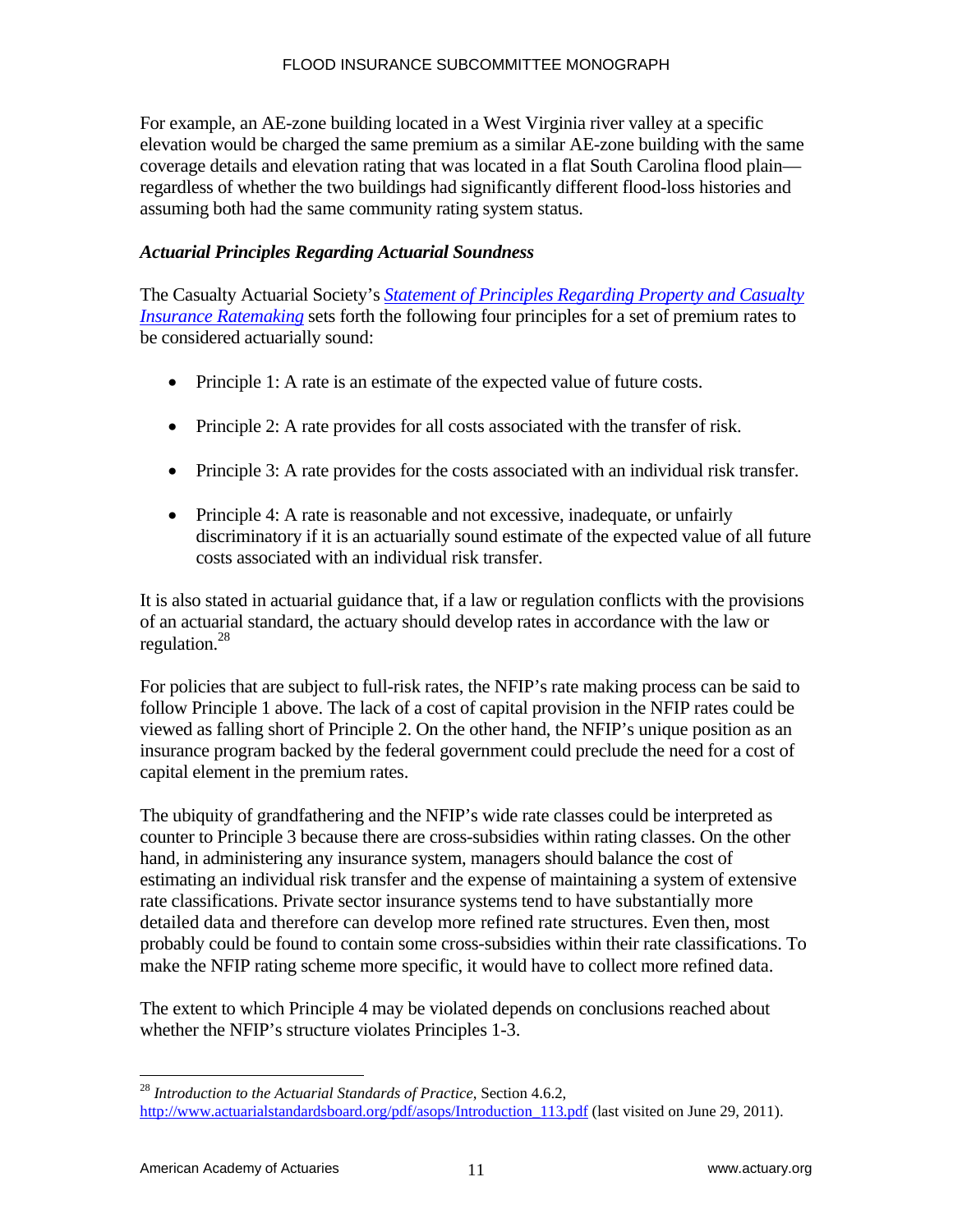For example, an AE-zone building located in a West Virginia river valley at a specific elevation would be charged the same premium as a similar AE-zone building with the same coverage details and elevation rating that was located in a flat South Carolina flood plain—regardless of whether the two buildings had significantly different flood-loss histories and assuming both had the same community rating system status.

### *Actuarial Principles Regarding Actuarial Soundness*

The Casualty Actuarial Society's *Statement of Principles Regarding Property and Casualty Insurance Ratemaking* sets forth the following four principles for a set of premium rates to be considered actuarially sound:

- Principle 1: A rate is an estimate of the expected value of future costs.
- Principle 2: A rate provides for all costs associated with the transfer of risk.
- Principle 3: A rate provides for the costs associated with an individual risk transfer.
- Principle 4: A rate is reasonable and not excessive, inadequate, or unfairly discriminatory if it is an actuarially sound estimate of the expected value of all future costs associated with an individual risk transfer.

It is also stated in actuarial guidance that, if a law or regulation conflicts with the provisions of an actuarial standard, the actuary should develop rates in accordance with the law or regulation.[28]

For policies that are subject to full-risk rates, the NFIP's rate making process can be said to follow Principle 1 above. The lack of a cost of capital provision in the NFIP rates could be viewed as falling short of Principle 2. On the other hand, the NFIP's unique position as an insurance program backed by the federal government could preclude the need for a cost of capital element in the premium rates.

The ubiquity of grandfathering and the NFIP's wide rate classes could be interpreted as counter to Principle 3 because there are cross-subsidies within rating classes. On the other hand, in administering any insurance system, managers should balance the cost of estimating an individual risk transfer and the expense of maintaining a system of extensive rate classifications. Private sector insurance systems tend to have substantially more detailed data and therefore can develop more refined rate structures. Even then, most probably could be found to contain some cross-subsidies within their rate classifications. To make the NFIP rating scheme more specific, it would have to collect more refined data.

The extent to which Principle 4 may be violated depends on conclusions reached about whether the NFIP's structure violates Principles 1-3.

---

[28] *Introduction to the Actuarial Standards of Practice*, Section 4.6.2, http://www.actuarialstandardsboard.org/pdf/asops/Introduction_113.pdf (last visited on June 29, 2011).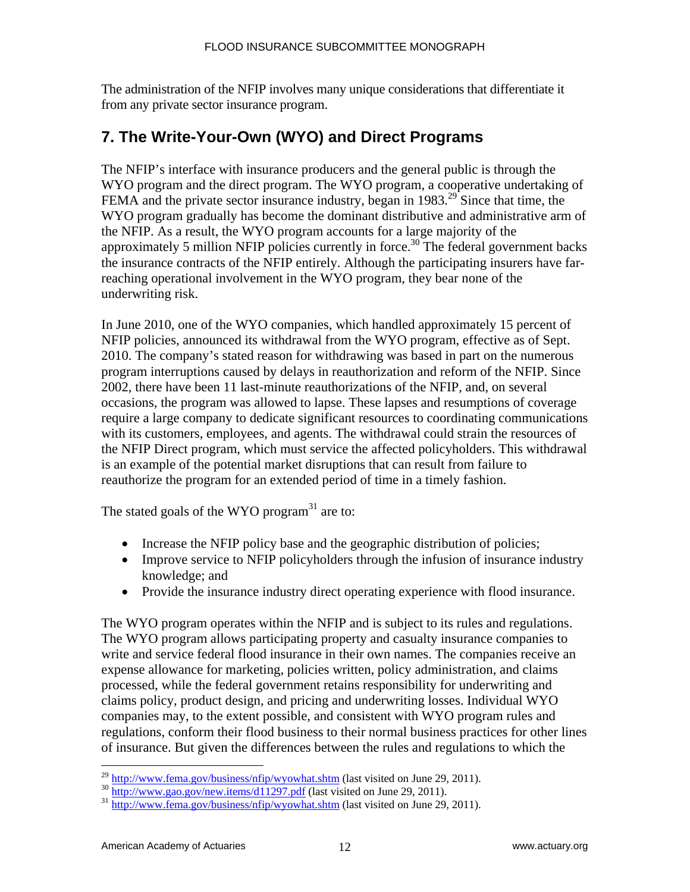The administration of the NFIP involves many unique considerations that differentiate it from any private sector insurance program.

## 7. The Write-Your-Own (WYO) and Direct Programs

The NFIP's interface with insurance producers and the general public is through the WYO program and the direct program. The WYO program, a cooperative undertaking of FEMA and the private sector insurance industry, began in 1983.[29] Since that time, the WYO program gradually has become the dominant distributive and administrative arm of the NFIP. As a result, the WYO program accounts for a large majority of the approximately 5 million NFIP policies currently in force.[30] The federal government backs the insurance contracts of the NFIP entirely. Although the participating insurers have far-reaching operational involvement in the WYO program, they bear none of the underwriting risk.

In June 2010, one of the WYO companies, which handled approximately 15 percent of NFIP policies, announced its withdrawal from the WYO program, effective as of Sept. 2010. The company's stated reason for withdrawing was based in part on the numerous program interruptions caused by delays in reauthorization and reform of the NFIP. Since 2002, there have been 11 last-minute reauthorizations of the NFIP, and, on several occasions, the program was allowed to lapse. These lapses and resumptions of coverage require a large company to dedicate significant resources to coordinating communications with its customers, employees, and agents. The withdrawal could strain the resources of the NFIP Direct program, which must service the affected policyholders. This withdrawal is an example of the potential market disruptions that can result from failure to reauthorize the program for an extended period of time in a timely fashion.

The stated goals of the WYO program[31] are to:

- Increase the NFIP policy base and the geographic distribution of policies;
- Improve service to NFIP policyholders through the infusion of insurance industry knowledge; and
- Provide the insurance industry direct operating experience with flood insurance.

The WYO program operates within the NFIP and is subject to its rules and regulations. The WYO program allows participating property and casualty insurance companies to write and service federal flood insurance in their own names. The companies receive an expense allowance for marketing, policies written, policy administration, and claims processed, while the federal government retains responsibility for underwriting and claims policy, product design, and pricing and underwriting losses. Individual WYO companies may, to the extent possible, and consistent with WYO program rules and regulations, conform their flood business to their normal business practices for other lines of insurance. But given the differences between the rules and regulations to which the

---

[29] http://www.fema.gov/business/nfip/wyowhat.shtm (last visited on June 29, 2011).

[30] http://www.gao.gov/new.items/d11297.pdf (last visited on June 29, 2011).

[31] http://www.fema.gov/business/nfip/wyowhat.shtm (last visited on June 29, 2011).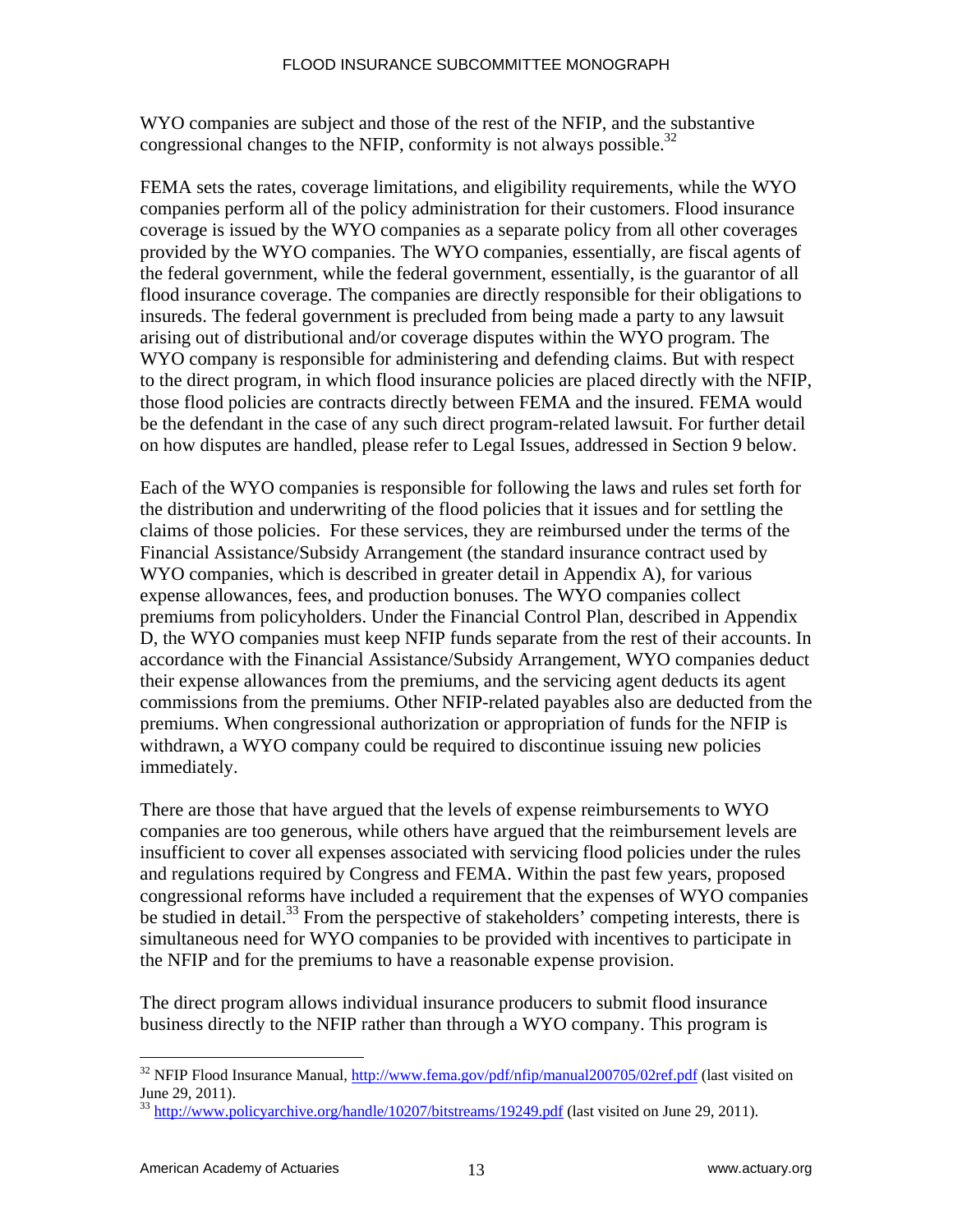WYO companies are subject and those of the rest of the NFIP, and the substantive congressional changes to the NFIP, conformity is not always possible.[32]

FEMA sets the rates, coverage limitations, and eligibility requirements, while the WYO companies perform all of the policy administration for their customers. Flood insurance coverage is issued by the WYO companies as a separate policy from all other coverages provided by the WYO companies. The WYO companies, essentially, are fiscal agents of the federal government, while the federal government, essentially, is the guarantor of all flood insurance coverage. The companies are directly responsible for their obligations to insureds. The federal government is precluded from being made a party to any lawsuit arising out of distributional and/or coverage disputes within the WYO program. The WYO company is responsible for administering and defending claims. But with respect to the direct program, in which flood insurance policies are placed directly with the NFIP, those flood policies are contracts directly between FEMA and the insured. FEMA would be the defendant in the case of any such direct program-related lawsuit. For further detail on how disputes are handled, please refer to Legal Issues, addressed in Section 9 below.

Each of the WYO companies is responsible for following the laws and rules set forth for the distribution and underwriting of the flood policies that it issues and for settling the claims of those policies. For these services, they are reimbursed under the terms of the Financial Assistance/Subsidy Arrangement (the standard insurance contract used by WYO companies, which is described in greater detail in Appendix A), for various expense allowances, fees, and production bonuses. The WYO companies collect premiums from policyholders. Under the Financial Control Plan, described in Appendix D, the WYO companies must keep NFIP funds separate from the rest of their accounts. In accordance with the Financial Assistance/Subsidy Arrangement, WYO companies deduct their expense allowances from the premiums, and the servicing agent deducts its agent commissions from the premiums. Other NFIP-related payables also are deducted from the premiums. When congressional authorization or appropriation of funds for the NFIP is withdrawn, a WYO company could be required to discontinue issuing new policies immediately.

There are those that have argued that the levels of expense reimbursements to WYO companies are too generous, while others have argued that the reimbursement levels are insufficient to cover all expenses associated with servicing flood policies under the rules and regulations required by Congress and FEMA. Within the past few years, proposed congressional reforms have included a requirement that the expenses of WYO companies be studied in detail.[33] From the perspective of stakeholders' competing interests, there is simultaneous need for WYO companies to be provided with incentives to participate in the NFIP and for the premiums to have a reasonable expense provision.

The direct program allows individual insurance producers to submit flood insurance business directly to the NFIP rather than through a WYO company. This program is

---

[32] NFIP Flood Insurance Manual, http://www.fema.gov/pdf/nfip/manual200705/02ref.pdf (last visited on June 29, 2011).

[33] http://www.policyarchive.org/handle/10207/bitstreams/19249.pdf (last visited on June 29, 2011).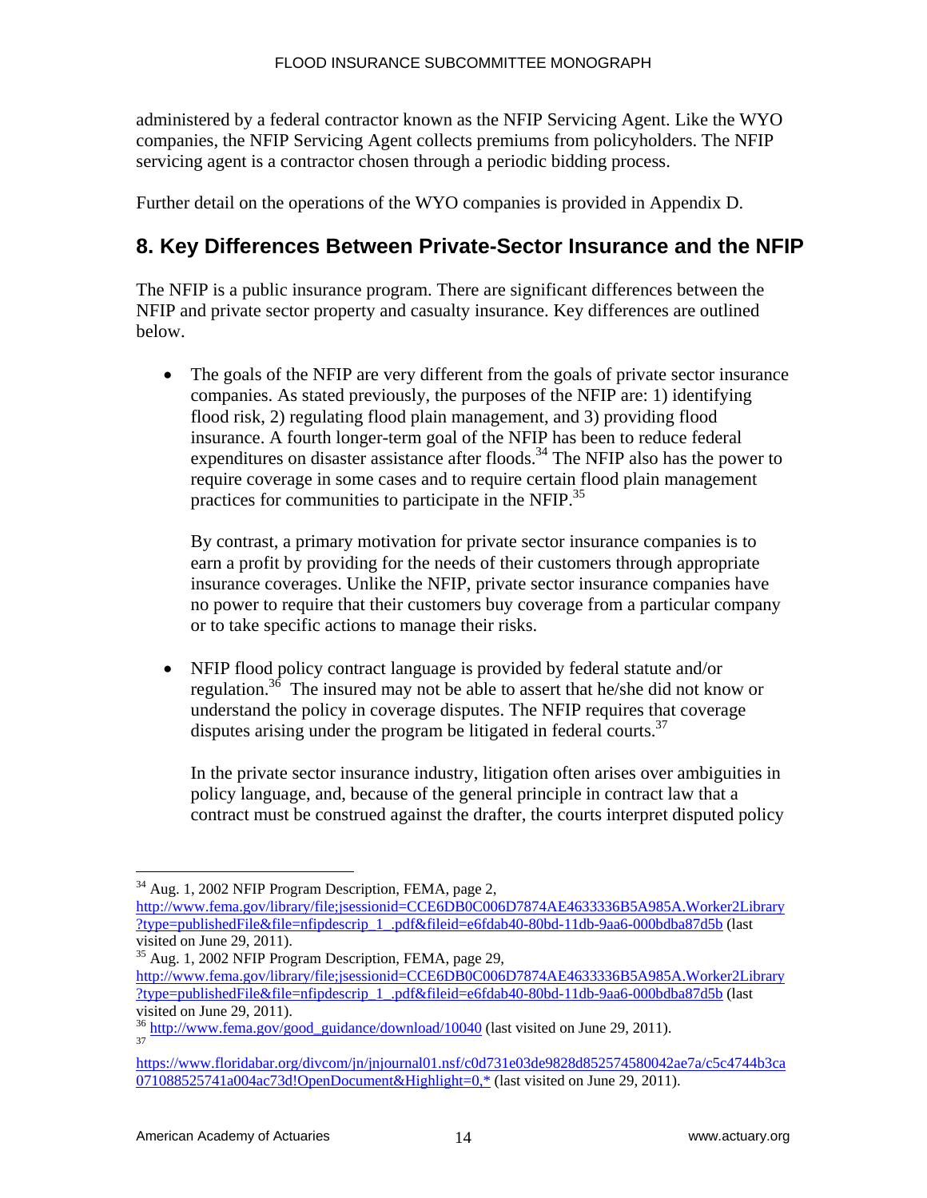administered by a federal contractor known as the NFIP Servicing Agent. Like the WYO companies, the NFIP Servicing Agent collects premiums from policyholders. The NFIP servicing agent is a contractor chosen through a periodic bidding process.

Further detail on the operations of the WYO companies is provided in Appendix D.

## 8. Key Differences Between Private-Sector Insurance and the NFIP

The NFIP is a public insurance program. There are significant differences between the NFIP and private sector property and casualty insurance. Key differences are outlined below.

- The goals of the NFIP are very different from the goals of private sector insurance companies. As stated previously, the purposes of the NFIP are: 1) identifying flood risk, 2) regulating flood plain management, and 3) providing flood insurance. A fourth longer-term goal of the NFIP has been to reduce federal expenditures on disaster assistance after floods.[34] The NFIP also has the power to require coverage in some cases and to require certain flood plain management practices for communities to participate in the NFIP.[35]

  By contrast, a primary motivation for private sector insurance companies is to earn a profit by providing for the needs of their customers through appropriate insurance coverages. Unlike the NFIP, private sector insurance companies have no power to require that their customers buy coverage from a particular company or to take specific actions to manage their risks.

- NFIP flood policy contract language is provided by federal statute and/or regulation.[36] The insured may not be able to assert that he/she did not know or understand the policy in coverage disputes. The NFIP requires that coverage disputes arising under the program be litigated in federal courts.[37]

  In the private sector insurance industry, litigation often arises over ambiguities in policy language, and, because of the general principle in contract law that a contract must be construed against the drafter, the courts interpret disputed policy

---

[34] Aug. 1, 2002 NFIP Program Description, FEMA, page 2, http://www.fema.gov/library/file;jsessionid=CCE6DB0C006D7874AE4633336B5A985A.Worker2Library?type=publishedFile&file=nfipdescrip_1_.pdf&fileid=e6fdab40-80bd-11db-9aa6-000bdba87d5b (last visited on June 29, 2011).

[35] Aug. 1, 2002 NFIP Program Description, FEMA, page 29, http://www.fema.gov/library/file;jsessionid=CCE6DB0C006D7874AE4633336B5A985A.Worker2Library?type=publishedFile&file=nfipdescrip_1_.pdf&fileid=e6fdab40-80bd-11db-9aa6-000bdba87d5b (last visited on June 29, 2011).

[36] http://www.fema.gov/good_guidance/download/10040 (last visited on June 29, 2011).

[37] https://www.floridabar.org/divcom/jn/jnjournal01.nsf/c0d731e03de9828d852574580042ae7a/c5c4744b3ca071088525741a004ac73d!OpenDocument&Highlight=0,* (last visited on June 29, 2011).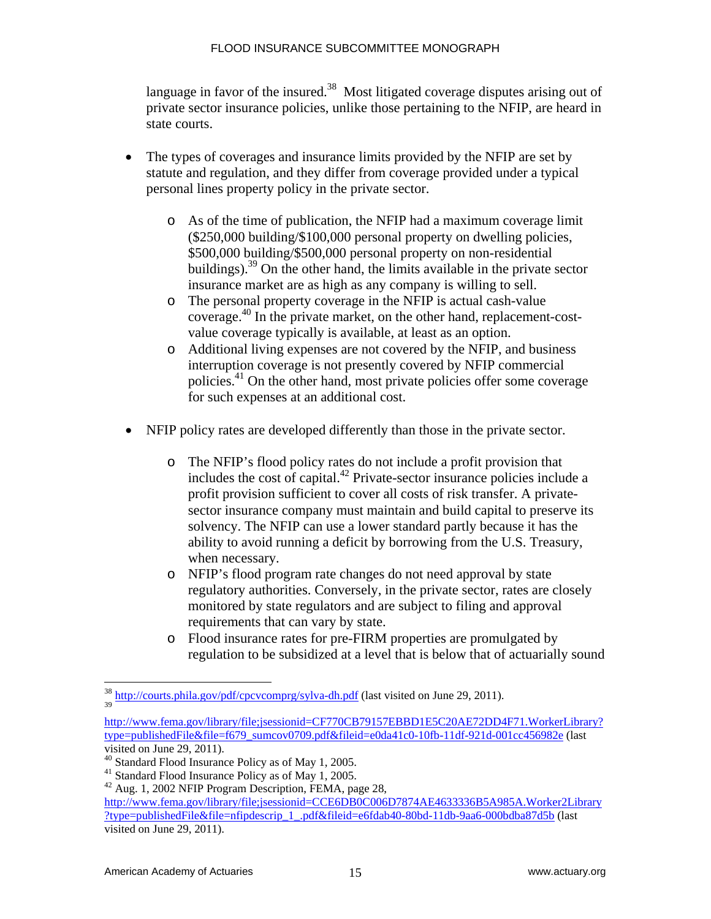language in favor of the insured.[38] Most litigated coverage disputes arising out of private sector insurance policies, unlike those pertaining to the NFIP, are heard in state courts.

- The types of coverages and insurance limits provided by the NFIP are set by statute and regulation, and they differ from coverage provided under a typical personal lines property policy in the private sector.
    - As of the time of publication, the NFIP had a maximum coverage limit ($250,000 building/$100,000 personal property on dwelling policies, $500,000 building/$500,000 personal property on non-residential buildings).[39] On the other hand, the limits available in the private sector insurance market are as high as any company is willing to sell.
    - The personal property coverage in the NFIP is actual cash-value coverage.[40] In the private market, on the other hand, replacement-cost-value coverage typically is available, at least as an option.
    - Additional living expenses are not covered by the NFIP, and business interruption coverage is not presently covered by NFIP commercial policies.[41] On the other hand, most private policies offer some coverage for such expenses at an additional cost.

- NFIP policy rates are developed differently than those in the private sector.
    - The NFIP's flood policy rates do not include a profit provision that includes the cost of capital.[42] Private-sector insurance policies include a profit provision sufficient to cover all costs of risk transfer. A private-sector insurance company must maintain and build capital to preserve its solvency. The NFIP can use a lower standard partly because it has the ability to avoid running a deficit by borrowing from the U.S. Treasury, when necessary.
    - NFIP's flood program rate changes do not need approval by state regulatory authorities. Conversely, in the private sector, rates are closely monitored by state regulators and are subject to filing and approval requirements that can vary by state.
    - Flood insurance rates for pre-FIRM properties are promulgated by regulation to be subsidized at a level that is below that of actuarially sound

---

[38] http://courts.phila.gov/pdf/cpcvcomprg/sylva-dh.pdf (last visited on June 29, 2011).

[39] http://www.fema.gov/library/file;jsessionid=CF770CB79157EBBD1E5C20AE72DD4F71.WorkerLibrary?type=publishedFile&file=f679_sumcov0709.pdf&fileid=e0da41c0-10fb-11df-921d-001cc456982e (last visited on June 29, 2011).

[40] Standard Flood Insurance Policy as of May 1, 2005.

[41] Standard Flood Insurance Policy as of May 1, 2005.

[42] Aug. 1, 2002 NFIP Program Description, FEMA, page 28, http://www.fema.gov/library/file;jsessionid=CCE6DB0C006D7874AE4633336B5A985A.Worker2Library?type=publishedFile&file=nfipdescrip_1_.pdf&fileid=e6fdab40-80bd-11db-9aa6-000bdba87d5b (last visited on June 29, 2011).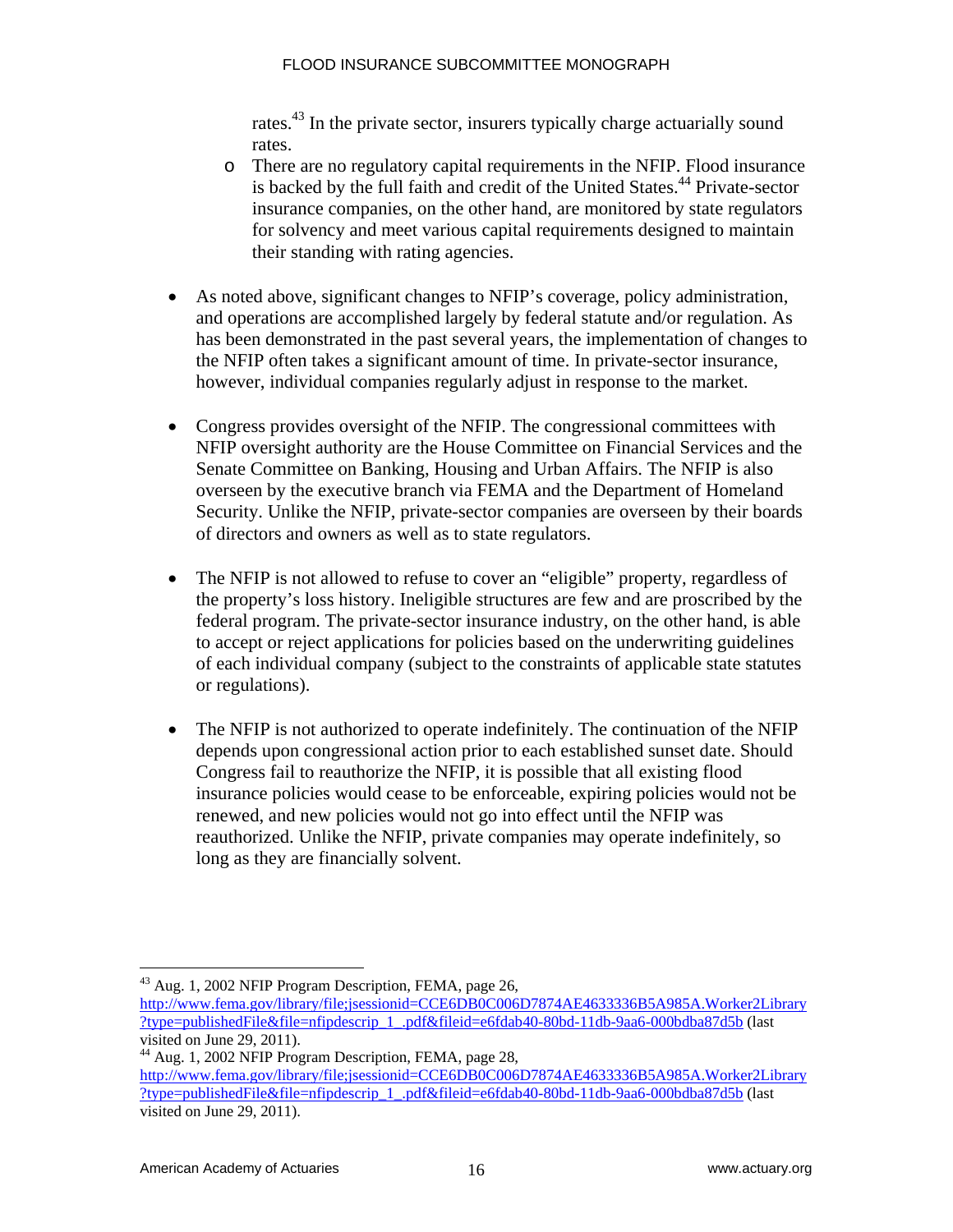rates.[43] In the private sector, insurers typically charge actuarially sound rates.
  - There are no regulatory capital requirements in the NFIP. Flood insurance is backed by the full faith and credit of the United States.[44] Private-sector insurance companies, on the other hand, are monitored by state regulators for solvency and meet various capital requirements designed to maintain their standing with rating agencies.

- As noted above, significant changes to NFIP's coverage, policy administration, and operations are accomplished largely by federal statute and/or regulation. As has been demonstrated in the past several years, the implementation of changes to the NFIP often takes a significant amount of time. In private-sector insurance, however, individual companies regularly adjust in response to the market.

- Congress provides oversight of the NFIP. The congressional committees with NFIP oversight authority are the House Committee on Financial Services and the Senate Committee on Banking, Housing and Urban Affairs. The NFIP is also overseen by the executive branch via FEMA and the Department of Homeland Security. Unlike the NFIP, private-sector companies are overseen by their boards of directors and owners as well as to state regulators.

- The NFIP is not allowed to refuse to cover an "eligible" property, regardless of the property's loss history. Ineligible structures are few and are proscribed by the federal program. The private-sector insurance industry, on the other hand, is able to accept or reject applications for policies based on the underwriting guidelines of each individual company (subject to the constraints of applicable state statutes or regulations).

- The NFIP is not authorized to operate indefinitely. The continuation of the NFIP depends upon congressional action prior to each established sunset date. Should Congress fail to reauthorize the NFIP, it is possible that all existing flood insurance policies would cease to be enforceable, expiring policies would not be renewed, and new policies would not go into effect until the NFIP was reauthorized. Unlike the NFIP, private companies may operate indefinitely, so long as they are financially solvent.

---

[43] Aug. 1, 2002 NFIP Program Description, FEMA, page 26, http://www.fema.gov/library/file;jsessionid=CCE6DB0C006D7874AE4633336B5A985A.Worker2Library?type=publishedFile&file=nfipdescrip_1_.pdf&fileid=e6fdab40-80bd-11db-9aa6-000bdba87d5b (last visited on June 29, 2011).

[44] Aug. 1, 2002 NFIP Program Description, FEMA, page 28, http://www.fema.gov/library/file;jsessionid=CCE6DB0C006D7874AE4633336B5A985A.Worker2Library?type=publishedFile&file=nfipdescrip_1_.pdf&fileid=e6fdab40-80bd-11db-9aa6-000bdba87d5b (last visited on June 29, 2011).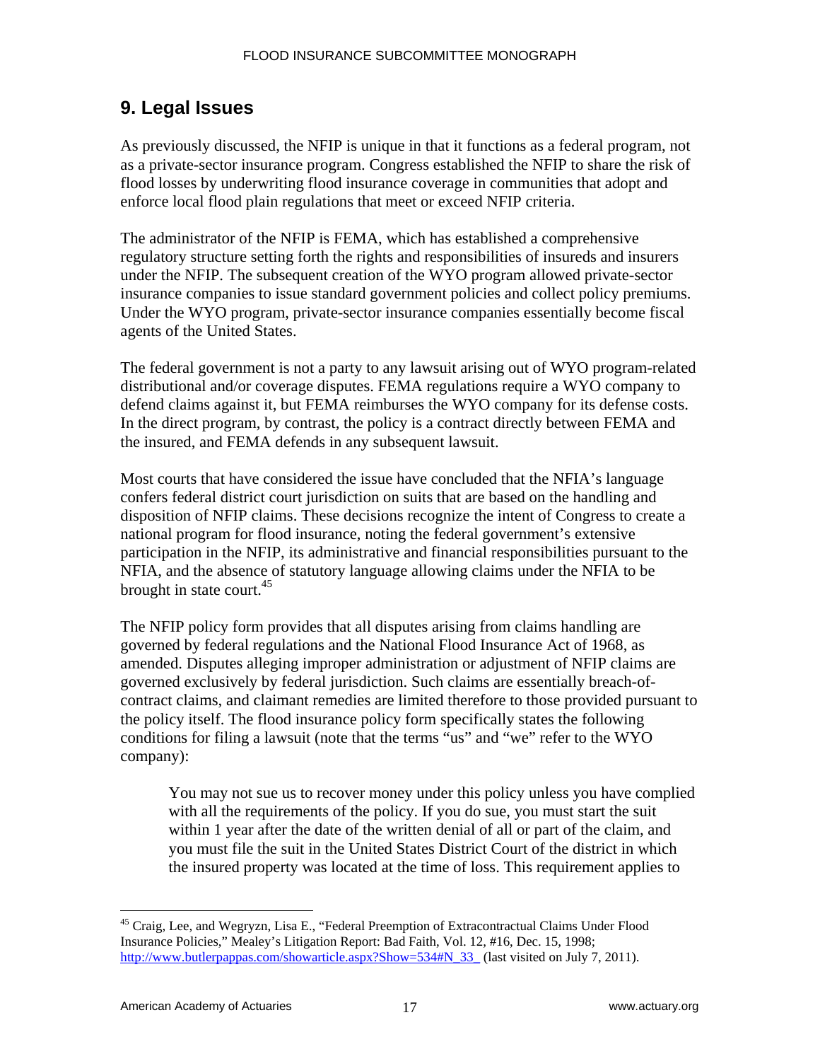## 9. Legal Issues

As previously discussed, the NFIP is unique in that it functions as a federal program, not as a private-sector insurance program. Congress established the NFIP to share the risk of flood losses by underwriting flood insurance coverage in communities that adopt and enforce local flood plain regulations that meet or exceed NFIP criteria.

The administrator of the NFIP is FEMA, which has established a comprehensive regulatory structure setting forth the rights and responsibilities of insureds and insurers under the NFIP. The subsequent creation of the WYO program allowed private-sector insurance companies to issue standard government policies and collect policy premiums. Under the WYO program, private-sector insurance companies essentially become fiscal agents of the United States.

The federal government is not a party to any lawsuit arising out of WYO program-related distributional and/or coverage disputes. FEMA regulations require a WYO company to defend claims against it, but FEMA reimburses the WYO company for its defense costs. In the direct program, by contrast, the policy is a contract directly between FEMA and the insured, and FEMA defends in any subsequent lawsuit.

Most courts that have considered the issue have concluded that the NFIA's language confers federal district court jurisdiction on suits that are based on the handling and disposition of NFIP claims. These decisions recognize the intent of Congress to create a national program for flood insurance, noting the federal government's extensive participation in the NFIP, its administrative and financial responsibilities pursuant to the NFIA, and the absence of statutory language allowing claims under the NFIA to be brought in state court.[45]

The NFIP policy form provides that all disputes arising from claims handling are governed by federal regulations and the National Flood Insurance Act of 1968, as amended. Disputes alleging improper administration or adjustment of NFIP claims are governed exclusively by federal jurisdiction. Such claims are essentially breach-of-contract claims, and claimant remedies are limited therefore to those provided pursuant to the policy itself. The flood insurance policy form specifically states the following conditions for filing a lawsuit (note that the terms "us" and "we" refer to the WYO company):

> You may not sue us to recover money under this policy unless you have complied with all the requirements of the policy. If you do sue, you must start the suit within 1 year after the date of the written denial of all or part of the claim, and you must file the suit in the United States District Court of the district in which the insured property was located at the time of loss. This requirement applies to

---

[45] Craig, Lee, and Wegryzn, Lisa E., "Federal Preemption of Extracontractual Claims Under Flood Insurance Policies," Mealey's Litigation Report: Bad Faith, Vol. 12, #16, Dec. 15, 1998; http://www.butlerpappas.com/showarticle.aspx?Show=534#N_33_ (last visited on July 7, 2011).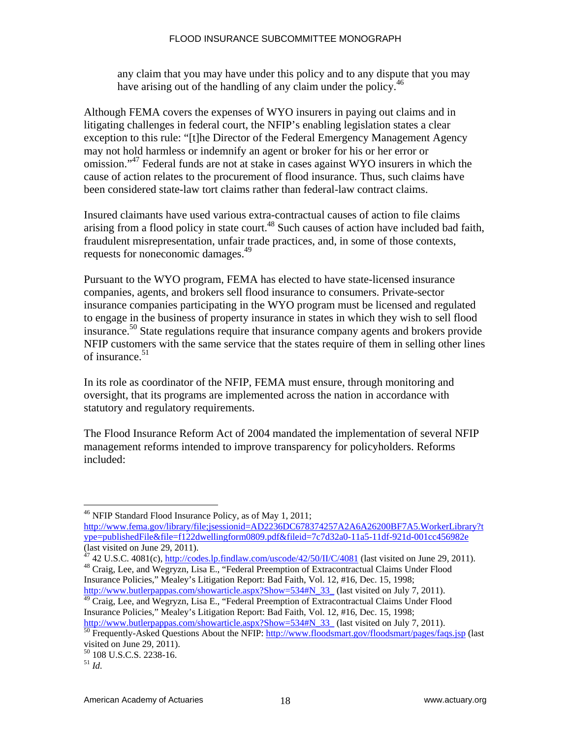any claim that you may have under this policy and to any dispute that you may have arising out of the handling of any claim under the policy.[46]

Although FEMA covers the expenses of WYO insurers in paying out claims and in litigating challenges in federal court, the NFIP's enabling legislation states a clear exception to this rule: "[t]he Director of the Federal Emergency Management Agency may not hold harmless or indemnify an agent or broker for his or her error or omission."[47] Federal funds are not at stake in cases against WYO insurers in which the cause of action relates to the procurement of flood insurance. Thus, such claims have been considered state-law tort claims rather than federal-law contract claims.

Insured claimants have used various extra-contractual causes of action to file claims arising from a flood policy in state court.[48] Such causes of action have included bad faith, fraudulent misrepresentation, unfair trade practices, and, in some of those contexts, requests for noneconomic damages.[49]

Pursuant to the WYO program, FEMA has elected to have state-licensed insurance companies, agents, and brokers sell flood insurance to consumers. Private-sector insurance companies participating in the WYO program must be licensed and regulated to engage in the business of property insurance in states in which they wish to sell flood insurance.[50] State regulations require that insurance company agents and brokers provide NFIP customers with the same service that the states require of them in selling other lines of insurance.[51]

In its role as coordinator of the NFIP, FEMA must ensure, through monitoring and oversight, that its programs are implemented across the nation in accordance with statutory and regulatory requirements.

The Flood Insurance Reform Act of 2004 mandated the implementation of several NFIP management reforms intended to improve transparency for policyholders. Reforms included:

---

[46] NFIP Standard Flood Insurance Policy, as of May 1, 2011; http://www.fema.gov/library/file;jsessionid=AD2236DC678374257A2A6A26200BF7A5.WorkerLibrary?type=publishedFile&file=f122dwellingform0809.pdf&fileid=7c7d32a0-11a5-11df-921d-001cc456982e (last visited on June 29, 2011).

[47] 42 U.S.C. 4081(c), http://codes.lp.findlaw.com/uscode/42/50/II/C/4081 (last visited on June 29, 2011).

[48] Craig, Lee, and Wegryzn, Lisa E., "Federal Preemption of Extracontractual Claims Under Flood Insurance Policies," Mealey's Litigation Report: Bad Faith, Vol. 12, #16, Dec. 15, 1998; http://www.butlerpappas.com/showarticle.aspx?Show=534#N_33_ (last visited on July 7, 2011).

[49] Craig, Lee, and Wegryzn, Lisa E., "Federal Preemption of Extracontractual Claims Under Flood Insurance Policies," Mealey's Litigation Report: Bad Faith, Vol. 12, #16, Dec. 15, 1998; http://www.butlerpappas.com/showarticle.aspx?Show=534#N_33_ (last visited on July 7, 2011).

[50] Frequently-Asked Questions About the NFIP: http://www.floodsmart.gov/floodsmart/pages/faqs.jsp (last visited on June 29, 2011).

[50] 108 U.S.C.S. 2238-16.

[51] *Id.*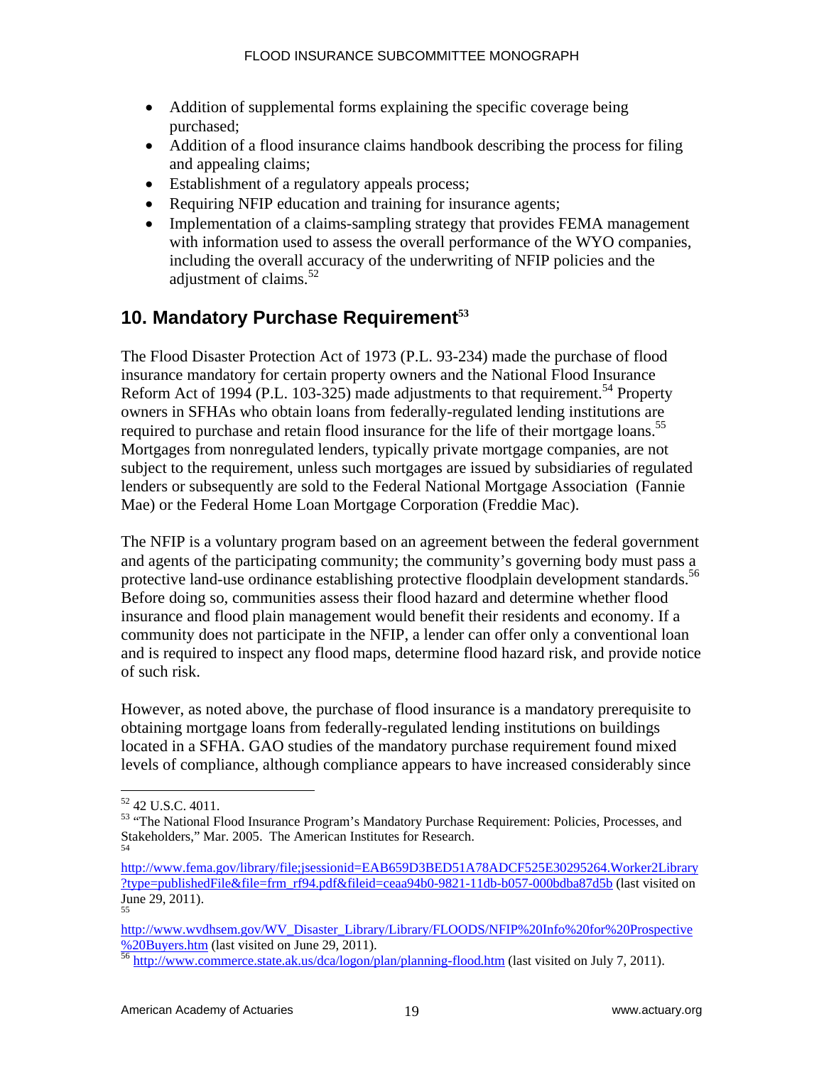- Addition of supplemental forms explaining the specific coverage being purchased;
- Addition of a flood insurance claims handbook describing the process for filing and appealing claims;
- Establishment of a regulatory appeals process;
- Requiring NFIP education and training for insurance agents;
- Implementation of a claims-sampling strategy that provides FEMA management with information used to assess the overall performance of the WYO companies, including the overall accuracy of the underwriting of NFIP policies and the adjustment of claims.[52]

## 10. Mandatory Purchase Requirement[53]

The Flood Disaster Protection Act of 1973 (P.L. 93-234) made the purchase of flood insurance mandatory for certain property owners and the National Flood Insurance Reform Act of 1994 (P.L. 103-325) made adjustments to that requirement.[54] Property owners in SFHAs who obtain loans from federally-regulated lending institutions are required to purchase and retain flood insurance for the life of their mortgage loans.[55] Mortgages from nonregulated lenders, typically private mortgage companies, are not subject to the requirement, unless such mortgages are issued by subsidiaries of regulated lenders or subsequently are sold to the Federal National Mortgage Association (Fannie Mae) or the Federal Home Loan Mortgage Corporation (Freddie Mac).

The NFIP is a voluntary program based on an agreement between the federal government and agents of the participating community; the community's governing body must pass a protective land-use ordinance establishing protective floodplain development standards.[56] Before doing so, communities assess their flood hazard and determine whether flood insurance and flood plain management would benefit their residents and economy. If a community does not participate in the NFIP, a lender can offer only a conventional loan and is required to inspect any flood maps, determine flood hazard risk, and provide notice of such risk.

However, as noted above, the purchase of flood insurance is a mandatory prerequisite to obtaining mortgage loans from federally-regulated lending institutions on buildings located in a SFHA. GAO studies of the mandatory purchase requirement found mixed levels of compliance, although compliance appears to have increased considerably since

---

[52] 42 U.S.C. 4011.

[53] "The National Flood Insurance Program's Mandatory Purchase Requirement: Policies, Processes, and Stakeholders," Mar. 2005. The American Institutes for Research.

[54] http://www.fema.gov/library/file;jsessionid=EAB659D3BED51A78ADCF525E30295264.Worker2Library?type=publishedFile&file=frm_rf94.pdf&fileid=ceaa94b0-9821-11db-b057-000bdba87d5b (last visited on June 29, 2011).

[55] http://www.wvdhsem.gov/WV_Disaster_Library/Library/FLOODS/NFIP%20Info%20for%20Prospective%20Buyers.htm (last visited on June 29, 2011).

[56] http://www.commerce.state.ak.us/dca/logon/plan/planning-flood.htm (last visited on July 7, 2011).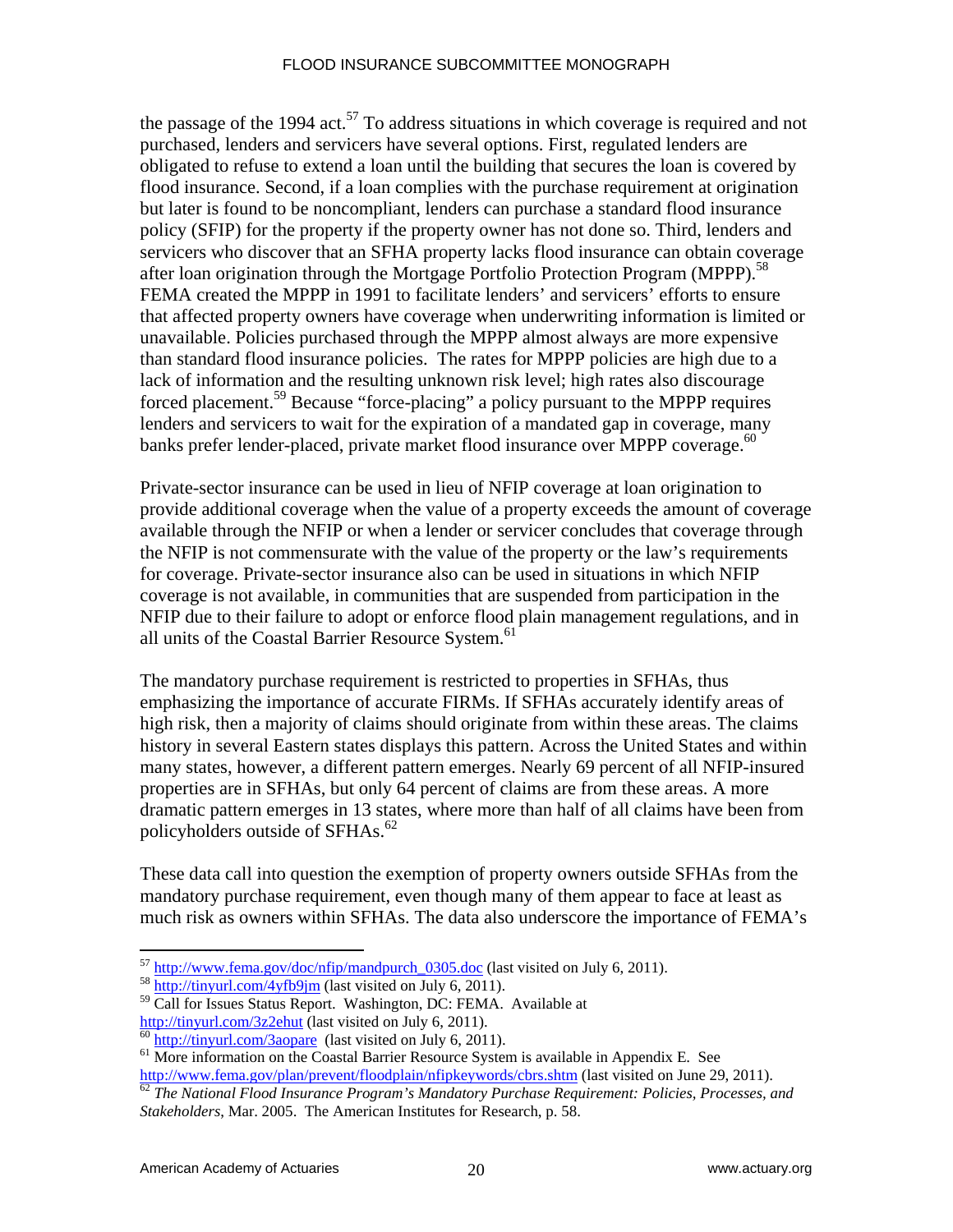the passage of the 1994 act.[57] To address situations in which coverage is required and not purchased, lenders and servicers have several options. First, regulated lenders are obligated to refuse to extend a loan until the building that secures the loan is covered by flood insurance. Second, if a loan complies with the purchase requirement at origination but later is found to be noncompliant, lenders can purchase a standard flood insurance policy (SFIP) for the property if the property owner has not done so. Third, lenders and servicers who discover that an SFHA property lacks flood insurance can obtain coverage after loan origination through the Mortgage Portfolio Protection Program (MPPP).[58] FEMA created the MPPP in 1991 to facilitate lenders' and servicers' efforts to ensure that affected property owners have coverage when underwriting information is limited or unavailable. Policies purchased through the MPPP almost always are more expensive than standard flood insurance policies. The rates for MPPP policies are high due to a lack of information and the resulting unknown risk level; high rates also discourage forced placement.[59] Because "force-placing" a policy pursuant to the MPPP requires lenders and servicers to wait for the expiration of a mandated gap in coverage, many banks prefer lender-placed, private market flood insurance over MPPP coverage.[60]

Private-sector insurance can be used in lieu of NFIP coverage at loan origination to provide additional coverage when the value of a property exceeds the amount of coverage available through the NFIP or when a lender or servicer concludes that coverage through the NFIP is not commensurate with the value of the property or the law's requirements for coverage. Private-sector insurance also can be used in situations in which NFIP coverage is not available, in communities that are suspended from participation in the NFIP due to their failure to adopt or enforce flood plain management regulations, and in all units of the Coastal Barrier Resource System.[61]

The mandatory purchase requirement is restricted to properties in SFHAs, thus emphasizing the importance of accurate FIRMs. If SFHAs accurately identify areas of high risk, then a majority of claims should originate from within these areas. The claims history in several Eastern states displays this pattern. Across the United States and within many states, however, a different pattern emerges. Nearly 69 percent of all NFIP-insured properties are in SFHAs, but only 64 percent of claims are from these areas. A more dramatic pattern emerges in 13 states, where more than half of all claims have been from policyholders outside of SFHAs.[62]

These data call into question the exemption of property owners outside SFHAs from the mandatory purchase requirement, even though many of them appear to face at least as much risk as owners within SFHAs. The data also underscore the importance of FEMA's

---

[57] http://www.fema.gov/doc/nfip/mandpurch_0305.doc (last visited on July 6, 2011).

[58] http://tinyurl.com/4yfb9jm (last visited on July 6, 2011).

[59] Call for Issues Status Report. Washington, DC: FEMA. Available at http://tinyurl.com/3z2ehut (last visited on July 6, 2011).

[60] http://tinyurl.com/3aopare (last visited on July 6, 2011).

[61] More information on the Coastal Barrier Resource System is available in Appendix E. See http://www.fema.gov/plan/prevent/floodplain/nfipkeywords/cbrs.shtm (last visited on June 29, 2011).

[62] *The National Flood Insurance Program's Mandatory Purchase Requirement: Policies, Processes, and Stakeholders*, Mar. 2005. The American Institutes for Research, p. 58.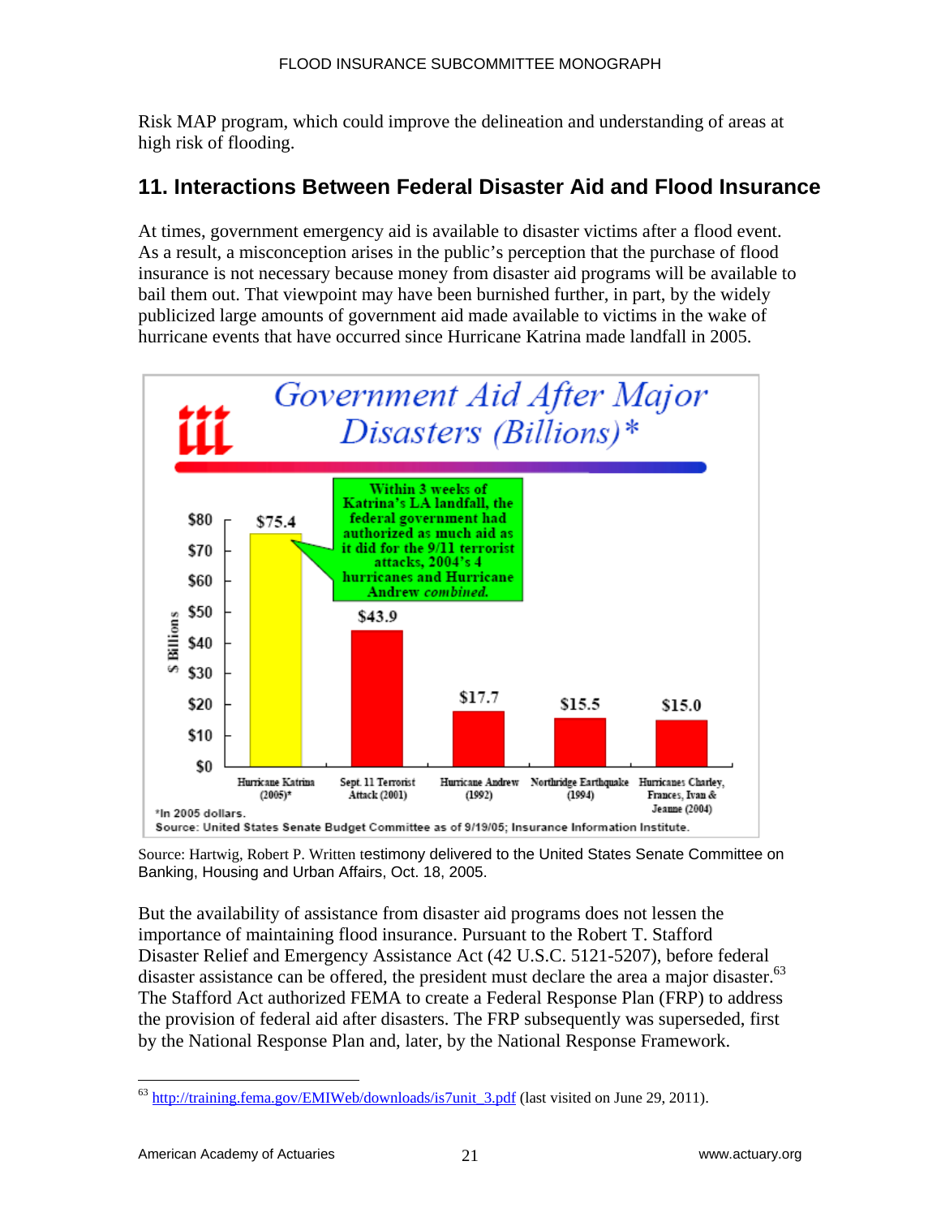Risk MAP program, which could improve the delineation and understanding of areas at high risk of flooding.

## 11. Interactions Between Federal Disaster Aid and Flood Insurance

At times, government emergency aid is available to disaster victims after a flood event. As a result, a misconception arises in the public's perception that the purchase of flood insurance is not necessary because money from disaster aid programs will be available to bail them out. That viewpoint may have been burnished further, in part, by the widely publicized large amounts of government aid made available to victims in the wake of hurricane events that have occurred since Hurricane Katrina made landfall in 2005.

**Government Aid After Major Disasters (Billions)***

| Disaster | $ Billions |
|---|---|
| Hurricane Katrina (2005)* | $75.4 |
| Sept. 11 Terrorist Attack (2001) | $43.9 |
| Hurricane Andrew (1992) | $17.7 |
| Northridge Earthquake (1994) | $15.5 |
| Hurricanes Charley, Frances, Ivan & Jeanne (2004) | $15.0 |

Within 3 weeks of Katrina's LA landfall, the federal government had authorized as much aid as it did for the 9/11 terrorist attacks, 2004's 4 hurricanes and Hurricane Andrew *combined.*

*In 2005 dollars.

Source: United States Senate Budget Committee as of 9/19/05; Insurance Information Institute.

Source: Hartwig, Robert P. Written testimony delivered to the United States Senate Committee on Banking, Housing and Urban Affairs, Oct. 18, 2005.

But the availability of assistance from disaster aid programs does not lessen the importance of maintaining flood insurance. Pursuant to the Robert T. Stafford Disaster Relief and Emergency Assistance Act (42 U.S.C. 5121-5207), before federal disaster assistance can be offered, the president must declare the area a major disaster.[63] The Stafford Act authorized FEMA to create a Federal Response Plan (FRP) to address the provision of federal aid after disasters. The FRP subsequently was superseded, first by the National Response Plan and, later, by the National Response Framework.

[63] http://training.fema.gov/EMIWeb/downloads/is7unit_3.pdf (last visited on June 29, 2011).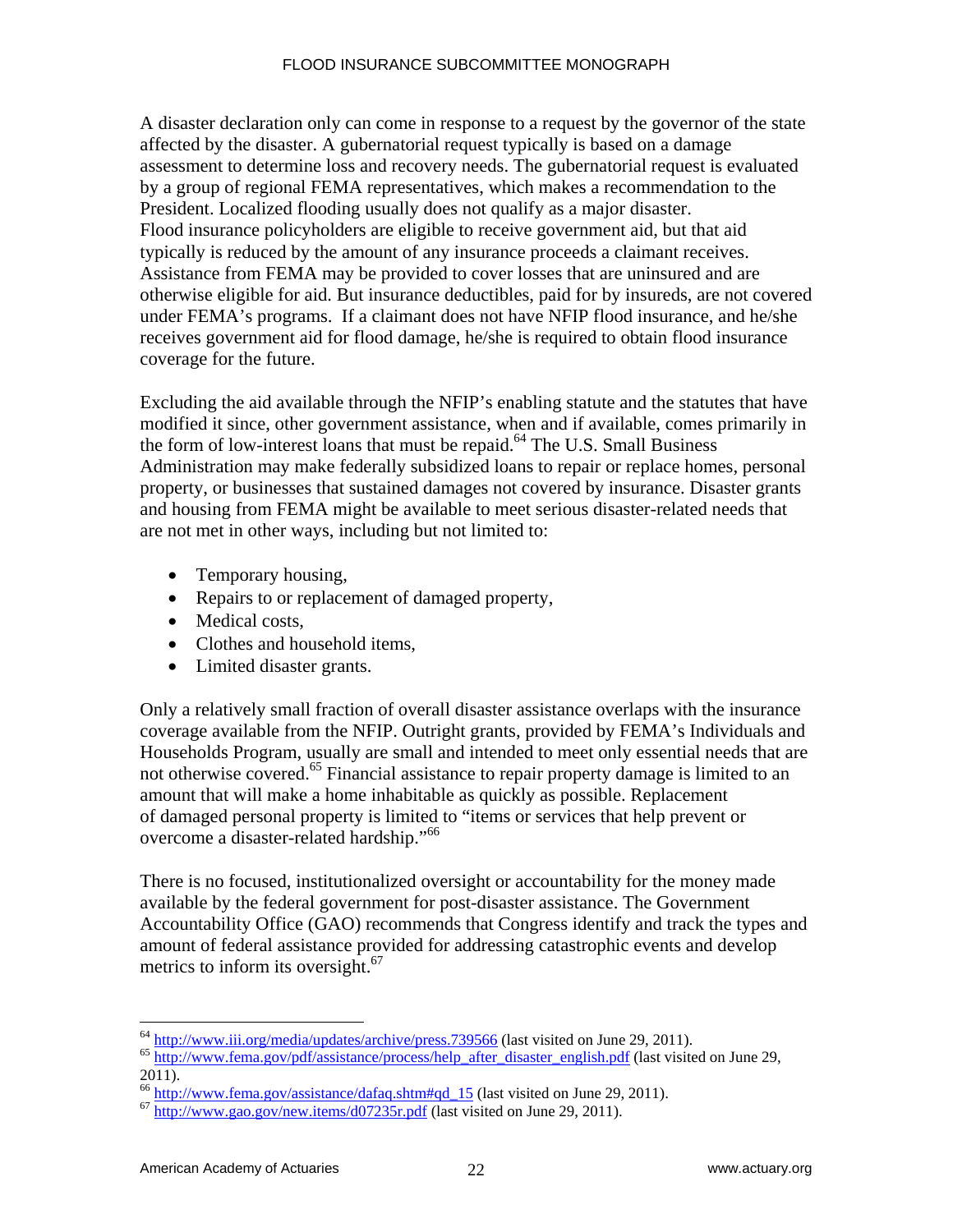A disaster declaration only can come in response to a request by the governor of the state affected by the disaster. A gubernatorial request typically is based on a damage assessment to determine loss and recovery needs. The gubernatorial request is evaluated by a group of regional FEMA representatives, which makes a recommendation to the President. Localized flooding usually does not qualify as a major disaster. Flood insurance policyholders are eligible to receive government aid, but that aid typically is reduced by the amount of any insurance proceeds a claimant receives. Assistance from FEMA may be provided to cover losses that are uninsured and are otherwise eligible for aid. But insurance deductibles, paid for by insureds, are not covered under FEMA's programs. If a claimant does not have NFIP flood insurance, and he/she receives government aid for flood damage, he/she is required to obtain flood insurance coverage for the future.

Excluding the aid available through the NFIP's enabling statute and the statutes that have modified it since, other government assistance, when and if available, comes primarily in the form of low-interest loans that must be repaid.[64] The U.S. Small Business Administration may make federally subsidized loans to repair or replace homes, personal property, or businesses that sustained damages not covered by insurance. Disaster grants and housing from FEMA might be available to meet serious disaster-related needs that are not met in other ways, including but not limited to:

- Temporary housing,
- Repairs to or replacement of damaged property,
- Medical costs,
- Clothes and household items,
- Limited disaster grants.

Only a relatively small fraction of overall disaster assistance overlaps with the insurance coverage available from the NFIP. Outright grants, provided by FEMA's Individuals and Households Program, usually are small and intended to meet only essential needs that are not otherwise covered.[65] Financial assistance to repair property damage is limited to an amount that will make a home inhabitable as quickly as possible. Replacement of damaged personal property is limited to "items or services that help prevent or overcome a disaster-related hardship."[66]

There is no focused, institutionalized oversight or accountability for the money made available by the federal government for post-disaster assistance. The Government Accountability Office (GAO) recommends that Congress identify and track the types and amount of federal assistance provided for addressing catastrophic events and develop metrics to inform its oversight.[67]

---

[64] http://www.iii.org/media/updates/archive/press.739566 (last visited on June 29, 2011).

[65] http://www.fema.gov/pdf/assistance/process/help_after_disaster_english.pdf (last visited on June 29, 2011).

[66] http://www.fema.gov/assistance/dafaq.shtm#qd_15 (last visited on June 29, 2011).

[67] http://www.gao.gov/new.items/d07235r.pdf (last visited on June 29, 2011).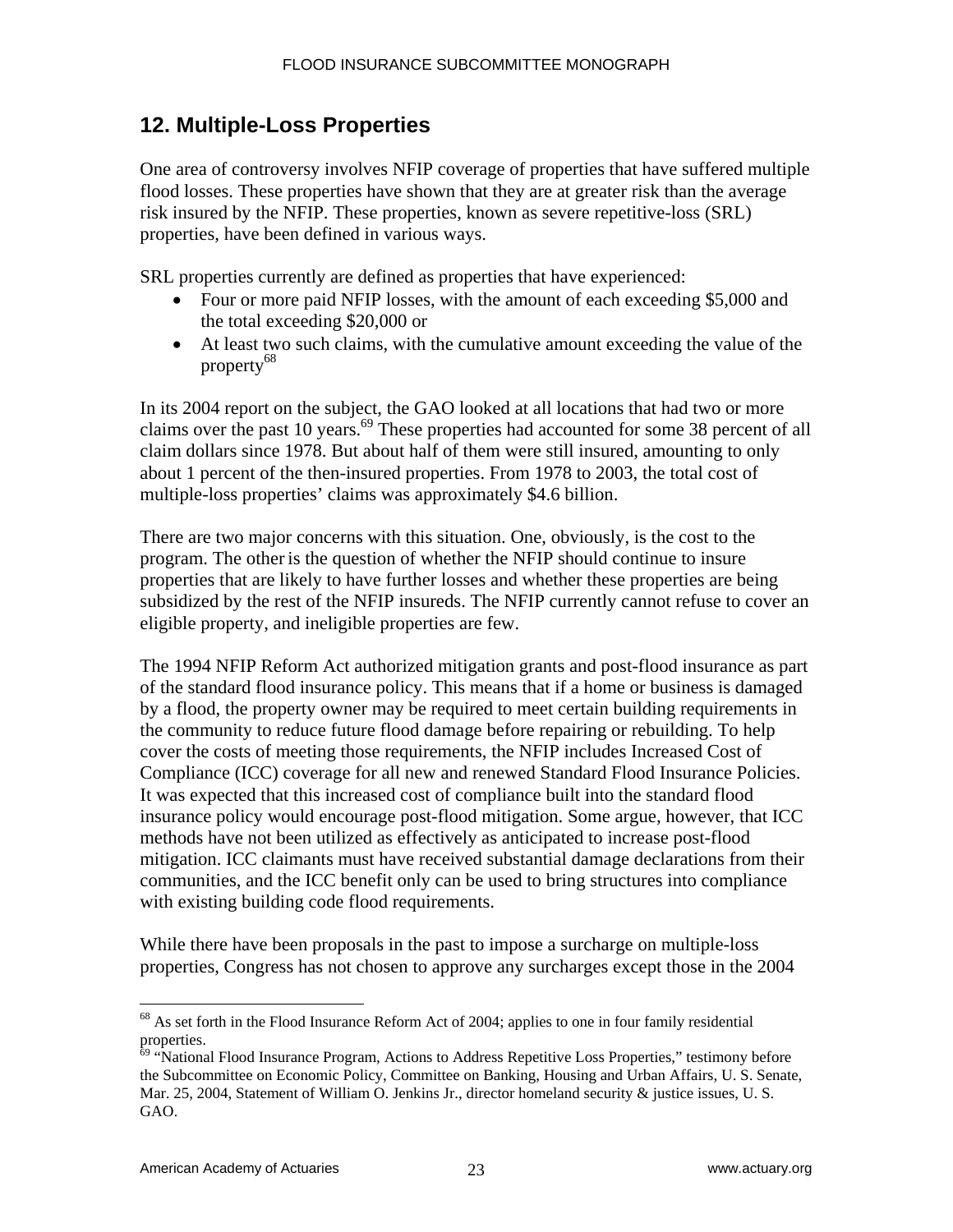## 12. Multiple-Loss Properties

One area of controversy involves NFIP coverage of properties that have suffered multiple flood losses. These properties have shown that they are at greater risk than the average risk insured by the NFIP. These properties, known as severe repetitive-loss (SRL) properties, have been defined in various ways.

SRL properties currently are defined as properties that have experienced:

- Four or more paid NFIP losses, with the amount of each exceeding $5,000 and the total exceeding $20,000 or
- At least two such claims, with the cumulative amount exceeding the value of the property[68]

In its 2004 report on the subject, the GAO looked at all locations that had two or more claims over the past 10 years.[69] These properties had accounted for some 38 percent of all claim dollars since 1978. But about half of them were still insured, amounting to only about 1 percent of the then-insured properties. From 1978 to 2003, the total cost of multiple-loss properties' claims was approximately $4.6 billion.

There are two major concerns with this situation. One, obviously, is the cost to the program. The other is the question of whether the NFIP should continue to insure properties that are likely to have further losses and whether these properties are being subsidized by the rest of the NFIP insureds. The NFIP currently cannot refuse to cover an eligible property, and ineligible properties are few.

The 1994 NFIP Reform Act authorized mitigation grants and post-flood insurance as part of the standard flood insurance policy. This means that if a home or business is damaged by a flood, the property owner may be required to meet certain building requirements in the community to reduce future flood damage before repairing or rebuilding. To help cover the costs of meeting those requirements, the NFIP includes Increased Cost of Compliance (ICC) coverage for all new and renewed Standard Flood Insurance Policies. It was expected that this increased cost of compliance built into the standard flood insurance policy would encourage post-flood mitigation. Some argue, however, that ICC methods have not been utilized as effectively as anticipated to increase post-flood mitigation. ICC claimants must have received substantial damage declarations from their communities, and the ICC benefit only can be used to bring structures into compliance with existing building code flood requirements.

While there have been proposals in the past to impose a surcharge on multiple-loss properties, Congress has not chosen to approve any surcharges except those in the 2004

---

[68] As set forth in the Flood Insurance Reform Act of 2004; applies to one in four family residential properties.

[69] "National Flood Insurance Program, Actions to Address Repetitive Loss Properties," testimony before the Subcommittee on Economic Policy, Committee on Banking, Housing and Urban Affairs, U. S. Senate, Mar. 25, 2004, Statement of William O. Jenkins Jr., director homeland security & justice issues, U. S. GAO.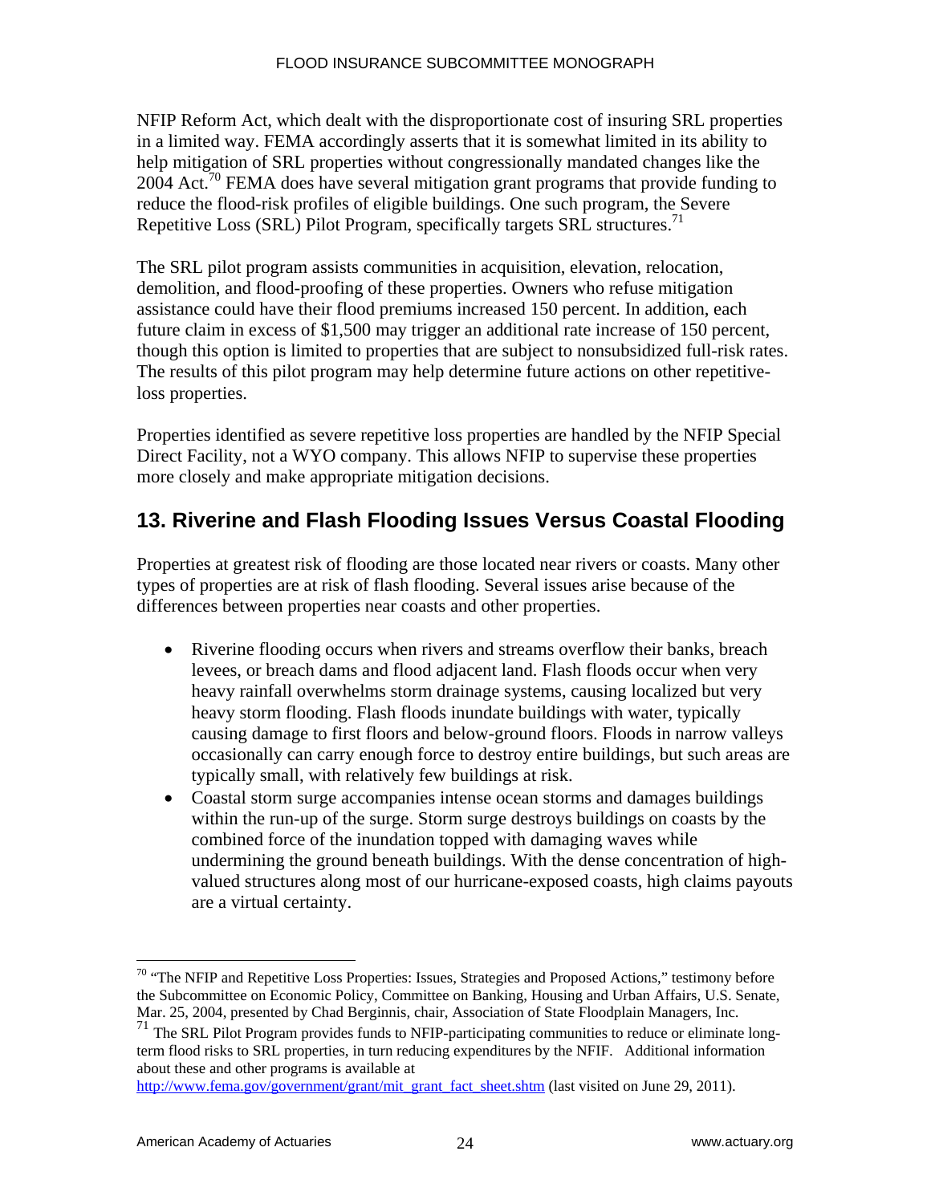NFIP Reform Act, which dealt with the disproportionate cost of insuring SRL properties in a limited way. FEMA accordingly asserts that it is somewhat limited in its ability to help mitigation of SRL properties without congressionally mandated changes like the 2004 Act.[70] FEMA does have several mitigation grant programs that provide funding to reduce the flood-risk profiles of eligible buildings. One such program, the Severe Repetitive Loss (SRL) Pilot Program, specifically targets SRL structures.[71]

The SRL pilot program assists communities in acquisition, elevation, relocation, demolition, and flood-proofing of these properties. Owners who refuse mitigation assistance could have their flood premiums increased 150 percent. In addition, each future claim in excess of $1,500 may trigger an additional rate increase of 150 percent, though this option is limited to properties that are subject to nonsubsidized full-risk rates. The results of this pilot program may help determine future actions on other repetitive-loss properties.

Properties identified as severe repetitive loss properties are handled by the NFIP Special Direct Facility, not a WYO company. This allows NFIP to supervise these properties more closely and make appropriate mitigation decisions.

## 13. Riverine and Flash Flooding Issues Versus Coastal Flooding

Properties at greatest risk of flooding are those located near rivers or coasts. Many other types of properties are at risk of flash flooding. Several issues arise because of the differences between properties near coasts and other properties.

- Riverine flooding occurs when rivers and streams overflow their banks, breach levees, or breach dams and flood adjacent land. Flash floods occur when very heavy rainfall overwhelms storm drainage systems, causing localized but very heavy storm flooding. Flash floods inundate buildings with water, typically causing damage to first floors and below-ground floors. Floods in narrow valleys occasionally can carry enough force to destroy entire buildings, but such areas are typically small, with relatively few buildings at risk.
- Coastal storm surge accompanies intense ocean storms and damages buildings within the run-up of the surge. Storm surge destroys buildings on coasts by the combined force of the inundation topped with damaging waves while undermining the ground beneath buildings. With the dense concentration of high-valued structures along most of our hurricane-exposed coasts, high claims payouts are a virtual certainty.

---

[70] "The NFIP and Repetitive Loss Properties: Issues, Strategies and Proposed Actions," testimony before the Subcommittee on Economic Policy, Committee on Banking, Housing and Urban Affairs, U.S. Senate, Mar. 25, 2004, presented by Chad Berginnis, chair, Association of State Floodplain Managers, Inc.

[71] The SRL Pilot Program provides funds to NFIP-participating communities to reduce or eliminate long-term flood risks to SRL properties, in turn reducing expenditures by the NFIF. Additional information about these and other programs is available at http://www.fema.gov/government/grant/mit_grant_fact_sheet.shtm (last visited on June 29, 2011).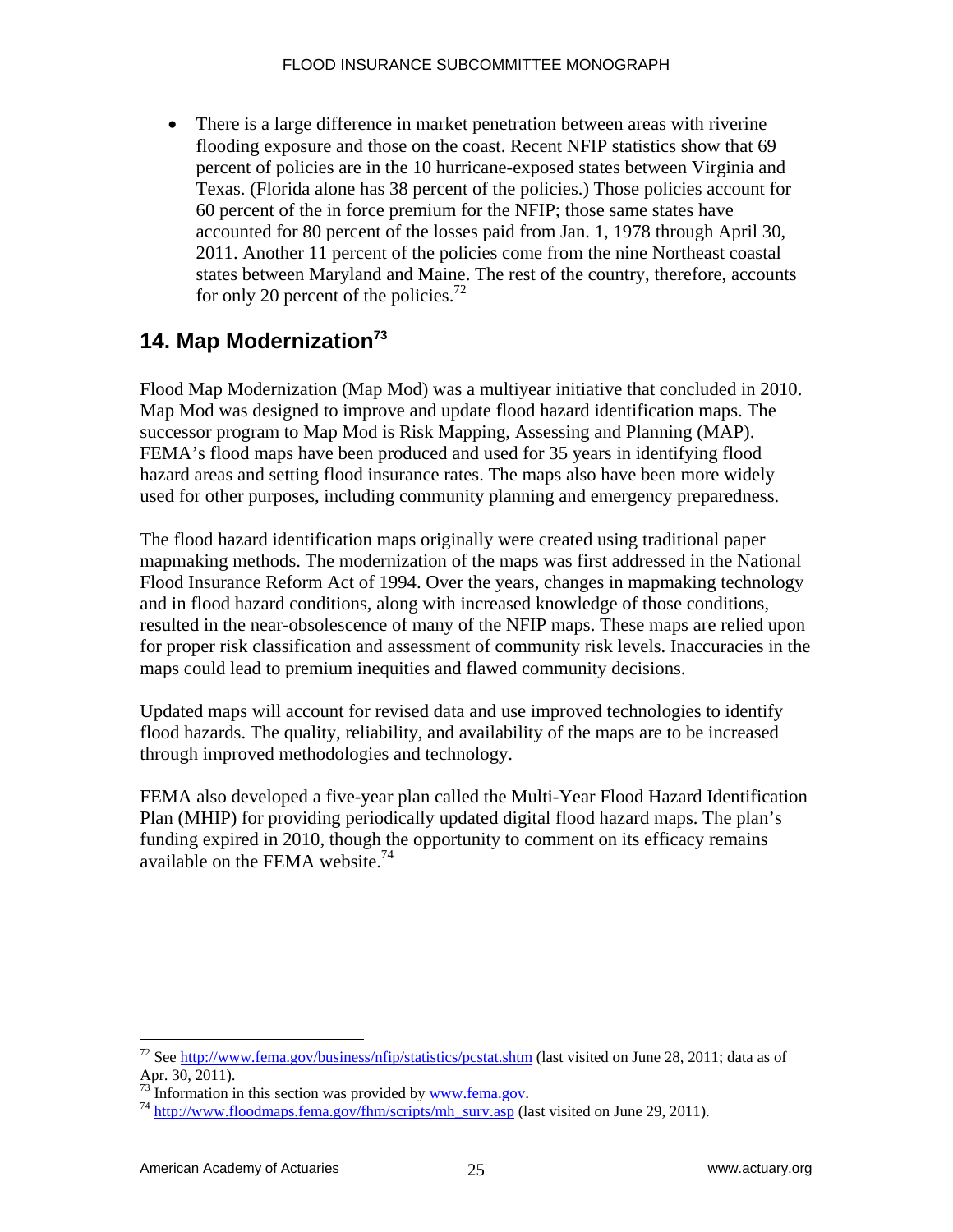- There is a large difference in market penetration between areas with riverine flooding exposure and those on the coast. Recent NFIP statistics show that 69 percent of policies are in the 10 hurricane-exposed states between Virginia and Texas. (Florida alone has 38 percent of the policies.) Those policies account for 60 percent of the in force premium for the NFIP; those same states have accounted for 80 percent of the losses paid from Jan. 1, 1978 through April 30, 2011. Another 11 percent of the policies come from the nine Northeast coastal states between Maryland and Maine. The rest of the country, therefore, accounts for only 20 percent of the policies.[72]

## 14. Map Modernization[73]

Flood Map Modernization (Map Mod) was a multiyear initiative that concluded in 2010. Map Mod was designed to improve and update flood hazard identification maps. The successor program to Map Mod is Risk Mapping, Assessing and Planning (MAP). FEMA's flood maps have been produced and used for 35 years in identifying flood hazard areas and setting flood insurance rates. The maps also have been more widely used for other purposes, including community planning and emergency preparedness.

The flood hazard identification maps originally were created using traditional paper mapmaking methods. The modernization of the maps was first addressed in the National Flood Insurance Reform Act of 1994. Over the years, changes in mapmaking technology and in flood hazard conditions, along with increased knowledge of those conditions, resulted in the near-obsolescence of many of the NFIP maps. These maps are relied upon for proper risk classification and assessment of community risk levels. Inaccuracies in the maps could lead to premium inequities and flawed community decisions.

Updated maps will account for revised data and use improved technologies to identify flood hazards. The quality, reliability, and availability of the maps are to be increased through improved methodologies and technology.

FEMA also developed a five-year plan called the Multi-Year Flood Hazard Identification Plan (MHIP) for providing periodically updated digital flood hazard maps. The plan's funding expired in 2010, though the opportunity to comment on its efficacy remains available on the FEMA website.[74]

---

[72] See http://www.fema.gov/business/nfip/statistics/pcstat.shtm (last visited on June 28, 2011; data as of Apr. 30, 2011).

[73] Information in this section was provided by www.fema.gov.

[74] http://www.floodmaps.fema.gov/fhm/scripts/mh_surv.asp (last visited on June 29, 2011).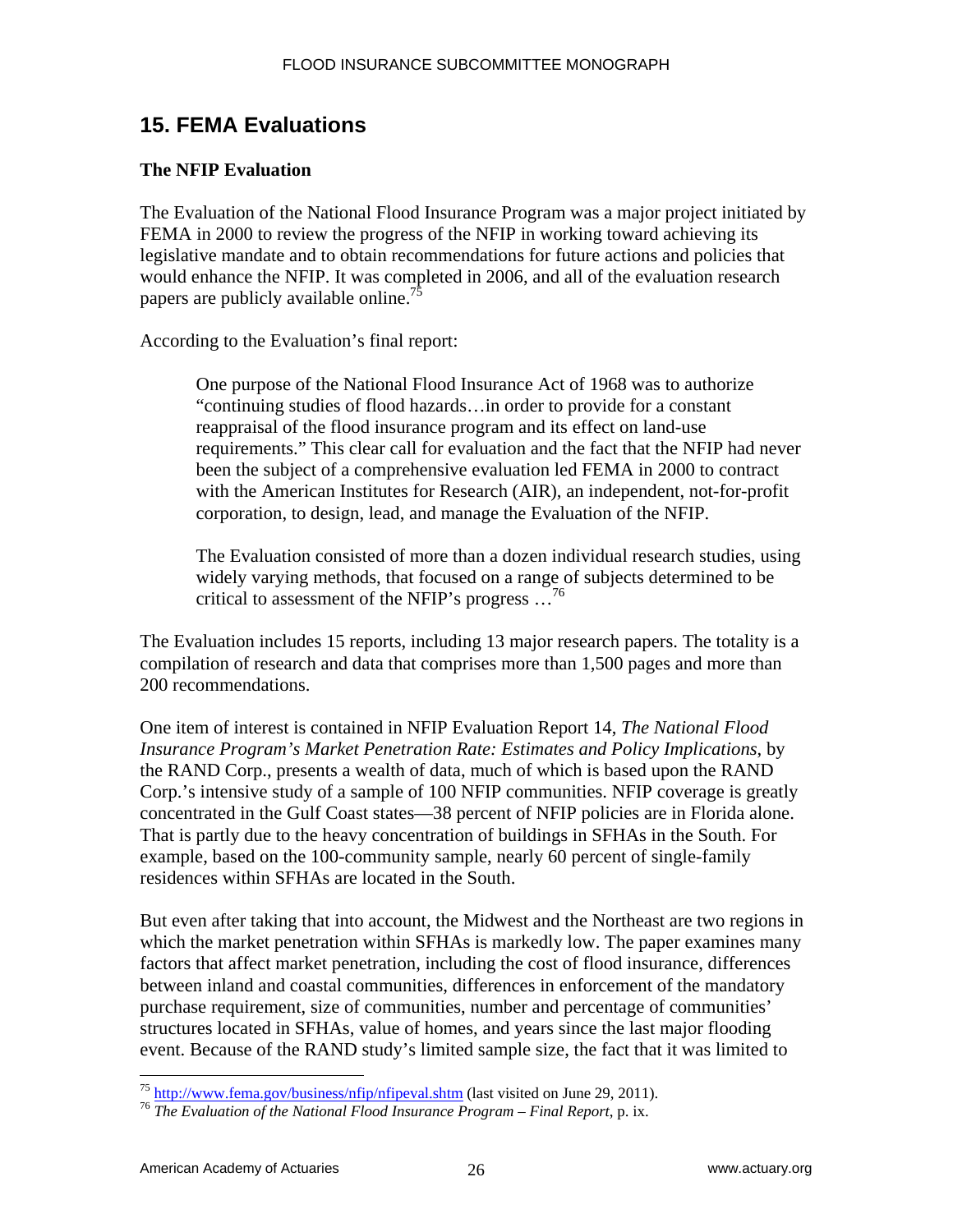## 15. FEMA Evaluations

### The NFIP Evaluation

The Evaluation of the National Flood Insurance Program was a major project initiated by FEMA in 2000 to review the progress of the NFIP in working toward achieving its legislative mandate and to obtain recommendations for future actions and policies that would enhance the NFIP. It was completed in 2006, and all of the evaluation research papers are publicly available online.[75]

According to the Evaluation's final report:

> One purpose of the National Flood Insurance Act of 1968 was to authorize "continuing studies of flood hazards…in order to provide for a constant reappraisal of the flood insurance program and its effect on land-use requirements." This clear call for evaluation and the fact that the NFIP had never been the subject of a comprehensive evaluation led FEMA in 2000 to contract with the American Institutes for Research (AIR), an independent, not-for-profit corporation, to design, lead, and manage the Evaluation of the NFIP.
>
> The Evaluation consisted of more than a dozen individual research studies, using widely varying methods, that focused on a range of subjects determined to be critical to assessment of the NFIP's progress …[76]

The Evaluation includes 15 reports, including 13 major research papers. The totality is a compilation of research and data that comprises more than 1,500 pages and more than 200 recommendations.

One item of interest is contained in NFIP Evaluation Report 14, *The National Flood Insurance Program's Market Penetration Rate: Estimates and Policy Implications*, by the RAND Corp., presents a wealth of data, much of which is based upon the RAND Corp.'s intensive study of a sample of 100 NFIP communities. NFIP coverage is greatly concentrated in the Gulf Coast states—38 percent of NFIP policies are in Florida alone. That is partly due to the heavy concentration of buildings in SFHAs in the South. For example, based on the 100-community sample, nearly 60 percent of single-family residences within SFHAs are located in the South.

But even after taking that into account, the Midwest and the Northeast are two regions in which the market penetration within SFHAs is markedly low. The paper examines many factors that affect market penetration, including the cost of flood insurance, differences between inland and coastal communities, differences in enforcement of the mandatory purchase requirement, size of communities, number and percentage of communities' structures located in SFHAs, value of homes, and years since the last major flooding event. Because of the RAND study's limited sample size, the fact that it was limited to

---

[75] http://www.fema.gov/business/nfip/nfipeval.shtm (last visited on June 29, 2011).

[76] *The Evaluation of the National Flood Insurance Program – Final Report*, p. ix.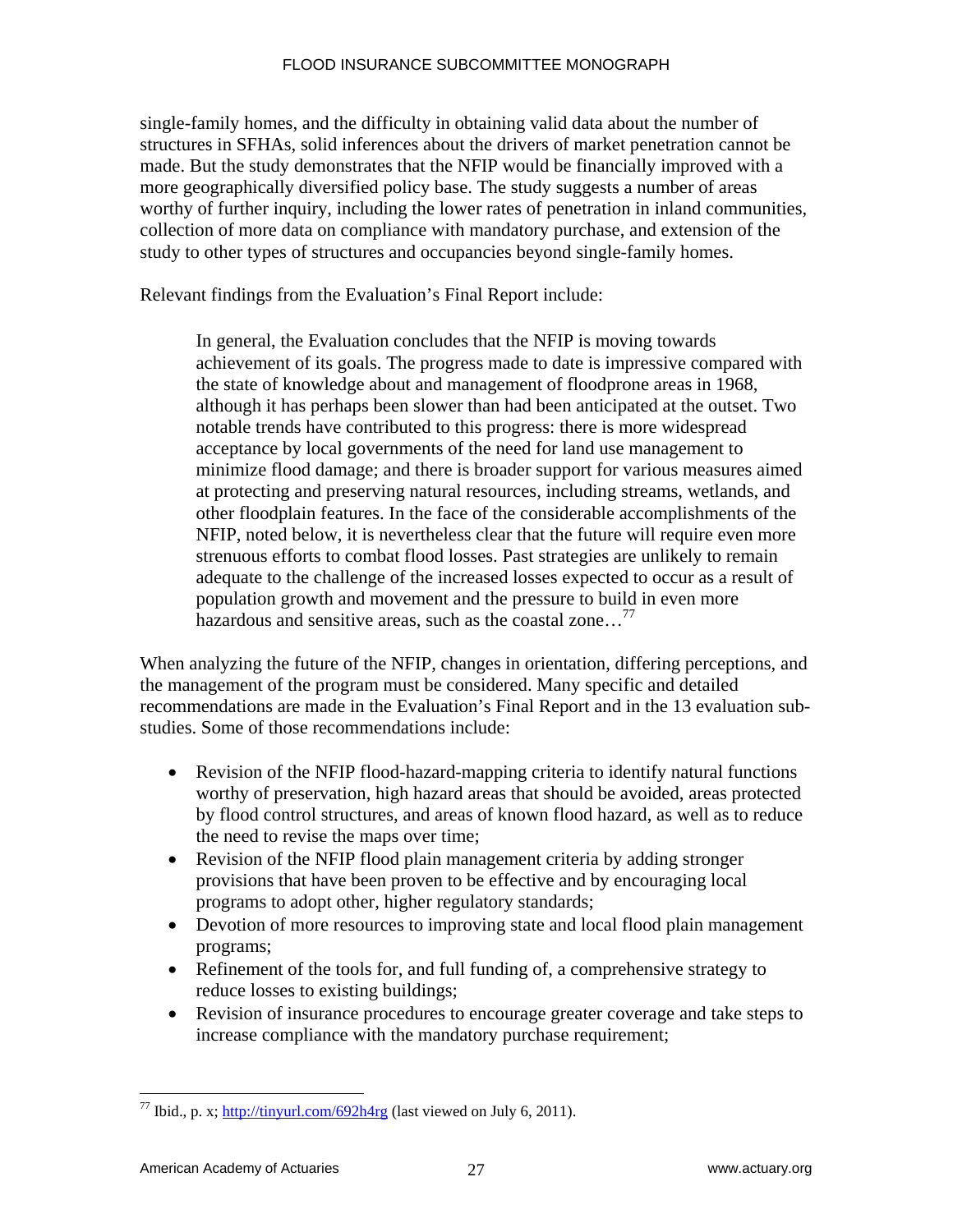single-family homes, and the difficulty in obtaining valid data about the number of structures in SFHAs, solid inferences about the drivers of market penetration cannot be made. But the study demonstrates that the NFIP would be financially improved with a more geographically diversified policy base. The study suggests a number of areas worthy of further inquiry, including the lower rates of penetration in inland communities, collection of more data on compliance with mandatory purchase, and extension of the study to other types of structures and occupancies beyond single-family homes.

Relevant findings from the Evaluation's Final Report include:

> In general, the Evaluation concludes that the NFIP is moving towards achievement of its goals. The progress made to date is impressive compared with the state of knowledge about and management of floodprone areas in 1968, although it has perhaps been slower than had been anticipated at the outset. Two notable trends have contributed to this progress: there is more widespread acceptance by local governments of the need for land use management to minimize flood damage; and there is broader support for various measures aimed at protecting and preserving natural resources, including streams, wetlands, and other floodplain features. In the face of the considerable accomplishments of the NFIP, noted below, it is nevertheless clear that the future will require even more strenuous efforts to combat flood losses. Past strategies are unlikely to remain adequate to the challenge of the increased losses expected to occur as a result of population growth and movement and the pressure to build in even more hazardous and sensitive areas, such as the coastal zone…[77]

When analyzing the future of the NFIP, changes in orientation, differing perceptions, and the management of the program must be considered. Many specific and detailed recommendations are made in the Evaluation's Final Report and in the 13 evaluation sub-studies. Some of those recommendations include:

- Revision of the NFIP flood-hazard-mapping criteria to identify natural functions worthy of preservation, high hazard areas that should be avoided, areas protected by flood control structures, and areas of known flood hazard, as well as to reduce the need to revise the maps over time;
- Revision of the NFIP flood plain management criteria by adding stronger provisions that have been proven to be effective and by encouraging local programs to adopt other, higher regulatory standards;
- Devotion of more resources to improving state and local flood plain management programs;
- Refinement of the tools for, and full funding of, a comprehensive strategy to reduce losses to existing buildings;
- Revision of insurance procedures to encourage greater coverage and take steps to increase compliance with the mandatory purchase requirement;

---

[77] Ibid., p. x; http://tinyurl.com/692h4rg (last viewed on July 6, 2011).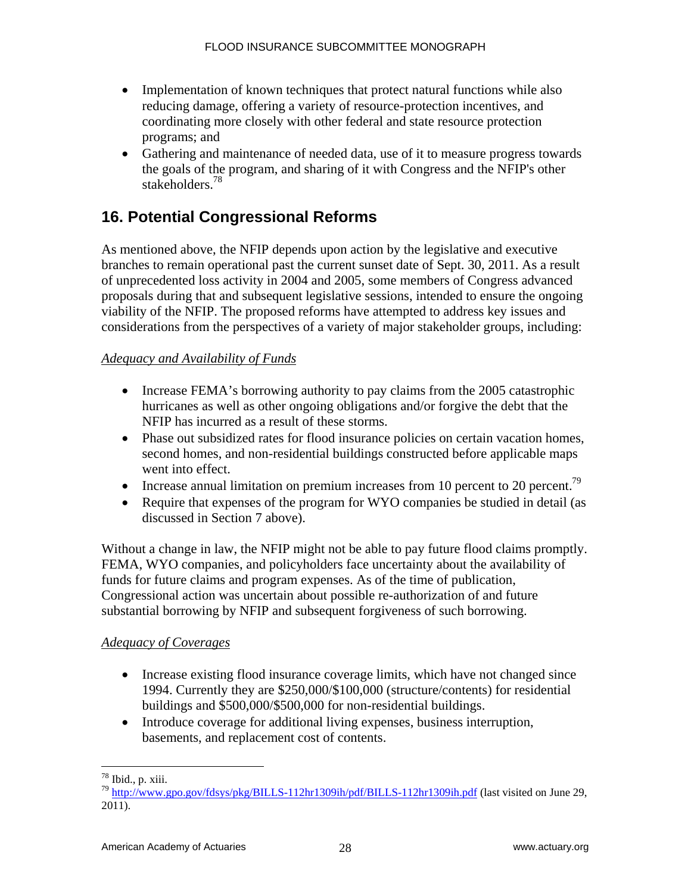- Implementation of known techniques that protect natural functions while also reducing damage, offering a variety of resource-protection incentives, and coordinating more closely with other federal and state resource protection programs; and
- Gathering and maintenance of needed data, use of it to measure progress towards the goals of the program, and sharing of it with Congress and the NFIP's other stakeholders.[78]

## 16. Potential Congressional Reforms

As mentioned above, the NFIP depends upon action by the legislative and executive branches to remain operational past the current sunset date of Sept. 30, 2011. As a result of unprecedented loss activity in 2004 and 2005, some members of Congress advanced proposals during that and subsequent legislative sessions, intended to ensure the ongoing viability of the NFIP. The proposed reforms have attempted to address key issues and considerations from the perspectives of a variety of major stakeholder groups, including:

*Adequacy and Availability of Funds*

- Increase FEMA's borrowing authority to pay claims from the 2005 catastrophic hurricanes as well as other ongoing obligations and/or forgive the debt that the NFIP has incurred as a result of these storms.
- Phase out subsidized rates for flood insurance policies on certain vacation homes, second homes, and non-residential buildings constructed before applicable maps went into effect.
- Increase annual limitation on premium increases from 10 percent to 20 percent.[79]
- Require that expenses of the program for WYO companies be studied in detail (as discussed in Section 7 above).

Without a change in law, the NFIP might not be able to pay future flood claims promptly. FEMA, WYO companies, and policyholders face uncertainty about the availability of funds for future claims and program expenses. As of the time of publication, Congressional action was uncertain about possible re-authorization of and future substantial borrowing by NFIP and subsequent forgiveness of such borrowing.

*Adequacy of Coverages*

- Increase existing flood insurance coverage limits, which have not changed since 1994. Currently they are $250,000/$100,000 (structure/contents) for residential buildings and $500,000/$500,000 for non-residential buildings.
- Introduce coverage for additional living expenses, business interruption, basements, and replacement cost of contents.

---

[78] Ibid., p. xiii.

[79] http://www.gpo.gov/fdsys/pkg/BILLS-112hr1309ih/pdf/BILLS-112hr1309ih.pdf (last visited on June 29, 2011).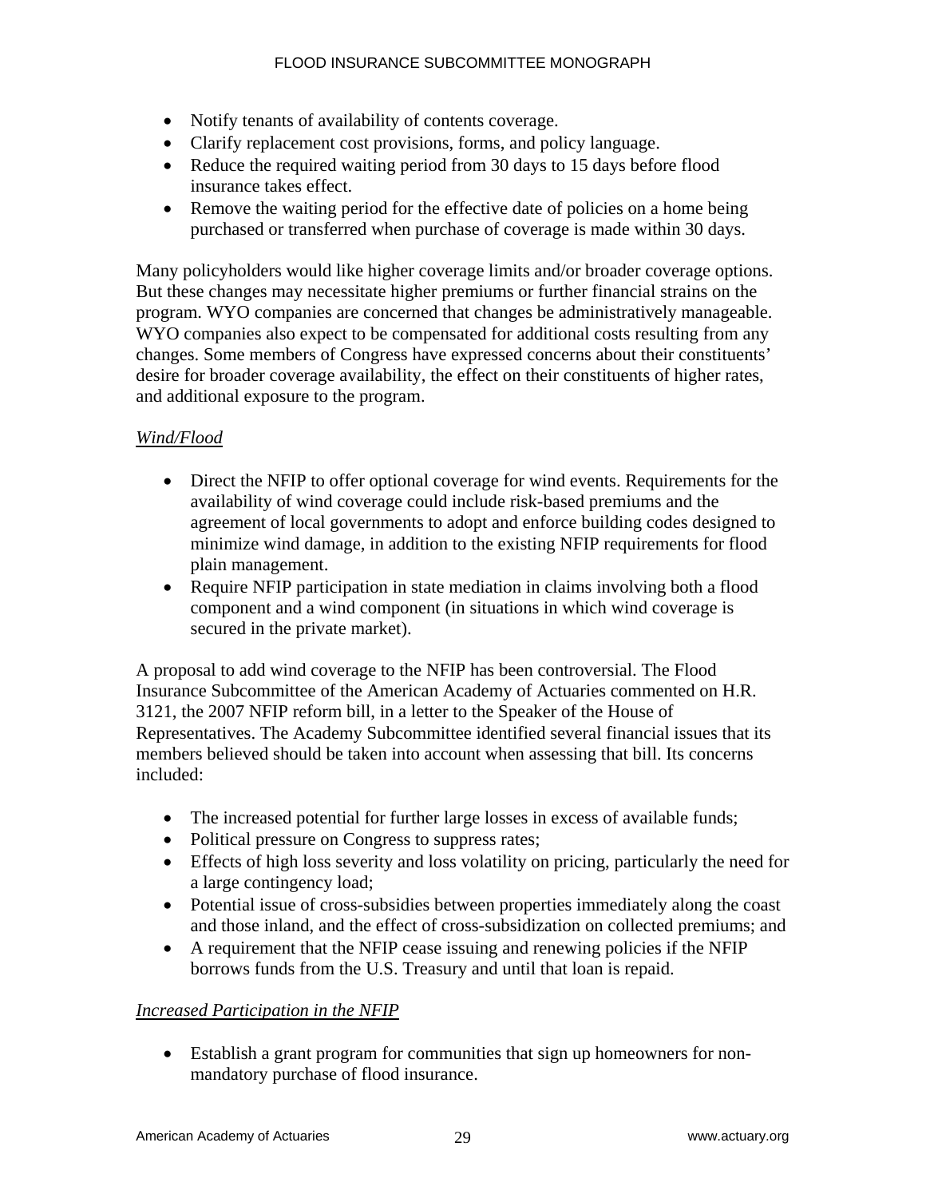- Notify tenants of availability of contents coverage.
- Clarify replacement cost provisions, forms, and policy language.
- Reduce the required waiting period from 30 days to 15 days before flood insurance takes effect.
- Remove the waiting period for the effective date of policies on a home being purchased or transferred when purchase of coverage is made within 30 days.

Many policyholders would like higher coverage limits and/or broader coverage options. But these changes may necessitate higher premiums or further financial strains on the program. WYO companies are concerned that changes be administratively manageable. WYO companies also expect to be compensated for additional costs resulting from any changes. Some members of Congress have expressed concerns about their constituents' desire for broader coverage availability, the effect on their constituents of higher rates, and additional exposure to the program.

*Wind/Flood*

- Direct the NFIP to offer optional coverage for wind events. Requirements for the availability of wind coverage could include risk-based premiums and the agreement of local governments to adopt and enforce building codes designed to minimize wind damage, in addition to the existing NFIP requirements for flood plain management.
- Require NFIP participation in state mediation in claims involving both a flood component and a wind component (in situations in which wind coverage is secured in the private market).

A proposal to add wind coverage to the NFIP has been controversial. The Flood Insurance Subcommittee of the American Academy of Actuaries commented on H.R. 3121, the 2007 NFIP reform bill, in a letter to the Speaker of the House of Representatives. The Academy Subcommittee identified several financial issues that its members believed should be taken into account when assessing that bill. Its concerns included:

- The increased potential for further large losses in excess of available funds;
- Political pressure on Congress to suppress rates;
- Effects of high loss severity and loss volatility on pricing, particularly the need for a large contingency load;
- Potential issue of cross-subsidies between properties immediately along the coast and those inland, and the effect of cross-subsidization on collected premiums; and
- A requirement that the NFIP cease issuing and renewing policies if the NFIP borrows funds from the U.S. Treasury and until that loan is repaid.

*Increased Participation in the NFIP*

- Establish a grant program for communities that sign up homeowners for non-mandatory purchase of flood insurance.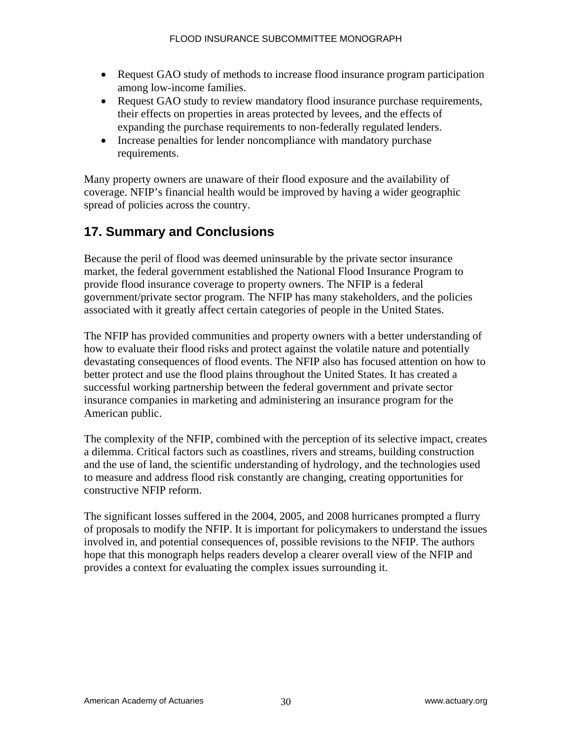- Request GAO study of methods to increase flood insurance program participation among low-income families.
- Request GAO study to review mandatory flood insurance purchase requirements, their effects on properties in areas protected by levees, and the effects of expanding the purchase requirements to non-federally regulated lenders.
- Increase penalties for lender noncompliance with mandatory purchase requirements.

Many property owners are unaware of their flood exposure and the availability of coverage. NFIP's financial health would be improved by having a wider geographic spread of policies across the country.

## 17. Summary and Conclusions

Because the peril of flood was deemed uninsurable by the private sector insurance market, the federal government established the National Flood Insurance Program to provide flood insurance coverage to property owners. The NFIP is a federal government/private sector program. The NFIP has many stakeholders, and the policies associated with it greatly affect certain categories of people in the United States.

The NFIP has provided communities and property owners with a better understanding of how to evaluate their flood risks and protect against the volatile nature and potentially devastating consequences of flood events. The NFIP also has focused attention on how to better protect and use the flood plains throughout the United States. It has created a successful working partnership between the federal government and private sector insurance companies in marketing and administering an insurance program for the American public.

The complexity of the NFIP, combined with the perception of its selective impact, creates a dilemma. Critical factors such as coastlines, rivers and streams, building construction and the use of land, the scientific understanding of hydrology, and the technologies used to measure and address flood risk constantly are changing, creating opportunities for constructive NFIP reform.

The significant losses suffered in the 2004, 2005, and 2008 hurricanes prompted a flurry of proposals to modify the NFIP. It is important for policymakers to understand the issues involved in, and potential consequences of, possible revisions to the NFIP. The authors hope that this monograph helps readers develop a clearer overall view of the NFIP and provides a context for evaluating the complex issues surrounding it.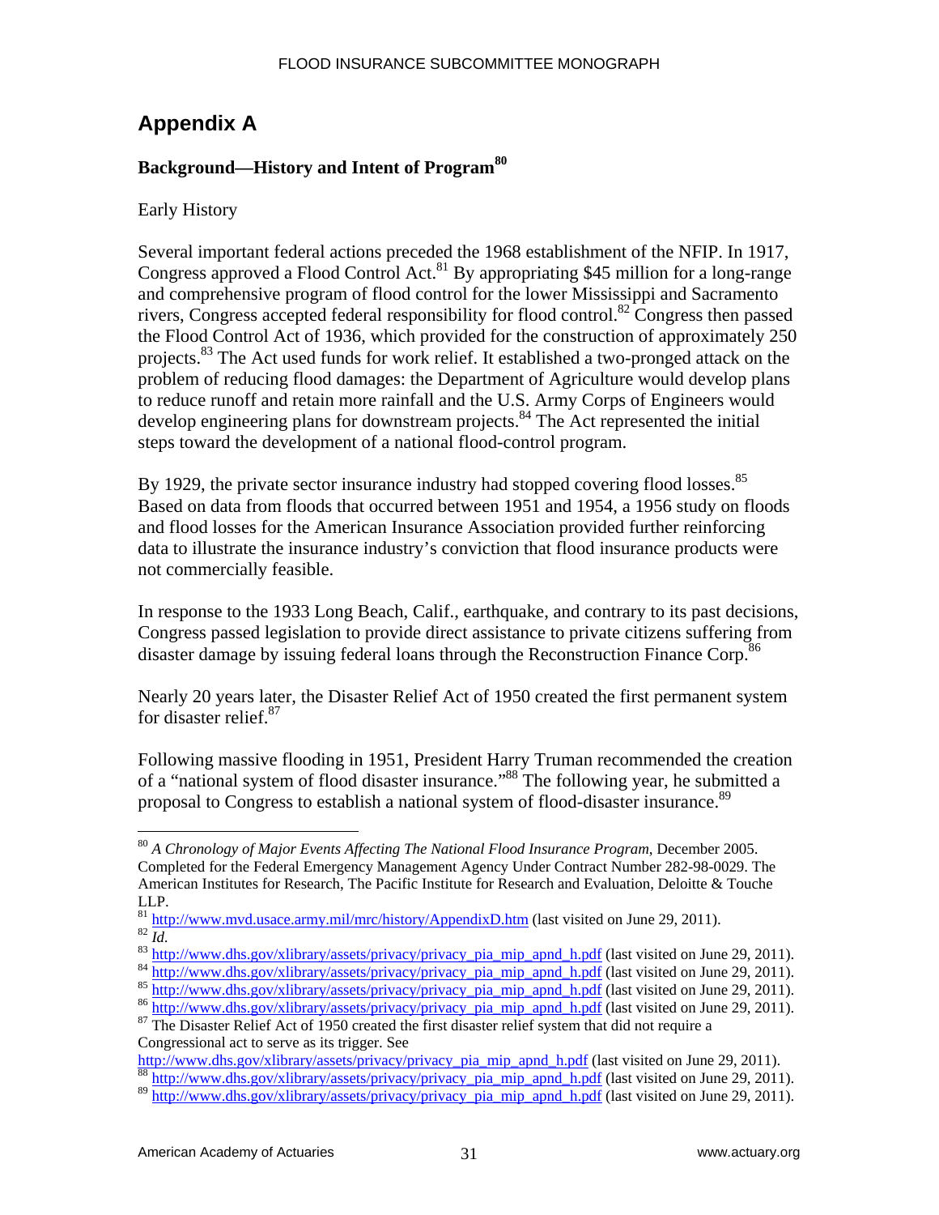# Appendix A

## Background—History and Intent of Program[80]

Early History

Several important federal actions preceded the 1968 establishment of the NFIP. In 1917, Congress approved a Flood Control Act.[81] By appropriating $45 million for a long-range and comprehensive program of flood control for the lower Mississippi and Sacramento rivers, Congress accepted federal responsibility for flood control.[82] Congress then passed the Flood Control Act of 1936, which provided for the construction of approximately 250 projects.[83] The Act used funds for work relief. It established a two-pronged attack on the problem of reducing flood damages: the Department of Agriculture would develop plans to reduce runoff and retain more rainfall and the U.S. Army Corps of Engineers would develop engineering plans for downstream projects.[84] The Act represented the initial steps toward the development of a national flood-control program.

By 1929, the private sector insurance industry had stopped covering flood losses.[85] Based on data from floods that occurred between 1951 and 1954, a 1956 study on floods and flood losses for the American Insurance Association provided further reinforcing data to illustrate the insurance industry's conviction that flood insurance products were not commercially feasible.

In response to the 1933 Long Beach, Calif., earthquake, and contrary to its past decisions, Congress passed legislation to provide direct assistance to private citizens suffering from disaster damage by issuing federal loans through the Reconstruction Finance Corp.[86]

Nearly 20 years later, the Disaster Relief Act of 1950 created the first permanent system for disaster relief.[87]

Following massive flooding in 1951, President Harry Truman recommended the creation of a "national system of flood disaster insurance."[88] The following year, he submitted a proposal to Congress to establish a national system of flood-disaster insurance.[89]

---

[80] *A Chronology of Major Events Affecting The National Flood Insurance Program*, December 2005. Completed for the Federal Emergency Management Agency Under Contract Number 282-98-0029. The American Institutes for Research, The Pacific Institute for Research and Evaluation, Deloitte & Touche LLP.

[81] http://www.mvd.usace.army.mil/mrc/history/AppendixD.htm (last visited on June 29, 2011).

[82] *Id.*

[83] http://www.dhs.gov/xlibrary/assets/privacy/privacy_pia_mip_apnd_h.pdf (last visited on June 29, 2011).

[84] http://www.dhs.gov/xlibrary/assets/privacy/privacy_pia_mip_apnd_h.pdf (last visited on June 29, 2011).

[85] http://www.dhs.gov/xlibrary/assets/privacy/privacy_pia_mip_apnd_h.pdf (last visited on June 29, 2011).

[86] http://www.dhs.gov/xlibrary/assets/privacy/privacy_pia_mip_apnd_h.pdf (last visited on June 29, 2011).

[87] The Disaster Relief Act of 1950 created the first disaster relief system that did not require a Congressional act to serve as its trigger. See http://www.dhs.gov/xlibrary/assets/privacy/privacy_pia_mip_apnd_h.pdf (last visited on June 29, 2011).

[88] http://www.dhs.gov/xlibrary/assets/privacy/privacy_pia_mip_apnd_h.pdf (last visited on June 29, 2011).

[89] http://www.dhs.gov/xlibrary/assets/privacy/privacy_pia_mip_apnd_h.pdf (last visited on June 29, 2011).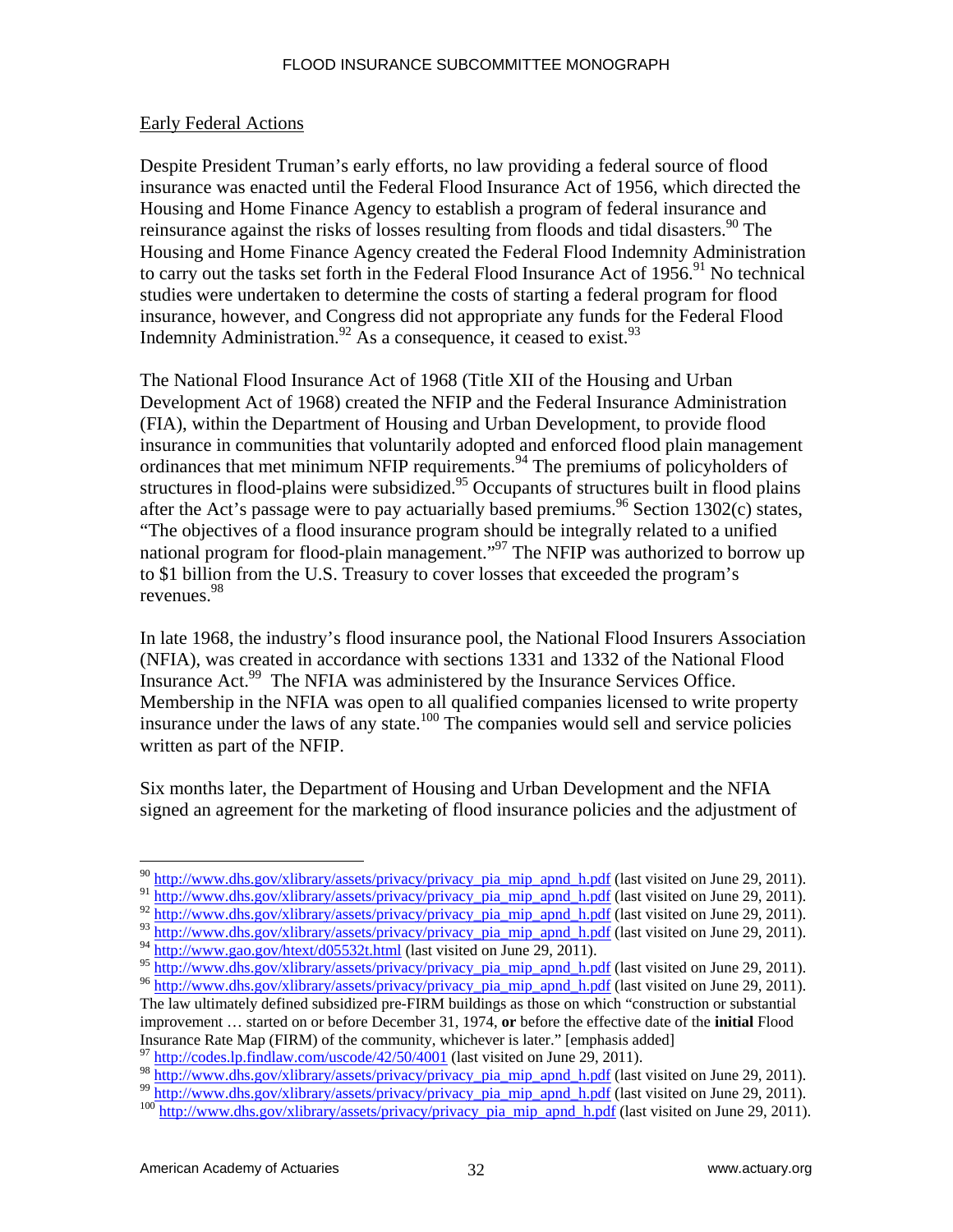## Early Federal Actions

Despite President Truman's early efforts, no law providing a federal source of flood insurance was enacted until the Federal Flood Insurance Act of 1956, which directed the Housing and Home Finance Agency to establish a program of federal insurance and reinsurance against the risks of losses resulting from floods and tidal disasters.[90] The Housing and Home Finance Agency created the Federal Flood Indemnity Administration to carry out the tasks set forth in the Federal Flood Insurance Act of 1956.[91] No technical studies were undertaken to determine the costs of starting a federal program for flood insurance, however, and Congress did not appropriate any funds for the Federal Flood Indemnity Administration.[92] As a consequence, it ceased to exist.[93]

The National Flood Insurance Act of 1968 (Title XII of the Housing and Urban Development Act of 1968) created the NFIP and the Federal Insurance Administration (FIA), within the Department of Housing and Urban Development, to provide flood insurance in communities that voluntarily adopted and enforced flood plain management ordinances that met minimum NFIP requirements.[94] The premiums of policyholders of structures in flood-plains were subsidized.[95] Occupants of structures built in flood plains after the Act's passage were to pay actuarially based premiums.[96] Section 1302(c) states, "The objectives of a flood insurance program should be integrally related to a unified national program for flood-plain management."[97] The NFIP was authorized to borrow up to $1 billion from the U.S. Treasury to cover losses that exceeded the program's revenues.[98]

In late 1968, the industry's flood insurance pool, the National Flood Insurers Association (NFIA), was created in accordance with sections 1331 and 1332 of the National Flood Insurance Act.[99] The NFIA was administered by the Insurance Services Office. Membership in the NFIA was open to all qualified companies licensed to write property insurance under the laws of any state.[100] The companies would sell and service policies written as part of the NFIP.

Six months later, the Department of Housing and Urban Development and the NFIA signed an agreement for the marketing of flood insurance policies and the adjustment of

---

[90] http://www.dhs.gov/xlibrary/assets/privacy/privacy_pia_mip_apnd_h.pdf (last visited on June 29, 2011).
[91] http://www.dhs.gov/xlibrary/assets/privacy/privacy_pia_mip_apnd_h.pdf (last visited on June 29, 2011).
[92] http://www.dhs.gov/xlibrary/assets/privacy/privacy_pia_mip_apnd_h.pdf (last visited on June 29, 2011).
[93] http://www.dhs.gov/xlibrary/assets/privacy/privacy_pia_mip_apnd_h.pdf (last visited on June 29, 2011).
[94] http://www.gao.gov/htext/d05532t.html (last visited on June 29, 2011).
[95] http://www.dhs.gov/xlibrary/assets/privacy/privacy_pia_mip_apnd_h.pdf (last visited on June 29, 2011).
[96] http://www.dhs.gov/xlibrary/assets/privacy/privacy_pia_mip_apnd_h.pdf (last visited on June 29, 2011). The law ultimately defined subsidized pre-FIRM buildings as those on which "construction or substantial improvement … started on or before December 31, 1974, **or** before the effective date of the **initial** Flood Insurance Rate Map (FIRM) of the community, whichever is later." [emphasis added]
[97] http://codes.lp.findlaw.com/uscode/42/50/4001 (last visited on June 29, 2011).
[98] http://www.dhs.gov/xlibrary/assets/privacy/privacy_pia_mip_apnd_h.pdf (last visited on June 29, 2011).
[99] http://www.dhs.gov/xlibrary/assets/privacy/privacy_pia_mip_apnd_h.pdf (last visited on June 29, 2011).
[100] http://www.dhs.gov/xlibrary/assets/privacy/privacy_pia_mip_apnd_h.pdf (last visited on June 29, 2011).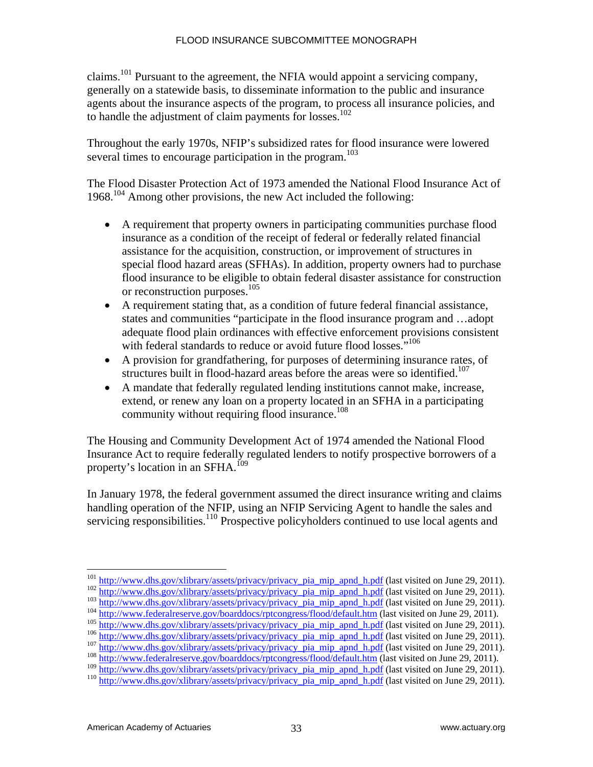claims.[101] Pursuant to the agreement, the NFIA would appoint a servicing company, generally on a statewide basis, to disseminate information to the public and insurance agents about the insurance aspects of the program, to process all insurance policies, and to handle the adjustment of claim payments for losses.[102]

Throughout the early 1970s, NFIP's subsidized rates for flood insurance were lowered several times to encourage participation in the program.[103]

The Flood Disaster Protection Act of 1973 amended the National Flood Insurance Act of 1968.[104] Among other provisions, the new Act included the following:

- A requirement that property owners in participating communities purchase flood insurance as a condition of the receipt of federal or federally related financial assistance for the acquisition, construction, or improvement of structures in special flood hazard areas (SFHAs). In addition, property owners had to purchase flood insurance to be eligible to obtain federal disaster assistance for construction or reconstruction purposes.[105]
- A requirement stating that, as a condition of future federal financial assistance, states and communities "participate in the flood insurance program and …adopt adequate flood plain ordinances with effective enforcement provisions consistent with federal standards to reduce or avoid future flood losses."[106]
- A provision for grandfathering, for purposes of determining insurance rates, of structures built in flood-hazard areas before the areas were so identified.[107]
- A mandate that federally regulated lending institutions cannot make, increase, extend, or renew any loan on a property located in an SFHA in a participating community without requiring flood insurance.[108]

The Housing and Community Development Act of 1974 amended the National Flood Insurance Act to require federally regulated lenders to notify prospective borrowers of a property's location in an SFHA.[109]

In January 1978, the federal government assumed the direct insurance writing and claims handling operation of the NFIP, using an NFIP Servicing Agent to handle the sales and servicing responsibilities.[110] Prospective policyholders continued to use local agents and

---

[101] http://www.dhs.gov/xlibrary/assets/privacy/privacy_pia_mip_apnd_h.pdf (last visited on June 29, 2011).
[102] http://www.dhs.gov/xlibrary/assets/privacy/privacy_pia_mip_apnd_h.pdf (last visited on June 29, 2011).
[103] http://www.dhs.gov/xlibrary/assets/privacy/privacy_pia_mip_apnd_h.pdf (last visited on June 29, 2011).
[104] http://www.federalreserve.gov/boarddocs/rptcongress/flood/default.htm (last visited on June 29, 2011).
[105] http://www.dhs.gov/xlibrary/assets/privacy/privacy_pia_mip_apnd_h.pdf (last visited on June 29, 2011).
[106] http://www.dhs.gov/xlibrary/assets/privacy/privacy_pia_mip_apnd_h.pdf (last visited on June 29, 2011).
[107] http://www.dhs.gov/xlibrary/assets/privacy/privacy_pia_mip_apnd_h.pdf (last visited on June 29, 2011).
[108] http://www.federalreserve.gov/boarddocs/rptcongress/flood/default.htm (last visited on June 29, 2011).
[109] http://www.dhs.gov/xlibrary/assets/privacy/privacy_pia_mip_apnd_h.pdf (last visited on June 29, 2011).
[110] http://www.dhs.gov/xlibrary/assets/privacy/privacy_pia_mip_apnd_h.pdf (last visited on June 29, 2011).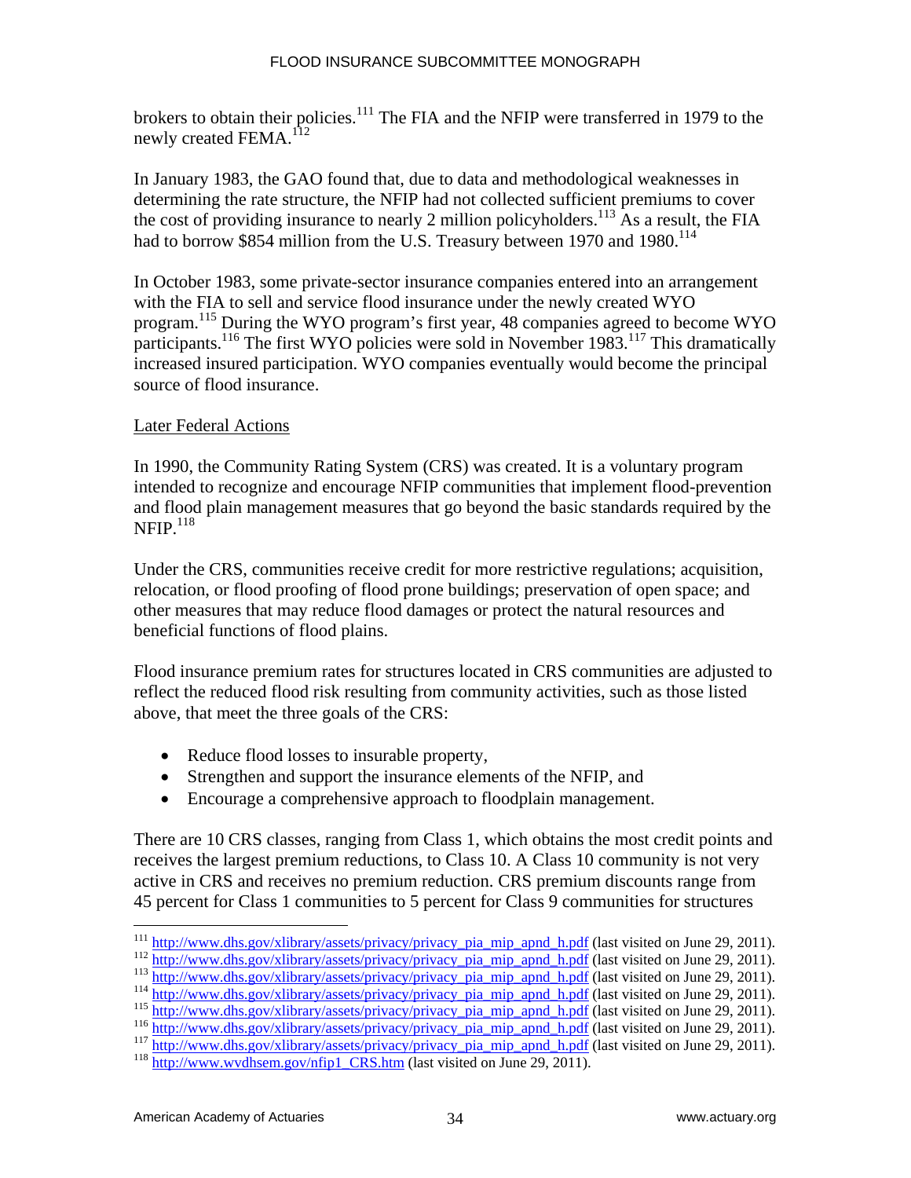brokers to obtain their policies.[111] The FIA and the NFIP were transferred in 1979 to the newly created FEMA.[112]

In January 1983, the GAO found that, due to data and methodological weaknesses in determining the rate structure, the NFIP had not collected sufficient premiums to cover the cost of providing insurance to nearly 2 million policyholders.[113] As a result, the FIA had to borrow $854 million from the U.S. Treasury between 1970 and 1980.[114]

In October 1983, some private-sector insurance companies entered into an arrangement with the FIA to sell and service flood insurance under the newly created WYO program.[115] During the WYO program's first year, 48 companies agreed to become WYO participants.[116] The first WYO policies were sold in November 1983.[117] This dramatically increased insured participation. WYO companies eventually would become the principal source of flood insurance.

Later Federal Actions

In 1990, the Community Rating System (CRS) was created. It is a voluntary program intended to recognize and encourage NFIP communities that implement flood-prevention and flood plain management measures that go beyond the basic standards required by the NFIP.[118]

Under the CRS, communities receive credit for more restrictive regulations; acquisition, relocation, or flood proofing of flood prone buildings; preservation of open space; and other measures that may reduce flood damages or protect the natural resources and beneficial functions of flood plains.

Flood insurance premium rates for structures located in CRS communities are adjusted to reflect the reduced flood risk resulting from community activities, such as those listed above, that meet the three goals of the CRS:

- Reduce flood losses to insurable property,
- Strengthen and support the insurance elements of the NFIP, and
- Encourage a comprehensive approach to floodplain management.

There are 10 CRS classes, ranging from Class 1, which obtains the most credit points and receives the largest premium reductions, to Class 10. A Class 10 community is not very active in CRS and receives no premium reduction. CRS premium discounts range from 45 percent for Class 1 communities to 5 percent for Class 9 communities for structures

---

[111] http://www.dhs.gov/xlibrary/assets/privacy/privacy_pia_mip_apnd_h.pdf (last visited on June 29, 2011).
[112] http://www.dhs.gov/xlibrary/assets/privacy/privacy_pia_mip_apnd_h.pdf (last visited on June 29, 2011).
[113] http://www.dhs.gov/xlibrary/assets/privacy/privacy_pia_mip_apnd_h.pdf (last visited on June 29, 2011).
[114] http://www.dhs.gov/xlibrary/assets/privacy/privacy_pia_mip_apnd_h.pdf (last visited on June 29, 2011).
[115] http://www.dhs.gov/xlibrary/assets/privacy/privacy_pia_mip_apnd_h.pdf (last visited on June 29, 2011).
[116] http://www.dhs.gov/xlibrary/assets/privacy/privacy_pia_mip_apnd_h.pdf (last visited on June 29, 2011).
[117] http://www.dhs.gov/xlibrary/assets/privacy/privacy_pia_mip_apnd_h.pdf (last visited on June 29, 2011).
[118] http://www.wvdhsem.gov/nfip1_CRS.htm (last visited on June 29, 2011).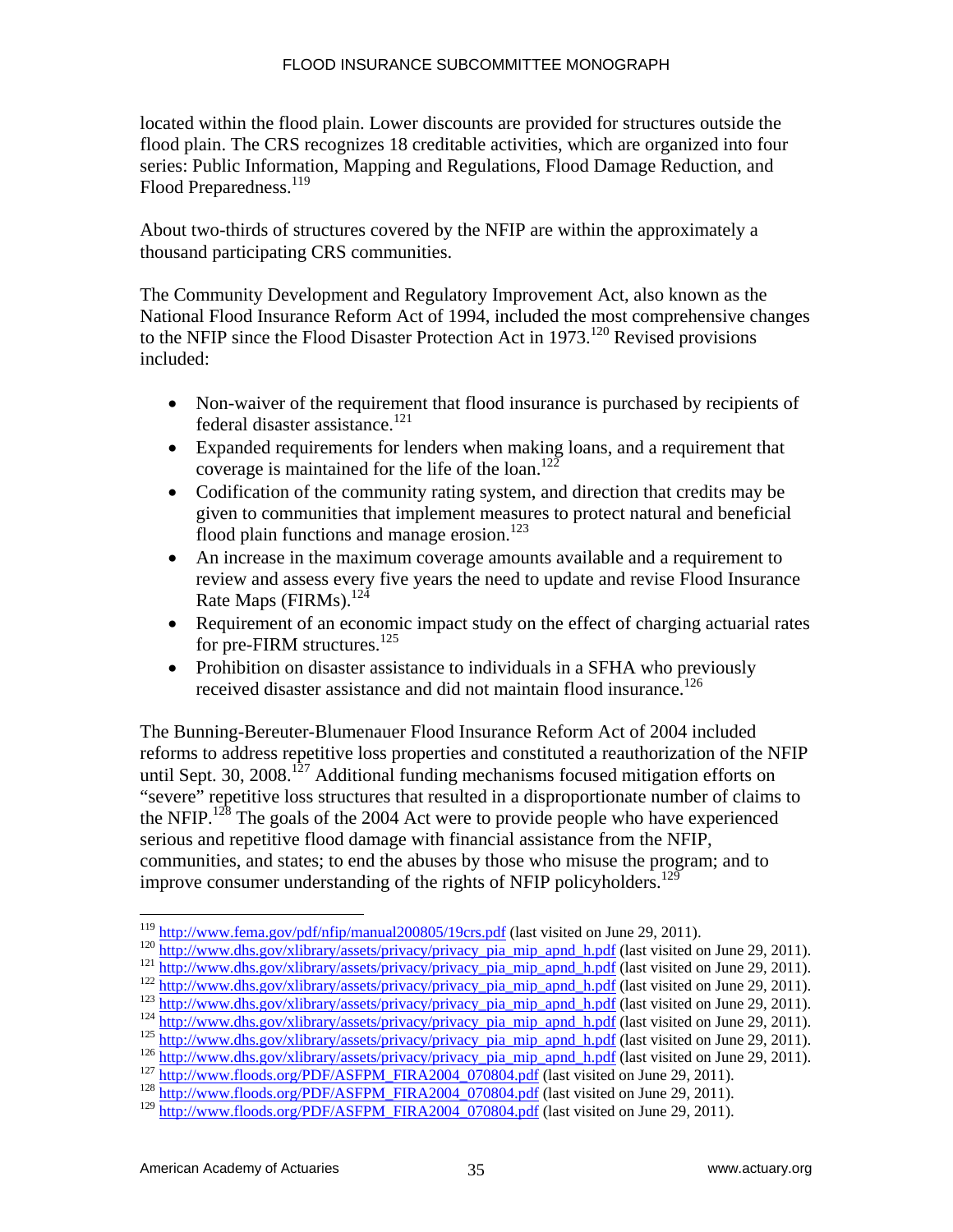located within the flood plain. Lower discounts are provided for structures outside the flood plain. The CRS recognizes 18 creditable activities, which are organized into four series: Public Information, Mapping and Regulations, Flood Damage Reduction, and Flood Preparedness.[119]

About two-thirds of structures covered by the NFIP are within the approximately a thousand participating CRS communities.

The Community Development and Regulatory Improvement Act, also known as the National Flood Insurance Reform Act of 1994, included the most comprehensive changes to the NFIP since the Flood Disaster Protection Act in 1973.[120] Revised provisions included:

- Non-waiver of the requirement that flood insurance is purchased by recipients of federal disaster assistance.[121]
- Expanded requirements for lenders when making loans, and a requirement that coverage is maintained for the life of the loan.[122]
- Codification of the community rating system, and direction that credits may be given to communities that implement measures to protect natural and beneficial flood plain functions and manage erosion.[123]
- An increase in the maximum coverage amounts available and a requirement to review and assess every five years the need to update and revise Flood Insurance Rate Maps (FIRMs).[124]
- Requirement of an economic impact study on the effect of charging actuarial rates for pre-FIRM structures.[125]
- Prohibition on disaster assistance to individuals in a SFHA who previously received disaster assistance and did not maintain flood insurance.[126]

The Bunning-Bereuter-Blumenauer Flood Insurance Reform Act of 2004 included reforms to address repetitive loss properties and constituted a reauthorization of the NFIP until Sept. 30, 2008.[127] Additional funding mechanisms focused mitigation efforts on "severe" repetitive loss structures that resulted in a disproportionate number of claims to the NFIP.[128] The goals of the 2004 Act were to provide people who have experienced serious and repetitive flood damage with financial assistance from the NFIP, communities, and states; to end the abuses by those who misuse the program; and to improve consumer understanding of the rights of NFIP policyholders.[129]

---

[119] http://www.fema.gov/pdf/nfip/manual200805/19crs.pdf (last visited on June 29, 2011).
[120] http://www.dhs.gov/xlibrary/assets/privacy/privacy_pia_mip_apnd_h.pdf (last visited on June 29, 2011).
[121] http://www.dhs.gov/xlibrary/assets/privacy/privacy_pia_mip_apnd_h.pdf (last visited on June 29, 2011).
[122] http://www.dhs.gov/xlibrary/assets/privacy/privacy_pia_mip_apnd_h.pdf (last visited on June 29, 2011).
[123] http://www.dhs.gov/xlibrary/assets/privacy/privacy_pia_mip_apnd_h.pdf (last visited on June 29, 2011).
[124] http://www.dhs.gov/xlibrary/assets/privacy/privacy_pia_mip_apnd_h.pdf (last visited on June 29, 2011).
[125] http://www.dhs.gov/xlibrary/assets/privacy/privacy_pia_mip_apnd_h.pdf (last visited on June 29, 2011).
[126] http://www.dhs.gov/xlibrary/assets/privacy/privacy_pia_mip_apnd_h.pdf (last visited on June 29, 2011).
[127] http://www.floods.org/PDF/ASFPM_FIRA2004_070804.pdf (last visited on June 29, 2011).
[128] http://www.floods.org/PDF/ASFPM_FIRA2004_070804.pdf (last visited on June 29, 2011).
[129] http://www.floods.org/PDF/ASFPM_FIRA2004_070804.pdf (last visited on June 29, 2011).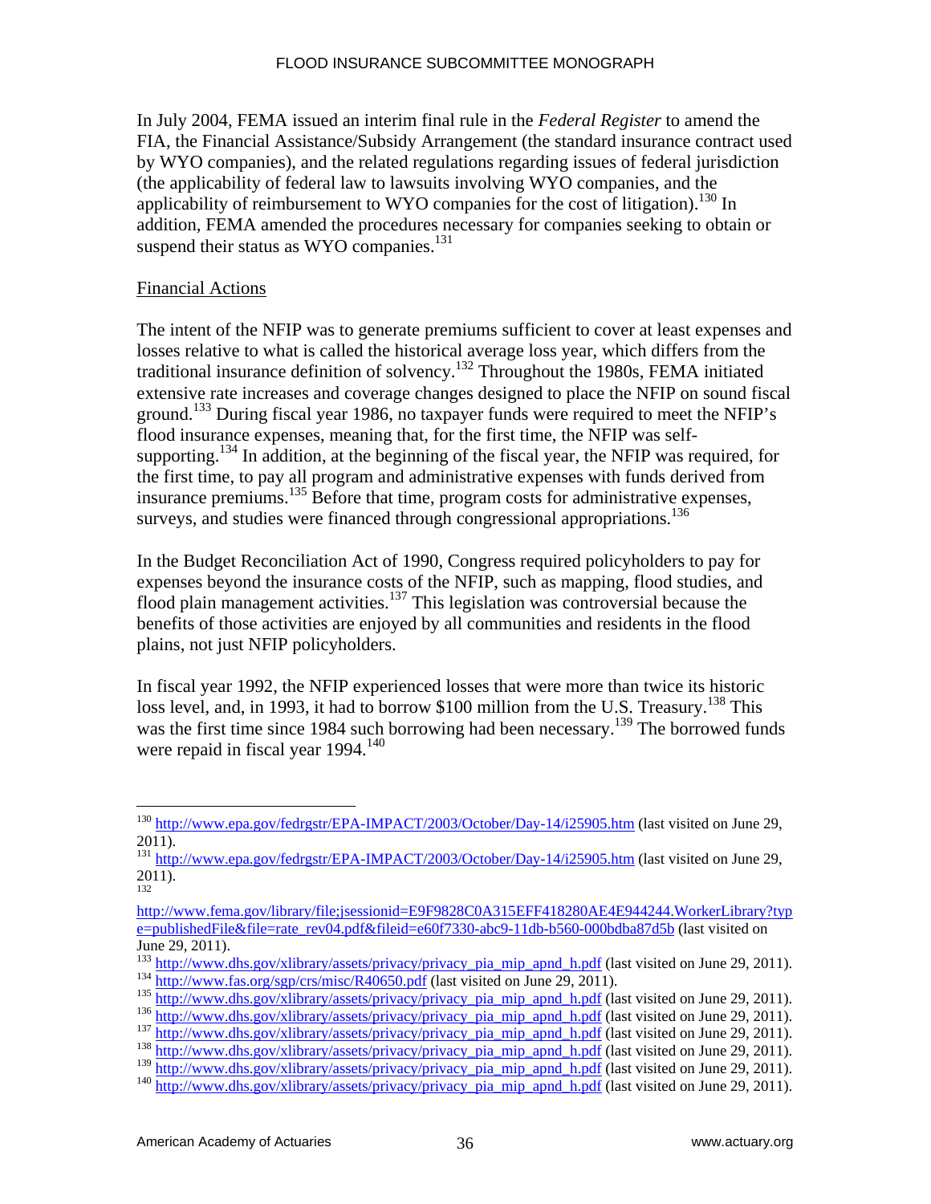In July 2004, FEMA issued an interim final rule in the *Federal Register* to amend the FIA, the Financial Assistance/Subsidy Arrangement (the standard insurance contract used by WYO companies), and the related regulations regarding issues of federal jurisdiction (the applicability of federal law to lawsuits involving WYO companies, and the applicability of reimbursement to WYO companies for the cost of litigation).[130] In addition, FEMA amended the procedures necessary for companies seeking to obtain or suspend their status as WYO companies.[131]

<u>Financial Actions</u>

The intent of the NFIP was to generate premiums sufficient to cover at least expenses and losses relative to what is called the historical average loss year, which differs from the traditional insurance definition of solvency.[132] Throughout the 1980s, FEMA initiated extensive rate increases and coverage changes designed to place the NFIP on sound fiscal ground.[133] During fiscal year 1986, no taxpayer funds were required to meet the NFIP's flood insurance expenses, meaning that, for the first time, the NFIP was self-supporting.[134] In addition, at the beginning of the fiscal year, the NFIP was required, for the first time, to pay all program and administrative expenses with funds derived from insurance premiums.[135] Before that time, program costs for administrative expenses, surveys, and studies were financed through congressional appropriations.[136]

In the Budget Reconciliation Act of 1990, Congress required policyholders to pay for expenses beyond the insurance costs of the NFIP, such as mapping, flood studies, and flood plain management activities.[137] This legislation was controversial because the benefits of those activities are enjoyed by all communities and residents in the flood plains, not just NFIP policyholders.

In fiscal year 1992, the NFIP experienced losses that were more than twice its historic loss level, and, in 1993, it had to borrow $100 million from the U.S. Treasury.[138] This was the first time since 1984 such borrowing had been necessary.[139] The borrowed funds were repaid in fiscal year 1994.[140]

---

[130] http://www.epa.gov/fedrgstr/EPA-IMPACT/2003/October/Day-14/i25905.htm (last visited on June 29, 2011).

[131] http://www.epa.gov/fedrgstr/EPA-IMPACT/2003/October/Day-14/i25905.htm (last visited on June 29, 2011).

[132] http://www.fema.gov/library/file;jsessionid=E9F9828C0A315EFF418280AE4E944244.WorkerLibrary?type=publishedFile&file=rate_rev04.pdf&fileid=e60f7330-abc9-11db-b560-000bdba87d5b (last visited on June 29, 2011).

[133] http://www.dhs.gov/xlibrary/assets/privacy/privacy_pia_mip_apnd_h.pdf (last visited on June 29, 2011).

[134] http://www.fas.org/sgp/crs/misc/R40650.pdf (last visited on June 29, 2011).

[135] http://www.dhs.gov/xlibrary/assets/privacy/privacy_pia_mip_apnd_h.pdf (last visited on June 29, 2011).

[136] http://www.dhs.gov/xlibrary/assets/privacy/privacy_pia_mip_apnd_h.pdf (last visited on June 29, 2011).

[137] http://www.dhs.gov/xlibrary/assets/privacy/privacy_pia_mip_apnd_h.pdf (last visited on June 29, 2011).

[138] http://www.dhs.gov/xlibrary/assets/privacy/privacy_pia_mip_apnd_h.pdf (last visited on June 29, 2011).

[139] http://www.dhs.gov/xlibrary/assets/privacy/privacy_pia_mip_apnd_h.pdf (last visited on June 29, 2011).

[140] http://www.dhs.gov/xlibrary/assets/privacy/privacy_pia_mip_apnd_h.pdf (last visited on June 29, 2011).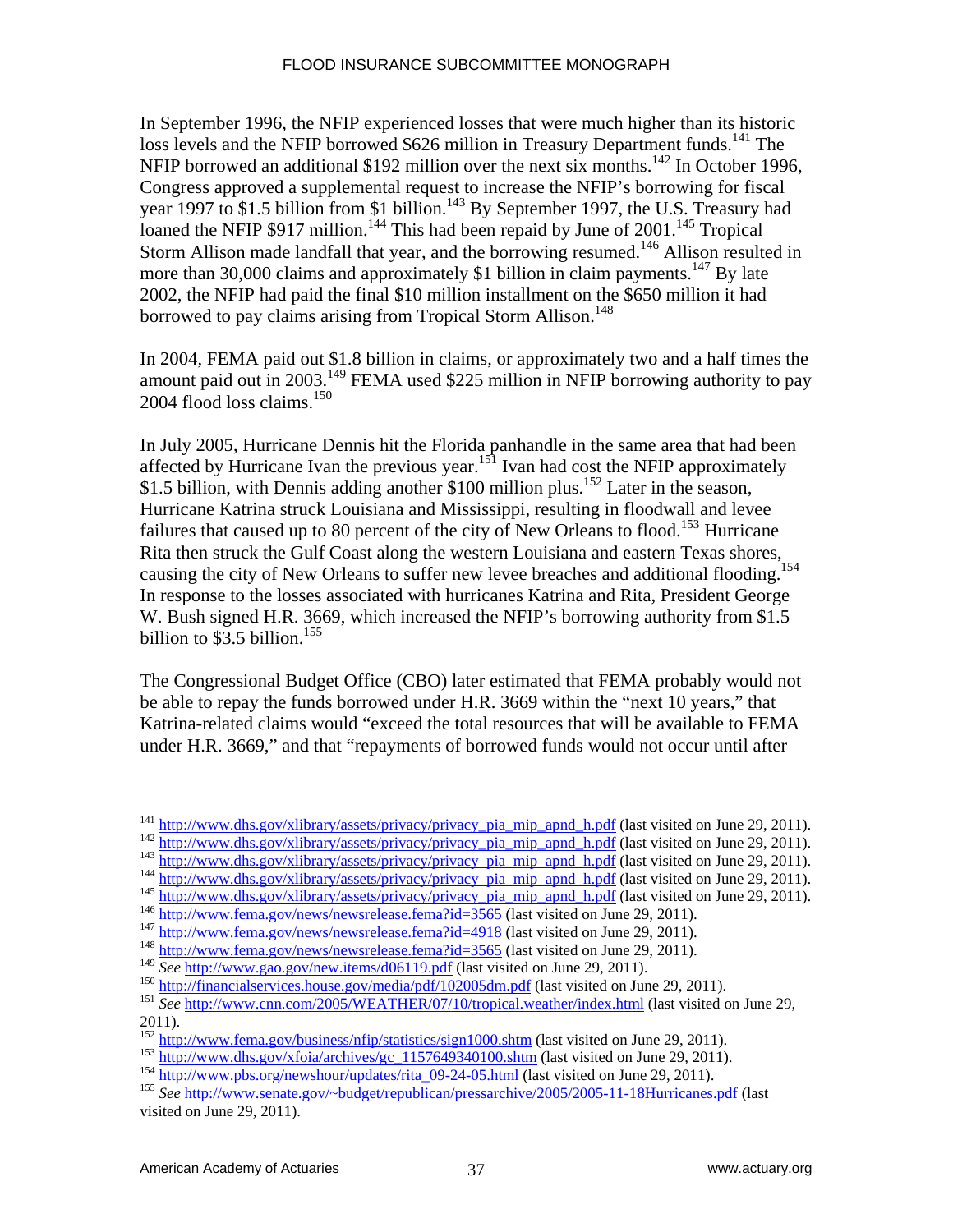In September 1996, the NFIP experienced losses that were much higher than its historic loss levels and the NFIP borrowed \$626 million in Treasury Department funds.[141] The NFIP borrowed an additional \$192 million over the next six months.[142] In October 1996, Congress approved a supplemental request to increase the NFIP's borrowing for fiscal year 1997 to \$1.5 billion from \$1 billion.[143] By September 1997, the U.S. Treasury had loaned the NFIP \$917 million.[144] This had been repaid by June of 2001.[145] Tropical Storm Allison made landfall that year, and the borrowing resumed.[146] Allison resulted in more than 30,000 claims and approximately \$1 billion in claim payments.[147] By late 2002, the NFIP had paid the final \$10 million installment on the \$650 million it had borrowed to pay claims arising from Tropical Storm Allison.[148]

In 2004, FEMA paid out \$1.8 billion in claims, or approximately two and a half times the amount paid out in 2003.[149] FEMA used \$225 million in NFIP borrowing authority to pay 2004 flood loss claims.[150]

In July 2005, Hurricane Dennis hit the Florida panhandle in the same area that had been affected by Hurricane Ivan the previous year.[151] Ivan had cost the NFIP approximately \$1.5 billion, with Dennis adding another \$100 million plus.[152] Later in the season, Hurricane Katrina struck Louisiana and Mississippi, resulting in floodwall and levee failures that caused up to 80 percent of the city of New Orleans to flood.[153] Hurricane Rita then struck the Gulf Coast along the western Louisiana and eastern Texas shores, causing the city of New Orleans to suffer new levee breaches and additional flooding.[154] In response to the losses associated with hurricanes Katrina and Rita, President George W. Bush signed H.R. 3669, which increased the NFIP's borrowing authority from \$1.5 billion to \$3.5 billion.[155]

The Congressional Budget Office (CBO) later estimated that FEMA probably would not be able to repay the funds borrowed under H.R. 3669 within the "next 10 years," that Katrina-related claims would "exceed the total resources that will be available to FEMA under H.R. 3669," and that "repayments of borrowed funds would not occur until after

---

[141] http://www.dhs.gov/xlibrary/assets/privacy/privacy_pia_mip_apnd_h.pdf (last visited on June 29, 2011).
[142] http://www.dhs.gov/xlibrary/assets/privacy/privacy_pia_mip_apnd_h.pdf (last visited on June 29, 2011).
[143] http://www.dhs.gov/xlibrary/assets/privacy/privacy_pia_mip_apnd_h.pdf (last visited on June 29, 2011).
[144] http://www.dhs.gov/xlibrary/assets/privacy/privacy_pia_mip_apnd_h.pdf (last visited on June 29, 2011).
[145] http://www.dhs.gov/xlibrary/assets/privacy/privacy_pia_mip_apnd_h.pdf (last visited on June 29, 2011).
[146] http://www.fema.gov/news/newsrelease.fema?id=3565 (last visited on June 29, 2011).
[147] http://www.fema.gov/news/newsrelease.fema?id=4918 (last visited on June 29, 2011).
[148] http://www.fema.gov/news/newsrelease.fema?id=3565 (last visited on June 29, 2011).
[149] *See* http://www.gao.gov/new.items/d06119.pdf (last visited on June 29, 2011).
[150] http://financialservices.house.gov/media/pdf/102005dm.pdf (last visited on June 29, 2011).
[151] *See* http://www.cnn.com/2005/WEATHER/07/10/tropical.weather/index.html (last visited on June 29, 2011).
[152] http://www.fema.gov/business/nfip/statistics/sign1000.shtm (last visited on June 29, 2011).
[153] http://www.dhs.gov/xfoia/archives/gc_1157649340100.shtm (last visited on June 29, 2011).
[154] http://www.pbs.org/newshour/updates/rita_09-24-05.html (last visited on June 29, 2011).
[155] *See* http://www.senate.gov/~budget/republican/pressarchive/2005/2005-11-18Hurricanes.pdf (last visited on June 29, 2011).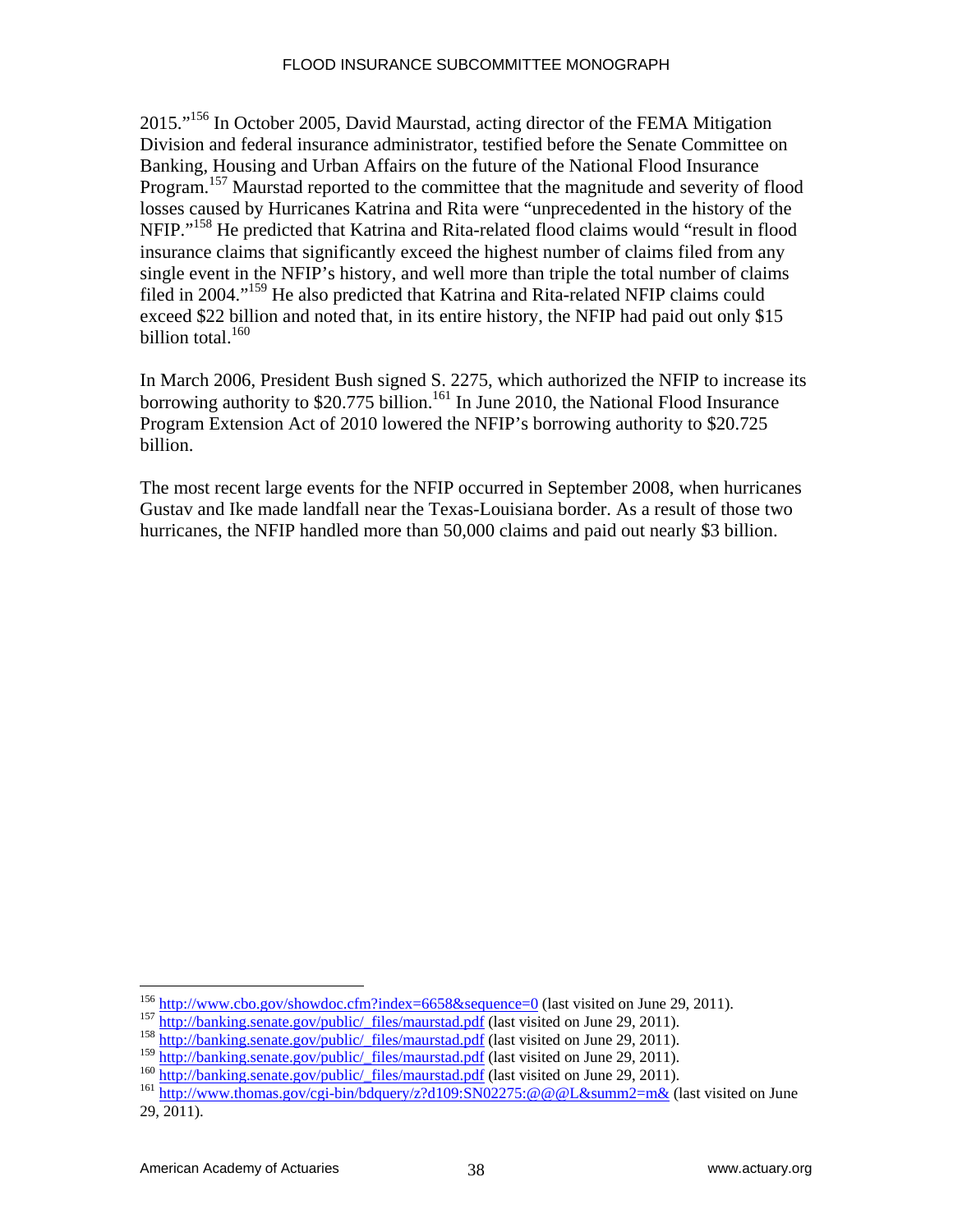2015."[156] In October 2005, David Maurstad, acting director of the FEMA Mitigation Division and federal insurance administrator, testified before the Senate Committee on Banking, Housing and Urban Affairs on the future of the National Flood Insurance Program.[157] Maurstad reported to the committee that the magnitude and severity of flood losses caused by Hurricanes Katrina and Rita were "unprecedented in the history of the NFIP."[158] He predicted that Katrina and Rita-related flood claims would "result in flood insurance claims that significantly exceed the highest number of claims filed from any single event in the NFIP's history, and well more than triple the total number of claims filed in 2004."[159] He also predicted that Katrina and Rita-related NFIP claims could exceed $22 billion and noted that, in its entire history, the NFIP had paid out only $15 billion total.[160]

In March 2006, President Bush signed S. 2275, which authorized the NFIP to increase its borrowing authority to $20.775 billion.[161] In June 2010, the National Flood Insurance Program Extension Act of 2010 lowered the NFIP's borrowing authority to $20.725 billion.

The most recent large events for the NFIP occurred in September 2008, when hurricanes Gustav and Ike made landfall near the Texas-Louisiana border. As a result of those two hurricanes, the NFIP handled more than 50,000 claims and paid out nearly $3 billion.

---

[156] http://www.cbo.gov/showdoc.cfm?index=6658&sequence=0 (last visited on June 29, 2011).

[157] http://banking.senate.gov/public/_files/maurstad.pdf (last visited on June 29, 2011).

[158] http://banking.senate.gov/public/_files/maurstad.pdf (last visited on June 29, 2011).

[159] http://banking.senate.gov/public/_files/maurstad.pdf (last visited on June 29, 2011).

[160] http://banking.senate.gov/public/_files/maurstad.pdf (last visited on June 29, 2011).

[161] http://www.thomas.gov/cgi-bin/bdquery/z?d109:SN02275:@@@L&summ2=m& (last visited on June 29, 2011).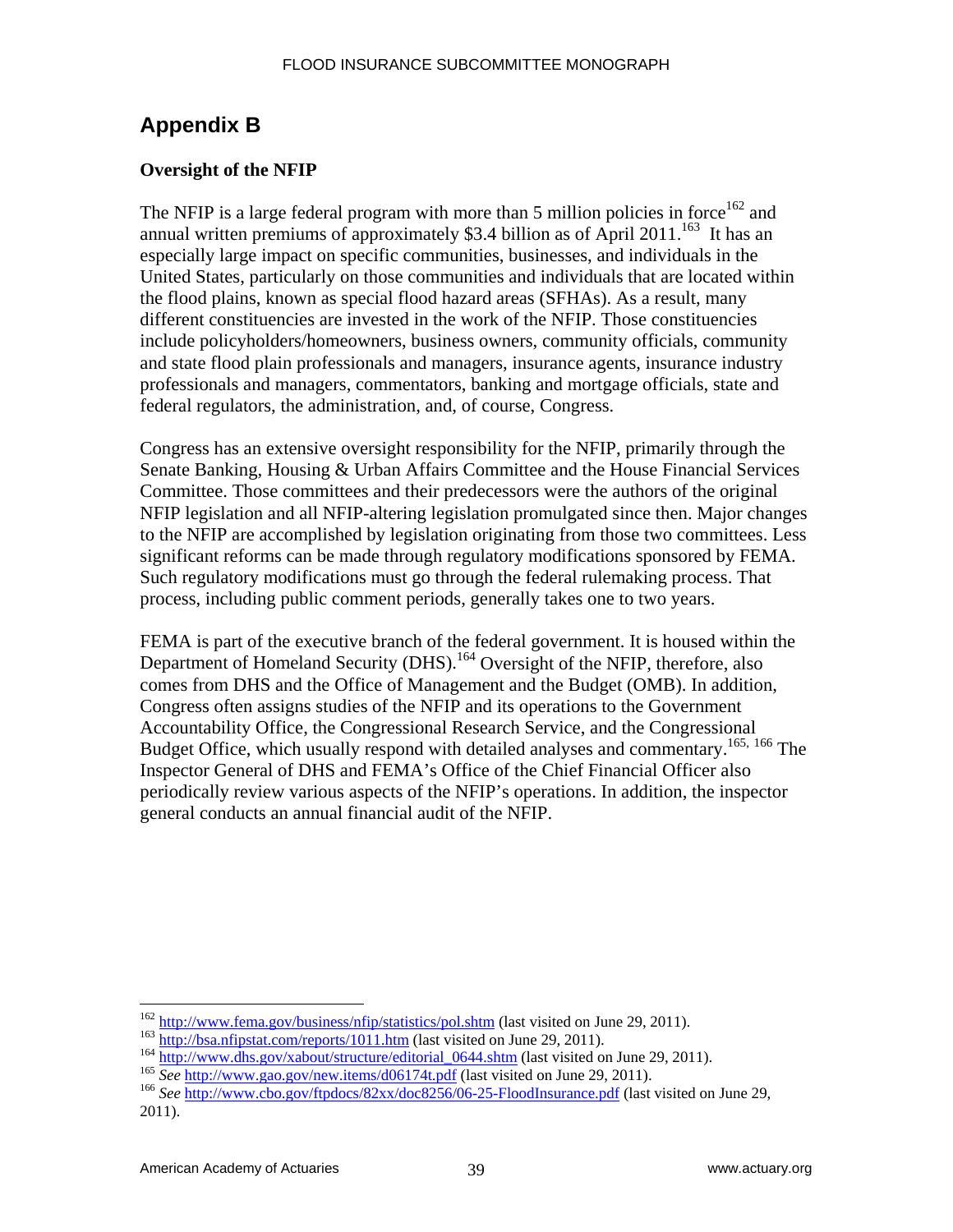# Appendix B

**Oversight of the NFIP**

The NFIP is a large federal program with more than 5 million policies in force[162] and annual written premiums of approximately $3.4 billion as of April 2011.[163] It has an especially large impact on specific communities, businesses, and individuals in the United States, particularly on those communities and individuals that are located within the flood plains, known as special flood hazard areas (SFHAs). As a result, many different constituencies are invested in the work of the NFIP. Those constituencies include policyholders/homeowners, business owners, community officials, community and state flood plain professionals and managers, insurance agents, insurance industry professionals and managers, commentators, banking and mortgage officials, state and federal regulators, the administration, and, of course, Congress.

Congress has an extensive oversight responsibility for the NFIP, primarily through the Senate Banking, Housing & Urban Affairs Committee and the House Financial Services Committee. Those committees and their predecessors were the authors of the original NFIP legislation and all NFIP-altering legislation promulgated since then. Major changes to the NFIP are accomplished by legislation originating from those two committees. Less significant reforms can be made through regulatory modifications sponsored by FEMA. Such regulatory modifications must go through the federal rulemaking process. That process, including public comment periods, generally takes one to two years.

FEMA is part of the executive branch of the federal government. It is housed within the Department of Homeland Security (DHS).[164] Oversight of the NFIP, therefore, also comes from DHS and the Office of Management and the Budget (OMB). In addition, Congress often assigns studies of the NFIP and its operations to the Government Accountability Office, the Congressional Research Service, and the Congressional Budget Office, which usually respond with detailed analyses and commentary.[165, 166] The Inspector General of DHS and FEMA's Office of the Chief Financial Officer also periodically review various aspects of the NFIP's operations. In addition, the inspector general conducts an annual financial audit of the NFIP.

---

[162] http://www.fema.gov/business/nfip/statistics/pol.shtm (last visited on June 29, 2011).

[163] http://bsa.nfipstat.com/reports/1011.htm (last visited on June 29, 2011).

[164] http://www.dhs.gov/xabout/structure/editorial_0644.shtm (last visited on June 29, 2011).

[165] *See* http://www.gao.gov/new.items/d06174t.pdf (last visited on June 29, 2011).

[166] *See* http://www.cbo.gov/ftpdocs/82xx/doc8256/06-25-FloodInsurance.pdf (last visited on June 29, 2011).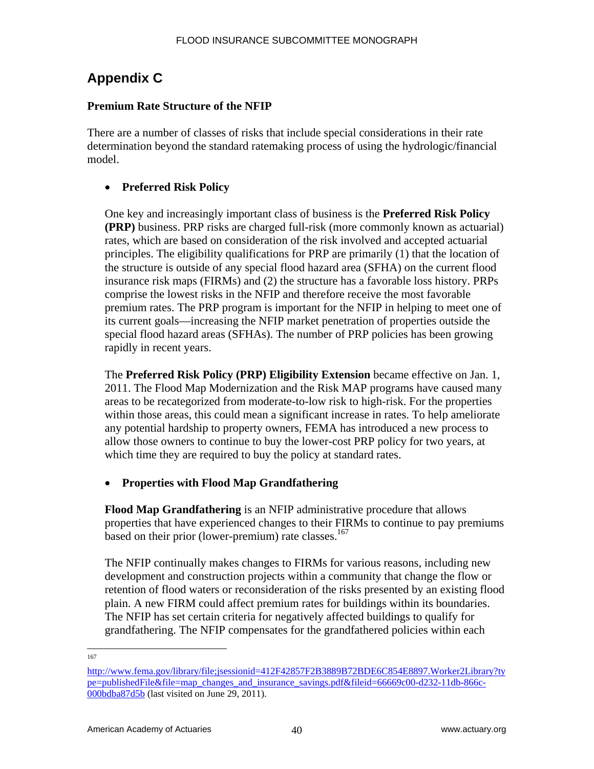## Appendix C

**Premium Rate Structure of the NFIP**

There are a number of classes of risks that include special considerations in their rate determination beyond the standard ratemaking process of using the hydrologic/financial model.

- **Preferred Risk Policy**

  One key and increasingly important class of business is the **Preferred Risk Policy (PRP)** business. PRP risks are charged full-risk (more commonly known as actuarial) rates, which are based on consideration of the risk involved and accepted actuarial principles. The eligibility qualifications for PRP are primarily (1) that the location of the structure is outside of any special flood hazard area (SFHA) on the current flood insurance risk maps (FIRMs) and (2) the structure has a favorable loss history. PRPs comprise the lowest risks in the NFIP and therefore receive the most favorable premium rates. The PRP program is important for the NFIP in helping to meet one of its current goals—increasing the NFIP market penetration of properties outside the special flood hazard areas (SFHAs). The number of PRP policies has been growing rapidly in recent years.

  The **Preferred Risk Policy (PRP) Eligibility Extension** became effective on Jan. 1, 2011. The Flood Map Modernization and the Risk MAP programs have caused many areas to be recategorized from moderate-to-low risk to high-risk. For the properties within those areas, this could mean a significant increase in rates. To help ameliorate any potential hardship to property owners, FEMA has introduced a new process to allow those owners to continue to buy the lower-cost PRP policy for two years, at which time they are required to buy the policy at standard rates.

- **Properties with Flood Map Grandfathering**

  **Flood Map Grandfathering** is an NFIP administrative procedure that allows properties that have experienced changes to their FIRMs to continue to pay premiums based on their prior (lower-premium) rate classes.[167]

  The NFIP continually makes changes to FIRMs for various reasons, including new development and construction projects within a community that change the flow or retention of flood waters or reconsideration of the risks presented by an existing flood plain. A new FIRM could affect premium rates for buildings within its boundaries. The NFIP has set certain criteria for negatively affected buildings to qualify for grandfathering. The NFIP compensates for the grandfathered policies within each

---

[167] http://www.fema.gov/library/file;jsessionid=412F42857F2B3889B72BDE6C854E8897.Worker2Library?type=publishedFile&file=map_changes_and_insurance_savings.pdf&fileid=66669c00-d232-11db-866c-000bdba87d5b (last visited on June 29, 2011).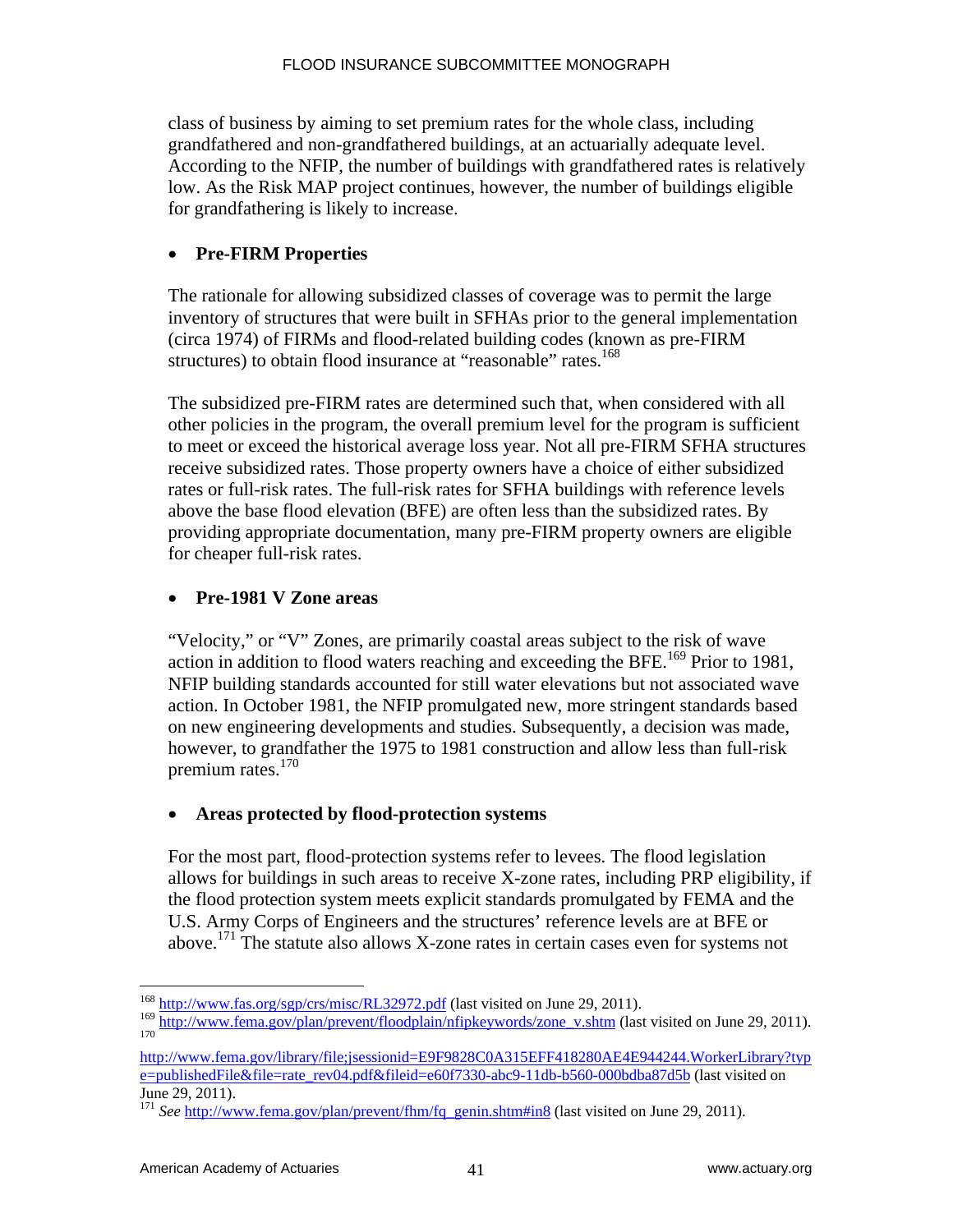class of business by aiming to set premium rates for the whole class, including grandfathered and non-grandfathered buildings, at an actuarially adequate level. According to the NFIP, the number of buildings with grandfathered rates is relatively low. As the Risk MAP project continues, however, the number of buildings eligible for grandfathering is likely to increase.

- **Pre-FIRM Properties**

The rationale for allowing subsidized classes of coverage was to permit the large inventory of structures that were built in SFHAs prior to the general implementation (circa 1974) of FIRMs and flood-related building codes (known as pre-FIRM structures) to obtain flood insurance at "reasonable" rates.[168]

The subsidized pre-FIRM rates are determined such that, when considered with all other policies in the program, the overall premium level for the program is sufficient to meet or exceed the historical average loss year. Not all pre-FIRM SFHA structures receive subsidized rates. Those property owners have a choice of either subsidized rates or full-risk rates. The full-risk rates for SFHA buildings with reference levels above the base flood elevation (BFE) are often less than the subsidized rates. By providing appropriate documentation, many pre-FIRM property owners are eligible for cheaper full-risk rates.

- **Pre-1981 V Zone areas**

"Velocity," or "V" Zones, are primarily coastal areas subject to the risk of wave action in addition to flood waters reaching and exceeding the BFE.[169] Prior to 1981, NFIP building standards accounted for still water elevations but not associated wave action. In October 1981, the NFIP promulgated new, more stringent standards based on new engineering developments and studies. Subsequently, a decision was made, however, to grandfather the 1975 to 1981 construction and allow less than full-risk premium rates.[170]

- **Areas protected by flood-protection systems**

For the most part, flood-protection systems refer to levees. The flood legislation allows for buildings in such areas to receive X-zone rates, including PRP eligibility, if the flood protection system meets explicit standards promulgated by FEMA and the U.S. Army Corps of Engineers and the structures' reference levels are at BFE or above.[171] The statute also allows X-zone rates in certain cases even for systems not

---

[168] http://www.fas.org/sgp/crs/misc/RL32972.pdf (last visited on June 29, 2011).

[169] http://www.fema.gov/plan/prevent/floodplain/nfipkeywords/zone_v.shtm (last visited on June 29, 2011).

[170] http://www.fema.gov/library/file;jsessionid=E9F9828C0A315EFF418280AE4E944244.WorkerLibrary?type=publishedFile&file=rate_rev04.pdf&fileid=e60f7330-abc9-11db-b560-000bdba87d5b (last visited on June 29, 2011).

[171] *See* http://www.fema.gov/plan/prevent/fhm/fq_genin.shtm#in8 (last visited on June 29, 2011).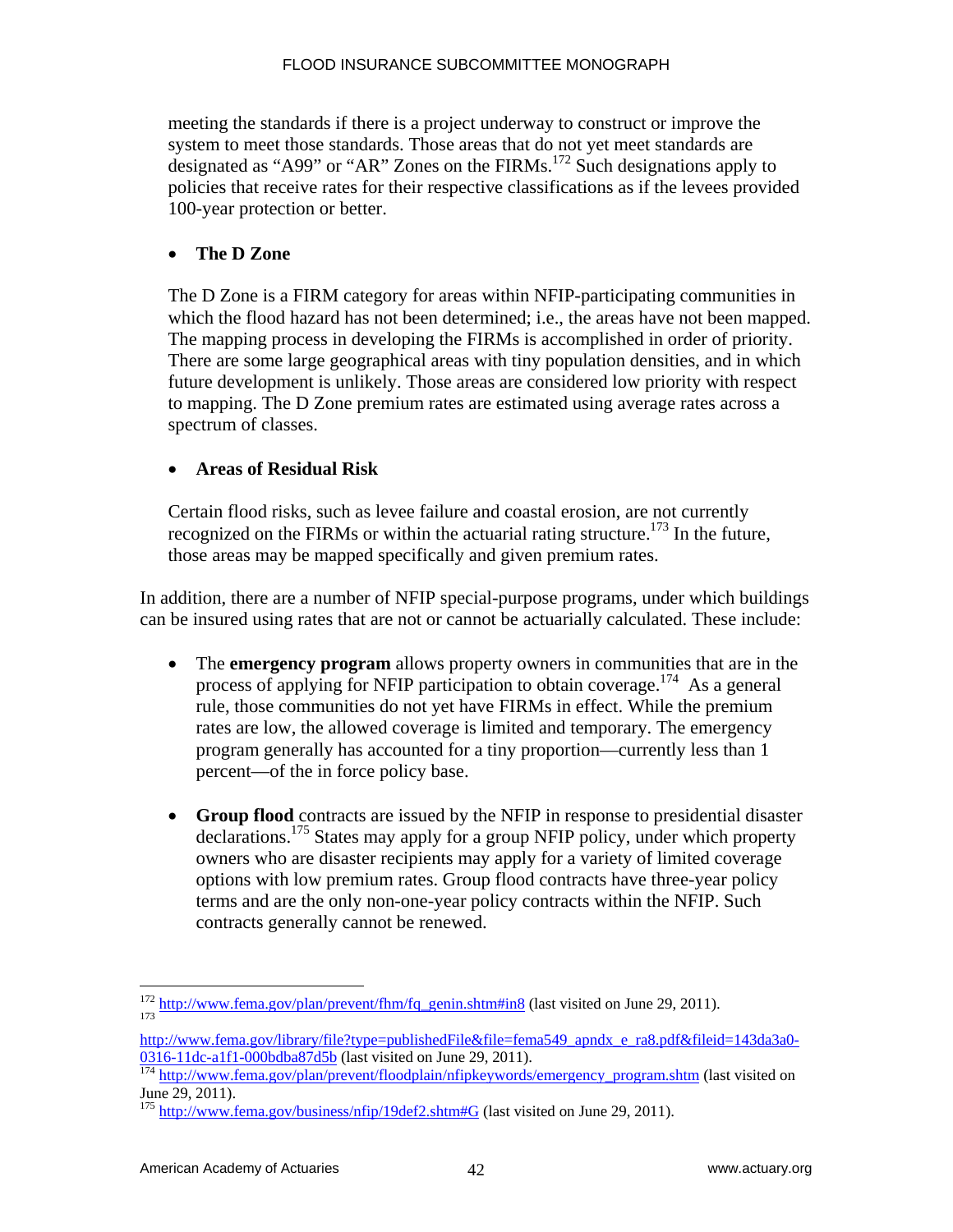meeting the standards if there is a project underway to construct or improve the system to meet those standards. Those areas that do not yet meet standards are designated as "A99" or "AR" Zones on the FIRMs.[172] Such designations apply to policies that receive rates for their respective classifications as if the levees provided 100-year protection or better.

- **The D Zone**

  The D Zone is a FIRM category for areas within NFIP-participating communities in which the flood hazard has not been determined; i.e., the areas have not been mapped. The mapping process in developing the FIRMs is accomplished in order of priority. There are some large geographical areas with tiny population densities, and in which future development is unlikely. Those areas are considered low priority with respect to mapping. The D Zone premium rates are estimated using average rates across a spectrum of classes.

- **Areas of Residual Risk**

  Certain flood risks, such as levee failure and coastal erosion, are not currently recognized on the FIRMs or within the actuarial rating structure.[173] In the future, those areas may be mapped specifically and given premium rates.

In addition, there are a number of NFIP special-purpose programs, under which buildings can be insured using rates that are not or cannot be actuarially calculated. These include:

- The **emergency program** allows property owners in communities that are in the process of applying for NFIP participation to obtain coverage.[174] As a general rule, those communities do not yet have FIRMs in effect. While the premium rates are low, the allowed coverage is limited and temporary. The emergency program generally has accounted for a tiny proportion—currently less than 1 percent—of the in force policy base.

- **Group flood** contracts are issued by the NFIP in response to presidential disaster declarations.[175] States may apply for a group NFIP policy, under which property owners who are disaster recipients may apply for a variety of limited coverage options with low premium rates. Group flood contracts have three-year policy terms and are the only non-one-year policy contracts within the NFIP. Such contracts generally cannot be renewed.

---

[172] http://www.fema.gov/plan/prevent/fhm/fq_genin.shtm#in8 (last visited on June 29, 2011).

[173] http://www.fema.gov/library/file?type=publishedFile&file=fema549_apndx_e_ra8.pdf&fileid=143da3a0-0316-11dc-a1f1-000bdba87d5b (last visited on June 29, 2011).

[174] http://www.fema.gov/plan/prevent/floodplain/nfipkeywords/emergency_program.shtm (last visited on June 29, 2011).

[175] http://www.fema.gov/business/nfip/19def2.shtm#G (last visited on June 29, 2011).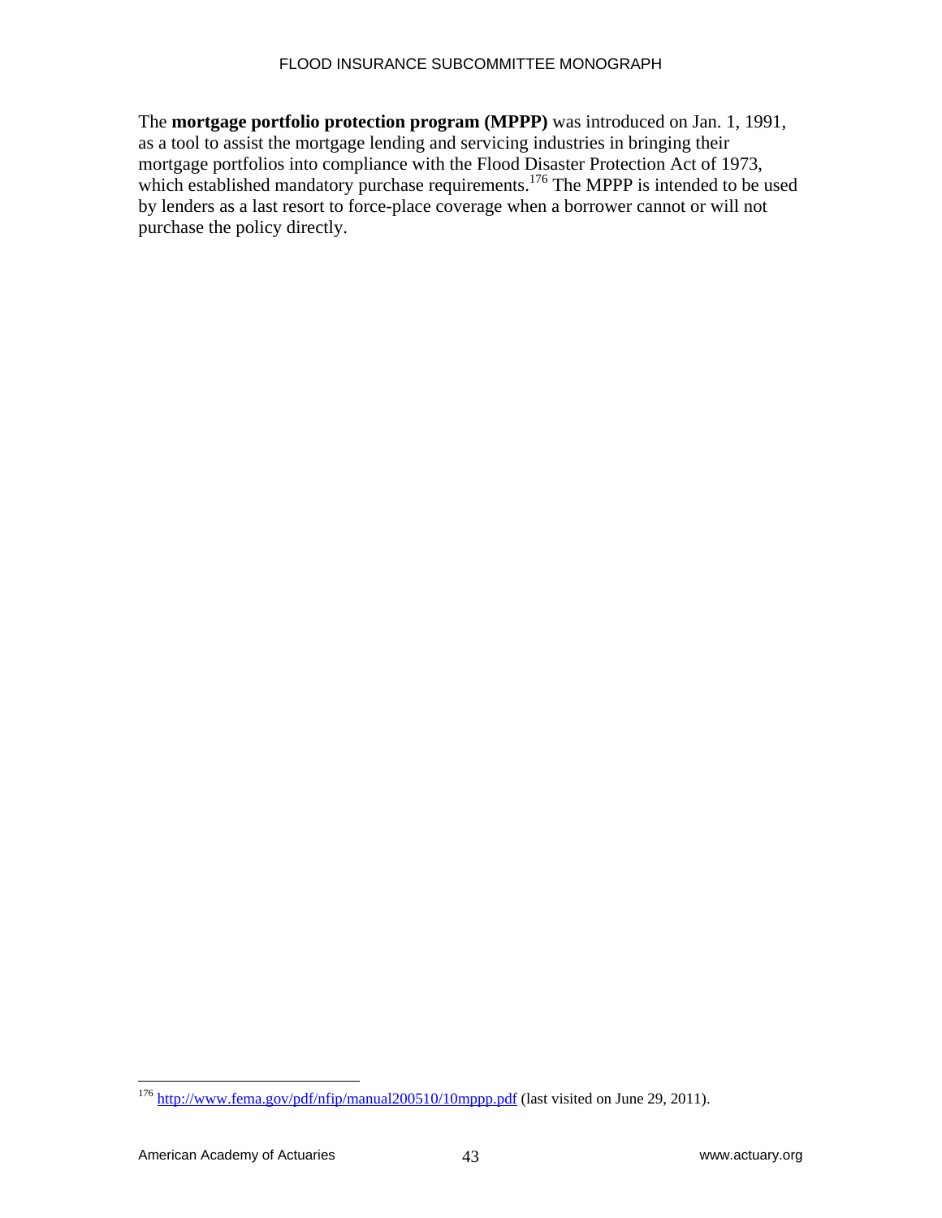The **mortgage portfolio protection program (MPPP)** was introduced on Jan. 1, 1991, as a tool to assist the mortgage lending and servicing industries in bringing their mortgage portfolios into compliance with the Flood Disaster Protection Act of 1973, which established mandatory purchase requirements.[176] The MPPP is intended to be used by lenders as a last resort to force-place coverage when a borrower cannot or will not purchase the policy directly.

---

[176] http://www.fema.gov/pdf/nfip/manual200510/10mppp.pdf (last visited on June 29, 2011).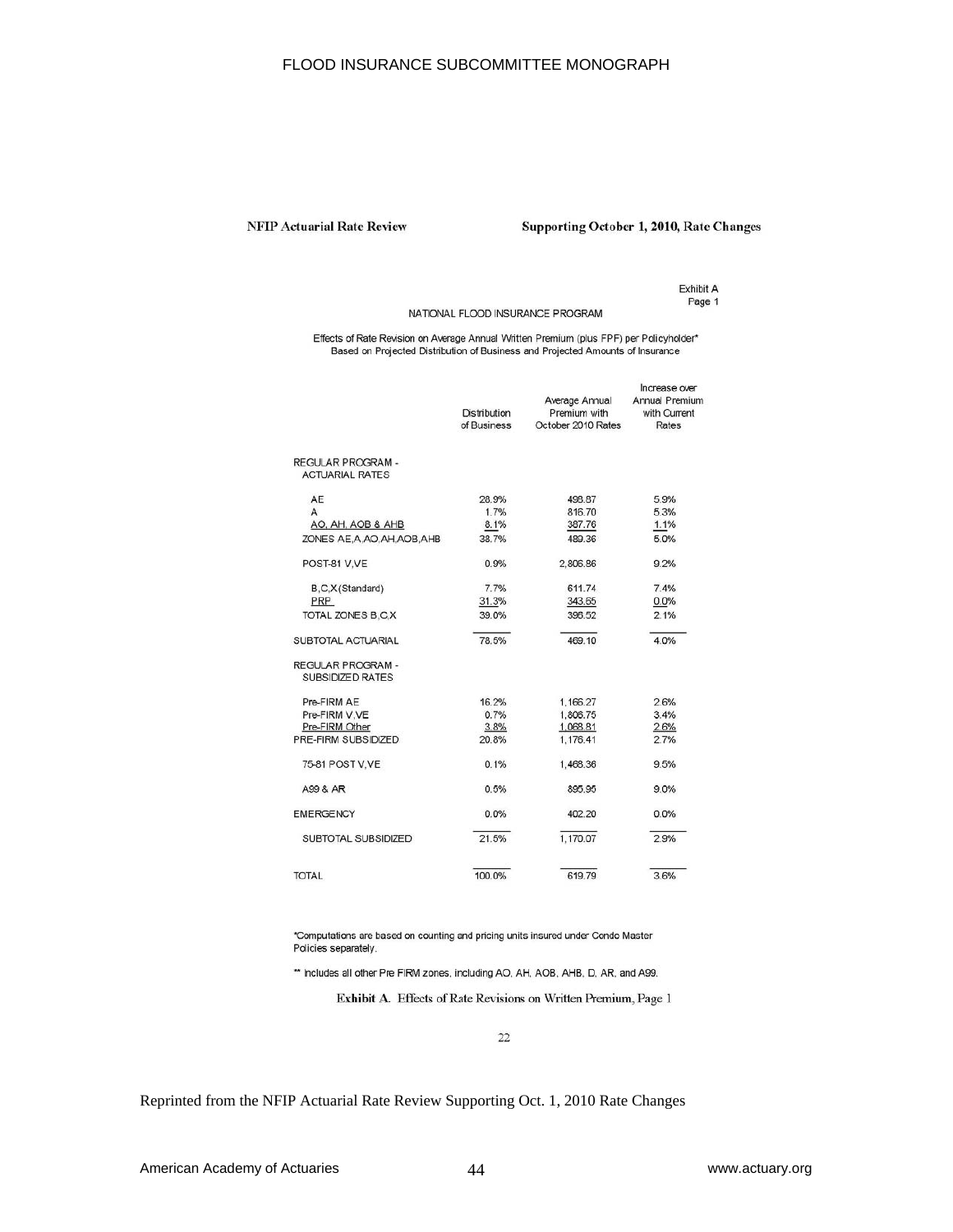**NFIP Actuarial Rate Review** **Supporting October 1, 2010, Rate Changes**

Exhibit A
Page 1

NATIONAL FLOOD INSURANCE PROGRAM

Effects of Rate Revision on Average Annual Written Premium (plus FPF) per Policyholder*
Based on Projected Distribution of Business and Projected Amounts of Insurance

| | Distribution of Business | Average Annual Premium with October 2010 Rates | Increase over Annual Premium with Current Rates |
|---|---|---|---|
| REGULAR PROGRAM - ACTUARIAL RATES | | | |
| AE | 28.9% | 498.87 | 5.9% |
| A | 1.7% | 816.70 | 5.3% |
| AO, AH, AOB & AHB | 8.1% | 387.76 | 1.1% |
| ZONES AE,A,AO,AH,AOB,AHB | 38.7% | 489.36 | 5.0% |
| POST-81 V,VE | 0.9% | 2,806.86 | 9.2% |
| B,C,X(Standard) | 7.7% | 611.74 | 7.4% |
| PRP | 31.3% | 343.65 | 0.0% |
| TOTAL ZONES B,C,X | 39.0% | 396.52 | 2.1% |
| SUBTOTAL ACTUARIAL | 78.5% | 469.10 | 4.0% |
| REGULAR PROGRAM - SUBSIDIZED RATES | | | |
| Pre-FIRM AE | 16.2% | 1,166.27 | 2.6% |
| Pre-FIRM V,VE | 0.7% | 1,806.75 | 3.4% |
| Pre-FIRM Other | 3.8% | 1,068.81 | 2.6% |
| PRE-FIRM SUBSIDIZED | 20.8% | 1,176.41 | 2.7% |
| 75-81 POST V,VE | 0.1% | 1,468.36 | 9.5% |
| A99 & AR | 0.5% | 895.95 | 9.0% |
| EMERGENCY | 0.0% | 402.20 | 0.0% |
| SUBTOTAL SUBSIDIZED | 21.5% | 1,170.07 | 2.9% |
| TOTAL | 100.0% | 619.79 | 3.6% |

*Computations are based on counting and pricing units insured under Condo Master Policies separately.

** Includes all other Pre FIRM zones, including AO, AH, AOB, AHB, D, AR, and A99.

**Exhibit A. Effects of Rate Revisions on Written Premium, Page 1**

Reprinted from the NFIP Actuarial Rate Review Supporting Oct. 1, 2010 Rate Changes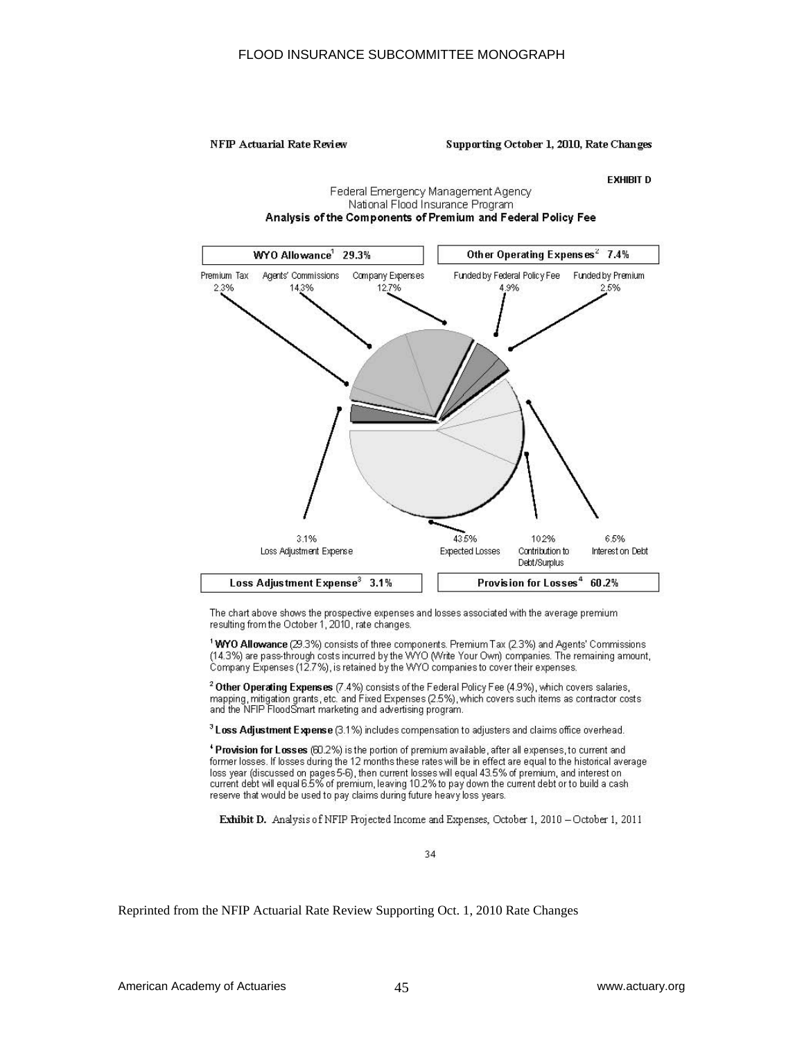NFIP Actuarial Rate Review — Supporting October 1, 2010, Rate Changes

EXHIBIT D

Federal Emergency Management Agency
National Flood Insurance Program

**Analysis of the Components of Premium and Federal Policy Fee**

**WYO Allowance[1] 29.3%**

Premium Tax 2.3%
Agents' Commissions 14.3%
Company Expenses 12.7%

**Other Operating Expenses[2] 7.4%**

Funded by Federal Policy Fee 4.9%
Funded by Premium 2.5%

3.1% Loss Adjustment Expense
43.5% Expected Losses
10.2% Contribution to Debt/Surplus
6.5% Interest on Debt

**Loss Adjustment Expense[3] 3.1%**

**Provision for Losses[4] 60.2%**

The chart above shows the prospective expenses and losses associated with the average premium resulting from the October 1, 2010, rate changes.

[1] **WYO Allowance** (29.3%) consists of three components. Premium Tax (2.3%) and Agents' Commissions (14.3%) are pass-through costs incurred by the WYO (Write Your Own) companies. The remaining amount, Company Expenses (12.7%), is retained by the WYO companies to cover their expenses.

[2] **Other Operating Expenses** (7.4%) consists of the Federal Policy Fee (4.9%), which covers salaries, mapping, mitigation grants, etc. and Fixed Expenses (2.5%), which covers such items as contractor costs and the NFIP FloodSmart marketing and advertising program.

[3] **Loss Adjustment Expense** (3.1%) includes compensation to adjusters and claims office overhead.

[4] **Provision for Losses** (60.2%) is the portion of premium available, after all expenses, to current and former losses. If losses during the 12 months these rates will be in effect are equal to the historical average loss year (discussed on pages 5-6), then current losses will equal 43.5% of premium, and interest on current debt will equal 6.5% of premium, leaving 10.2% to pay down the current debt or to build a cash reserve that would be used to pay claims during future heavy loss years.

**Exhibit D.** Analysis of NFIP Projected Income and Expenses, October 1, 2010 – October 1, 2011

Reprinted from the NFIP Actuarial Rate Review Supporting Oct. 1, 2010 Rate Changes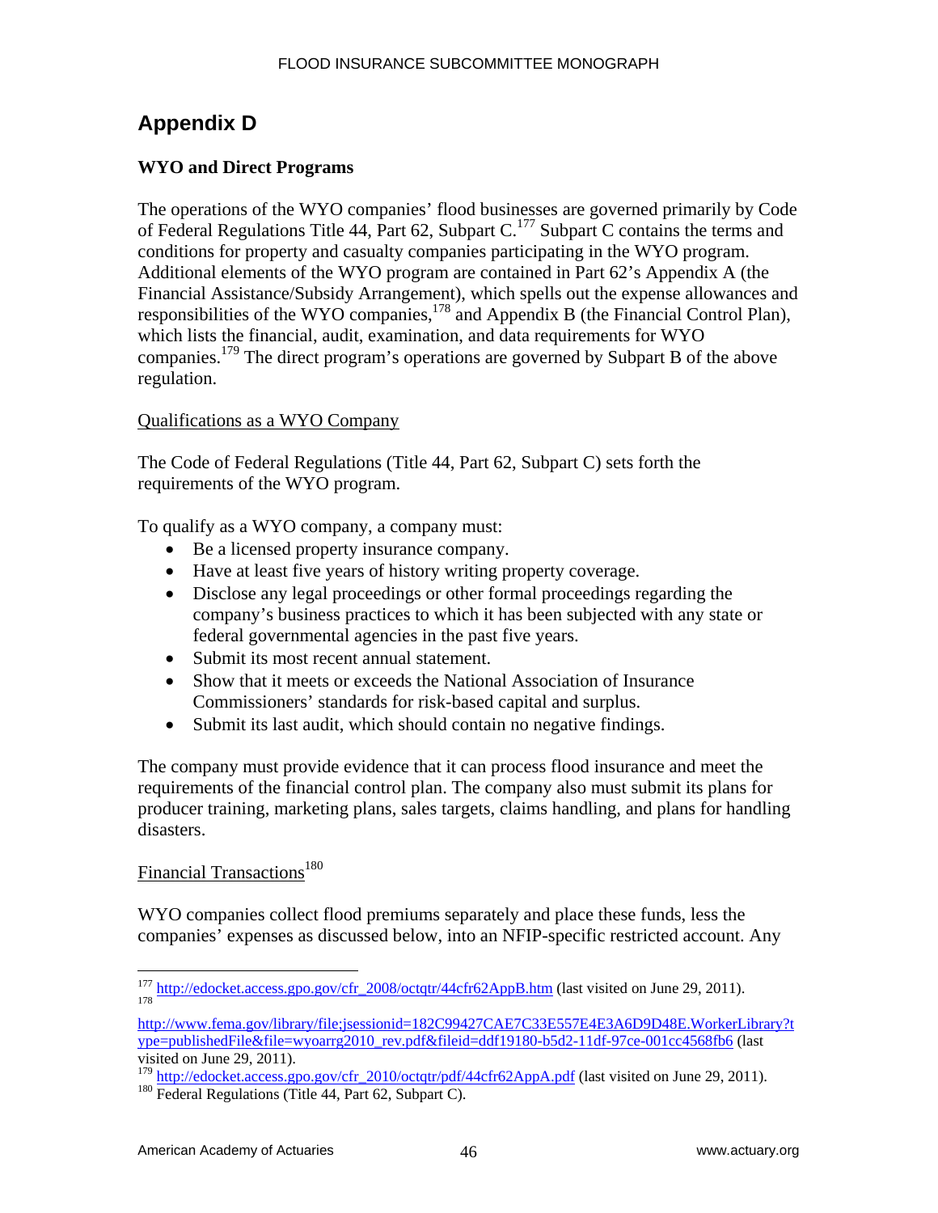# Appendix D

**WYO and Direct Programs**

The operations of the WYO companies' flood businesses are governed primarily by Code of Federal Regulations Title 44, Part 62, Subpart C.[177] Subpart C contains the terms and conditions for property and casualty companies participating in the WYO program. Additional elements of the WYO program are contained in Part 62's Appendix A (the Financial Assistance/Subsidy Arrangement), which spells out the expense allowances and responsibilities of the WYO companies,[178] and Appendix B (the Financial Control Plan), which lists the financial, audit, examination, and data requirements for WYO companies.[179] The direct program's operations are governed by Subpart B of the above regulation.

Qualifications as a WYO Company

The Code of Federal Regulations (Title 44, Part 62, Subpart C) sets forth the requirements of the WYO program.

To qualify as a WYO company, a company must:

- Be a licensed property insurance company.
- Have at least five years of history writing property coverage.
- Disclose any legal proceedings or other formal proceedings regarding the company's business practices to which it has been subjected with any state or federal governmental agencies in the past five years.
- Submit its most recent annual statement.
- Show that it meets or exceeds the National Association of Insurance Commissioners' standards for risk-based capital and surplus.
- Submit its last audit, which should contain no negative findings.

The company must provide evidence that it can process flood insurance and meet the requirements of the financial control plan. The company also must submit its plans for producer training, marketing plans, sales targets, claims handling, and plans for handling disasters.

Financial Transactions[180]

WYO companies collect flood premiums separately and place these funds, less the companies' expenses as discussed below, into an NFIP-specific restricted account. Any

---

[177] http://edocket.access.gpo.gov/cfr_2008/octqtr/44cfr62AppB.htm (last visited on June 29, 2011).

[178] http://www.fema.gov/library/file;jsessionid=182C99427CAE7C33E557E4E3A6D9D48E.WorkerLibrary?type=publishedFile&file=wyoarrg2010_rev.pdf&fileid=ddf19180-b5d2-11df-97ce-001cc4568fb6 (last visited on June 29, 2011).

[179] http://edocket.access.gpo.gov/cfr_2010/octqtr/pdf/44cfr62AppA.pdf (last visited on June 29, 2011).

[180] Federal Regulations (Title 44, Part 62, Subpart C).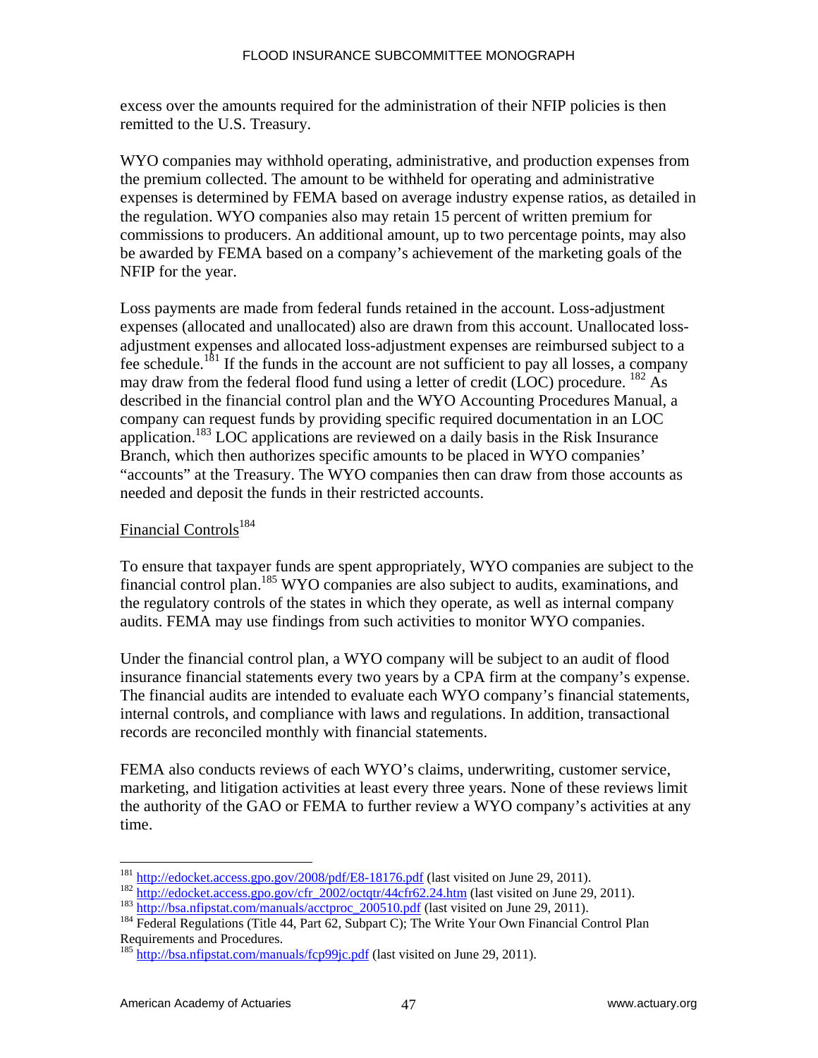excess over the amounts required for the administration of their NFIP policies is then remitted to the U.S. Treasury.

WYO companies may withhold operating, administrative, and production expenses from the premium collected. The amount to be withheld for operating and administrative expenses is determined by FEMA based on average industry expense ratios, as detailed in the regulation. WYO companies also may retain 15 percent of written premium for commissions to producers. An additional amount, up to two percentage points, may also be awarded by FEMA based on a company's achievement of the marketing goals of the NFIP for the year.

Loss payments are made from federal funds retained in the account. Loss-adjustment expenses (allocated and unallocated) also are drawn from this account. Unallocated loss-adjustment expenses and allocated loss-adjustment expenses are reimbursed subject to a fee schedule.[181] If the funds in the account are not sufficient to pay all losses, a company may draw from the federal flood fund using a letter of credit (LOC) procedure. [182] As described in the financial control plan and the WYO Accounting Procedures Manual, a company can request funds by providing specific required documentation in an LOC application.[183] LOC applications are reviewed on a daily basis in the Risk Insurance Branch, which then authorizes specific amounts to be placed in WYO companies' "accounts" at the Treasury. The WYO companies then can draw from those accounts as needed and deposit the funds in their restricted accounts.

Financial Controls[184]

To ensure that taxpayer funds are spent appropriately, WYO companies are subject to the financial control plan.[185] WYO companies are also subject to audits, examinations, and the regulatory controls of the states in which they operate, as well as internal company audits. FEMA may use findings from such activities to monitor WYO companies.

Under the financial control plan, a WYO company will be subject to an audit of flood insurance financial statements every two years by a CPA firm at the company's expense. The financial audits are intended to evaluate each WYO company's financial statements, internal controls, and compliance with laws and regulations. In addition, transactional records are reconciled monthly with financial statements.

FEMA also conducts reviews of each WYO's claims, underwriting, customer service, marketing, and litigation activities at least every three years. None of these reviews limit the authority of the GAO or FEMA to further review a WYO company's activities at any time.

---

[181] http://edocket.access.gpo.gov/2008/pdf/E8-18176.pdf (last visited on June 29, 2011).
[182] http://edocket.access.gpo.gov/cfr_2002/octqtr/44cfr62.24.htm (last visited on June 29, 2011).
[183] http://bsa.nfipstat.com/manuals/acctproc_200510.pdf (last visited on June 29, 2011).
[184] Federal Regulations (Title 44, Part 62, Subpart C); The Write Your Own Financial Control Plan Requirements and Procedures.
[185] http://bsa.nfipstat.com/manuals/fcp99jc.pdf (last visited on June 29, 2011).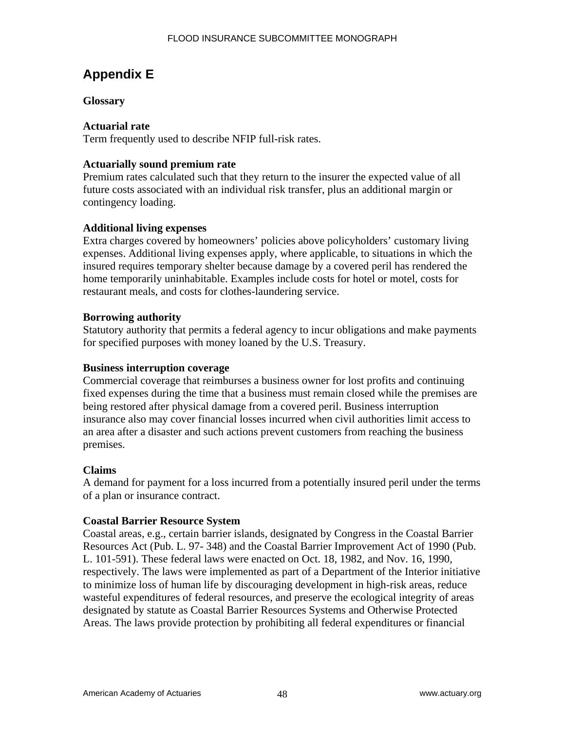## Appendix E

**Glossary**

**Actuarial rate**
Term frequently used to describe NFIP full-risk rates.

**Actuarially sound premium rate**
Premium rates calculated such that they return to the insurer the expected value of all future costs associated with an individual risk transfer, plus an additional margin or contingency loading.

**Additional living expenses**
Extra charges covered by homeowners' policies above policyholders' customary living expenses. Additional living expenses apply, where applicable, to situations in which the insured requires temporary shelter because damage by a covered peril has rendered the home temporarily uninhabitable. Examples include costs for hotel or motel, costs for restaurant meals, and costs for clothes-laundering service.

**Borrowing authority**
Statutory authority that permits a federal agency to incur obligations and make payments for specified purposes with money loaned by the U.S. Treasury.

**Business interruption coverage**
Commercial coverage that reimburses a business owner for lost profits and continuing fixed expenses during the time that a business must remain closed while the premises are being restored after physical damage from a covered peril. Business interruption insurance also may cover financial losses incurred when civil authorities limit access to an area after a disaster and such actions prevent customers from reaching the business premises.

**Claims**
A demand for payment for a loss incurred from a potentially insured peril under the terms of a plan or insurance contract.

**Coastal Barrier Resource System**
Coastal areas, e.g., certain barrier islands, designated by Congress in the Coastal Barrier Resources Act (Pub. L. 97- 348) and the Coastal Barrier Improvement Act of 1990 (Pub. L. 101-591). These federal laws were enacted on Oct. 18, 1982, and Nov. 16, 1990, respectively. The laws were implemented as part of a Department of the Interior initiative to minimize loss of human life by discouraging development in high-risk areas, reduce wasteful expenditures of federal resources, and preserve the ecological integrity of areas designated by statute as Coastal Barrier Resources Systems and Otherwise Protected Areas. The laws provide protection by prohibiting all federal expenditures or financial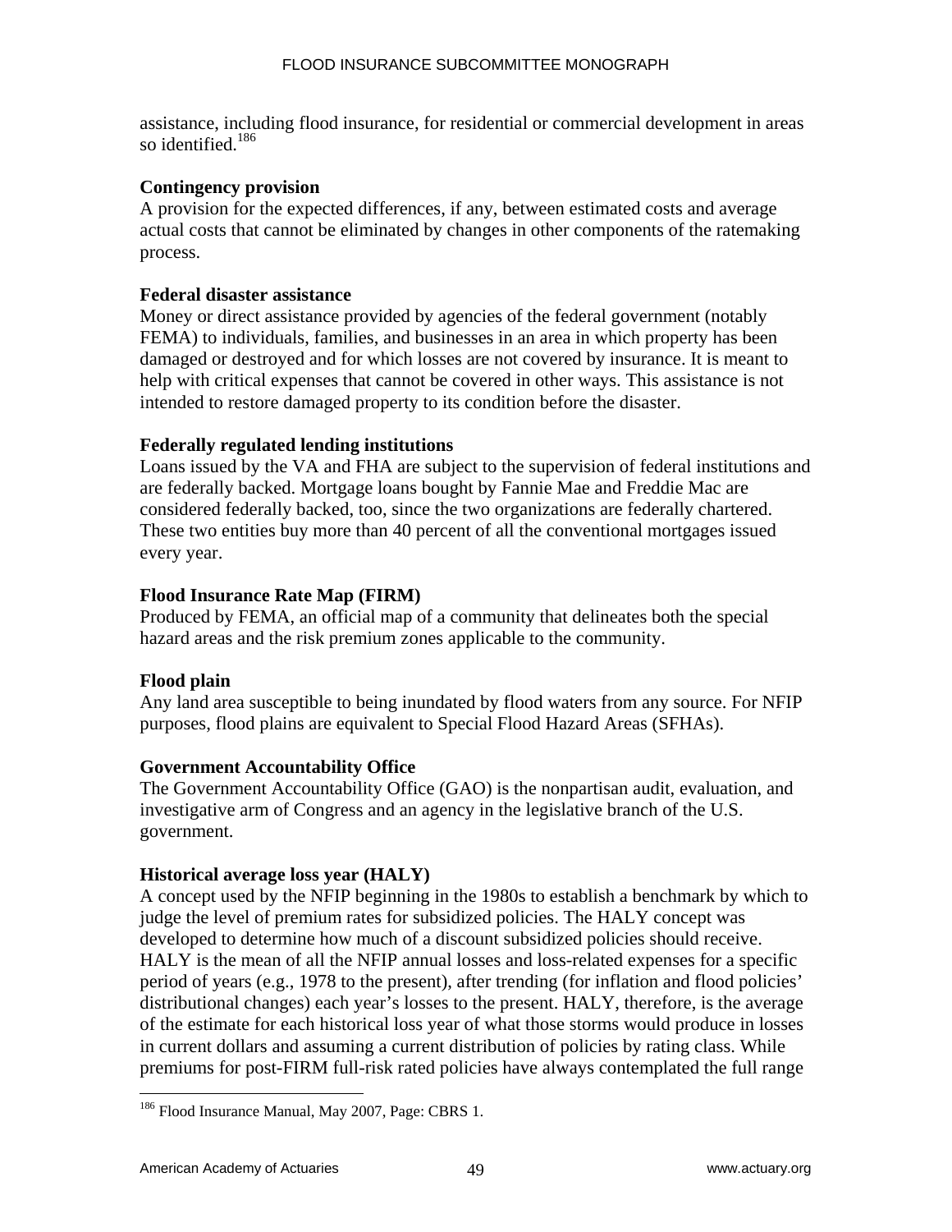assistance, including flood insurance, for residential or commercial development in areas so identified.[186]

**Contingency provision**
A provision for the expected differences, if any, between estimated costs and average actual costs that cannot be eliminated by changes in other components of the ratemaking process.

**Federal disaster assistance**
Money or direct assistance provided by agencies of the federal government (notably FEMA) to individuals, families, and businesses in an area in which property has been damaged or destroyed and for which losses are not covered by insurance. It is meant to help with critical expenses that cannot be covered in other ways. This assistance is not intended to restore damaged property to its condition before the disaster.

**Federally regulated lending institutions**
Loans issued by the VA and FHA are subject to the supervision of federal institutions and are federally backed. Mortgage loans bought by Fannie Mae and Freddie Mac are considered federally backed, too, since the two organizations are federally chartered. These two entities buy more than 40 percent of all the conventional mortgages issued every year.

**Flood Insurance Rate Map (FIRM)**
Produced by FEMA, an official map of a community that delineates both the special hazard areas and the risk premium zones applicable to the community.

**Flood plain**
Any land area susceptible to being inundated by flood waters from any source. For NFIP purposes, flood plains are equivalent to Special Flood Hazard Areas (SFHAs).

**Government Accountability Office**
The Government Accountability Office (GAO) is the nonpartisan audit, evaluation, and investigative arm of Congress and an agency in the legislative branch of the U.S. government.

**Historical average loss year (HALY)**
A concept used by the NFIP beginning in the 1980s to establish a benchmark by which to judge the level of premium rates for subsidized policies. The HALY concept was developed to determine how much of a discount subsidized policies should receive. HALY is the mean of all the NFIP annual losses and loss-related expenses for a specific period of years (e.g., 1978 to the present), after trending (for inflation and flood policies' distributional changes) each year's losses to the present. HALY, therefore, is the average of the estimate for each historical loss year of what those storms would produce in losses in current dollars and assuming a current distribution of policies by rating class. While premiums for post-FIRM full-risk rated policies have always contemplated the full range

---

[186] Flood Insurance Manual, May 2007, Page: CBRS 1.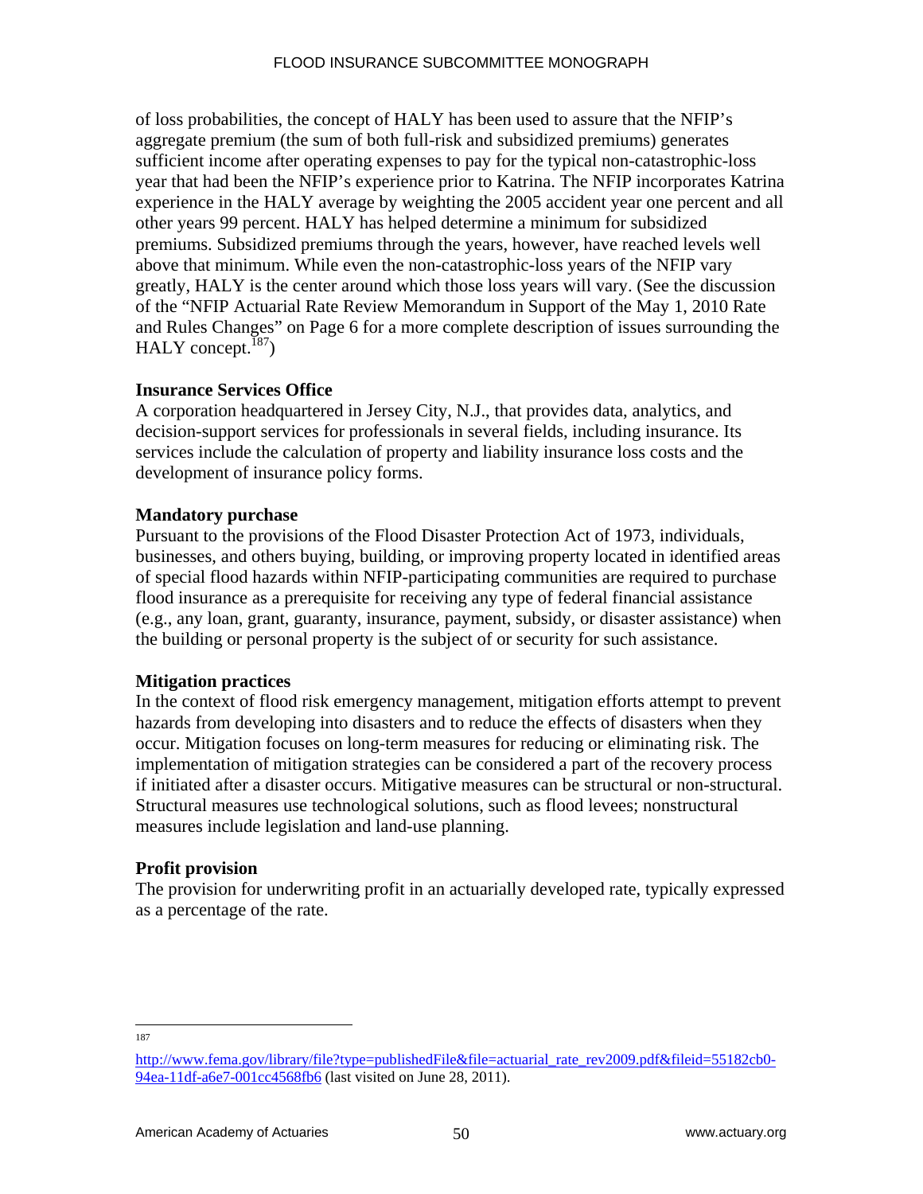of loss probabilities, the concept of HALY has been used to assure that the NFIP's aggregate premium (the sum of both full-risk and subsidized premiums) generates sufficient income after operating expenses to pay for the typical non-catastrophic-loss year that had been the NFIP's experience prior to Katrina. The NFIP incorporates Katrina experience in the HALY average by weighting the 2005 accident year one percent and all other years 99 percent. HALY has helped determine a minimum for subsidized premiums. Subsidized premiums through the years, however, have reached levels well above that minimum. While even the non-catastrophic-loss years of the NFIP vary greatly, HALY is the center around which those loss years will vary. (See the discussion of the "NFIP Actuarial Rate Review Memorandum in Support of the May 1, 2010 Rate and Rules Changes" on Page 6 for a more complete description of issues surrounding the HALY concept.[187])

**Insurance Services Office**
A corporation headquartered in Jersey City, N.J., that provides data, analytics, and decision-support services for professionals in several fields, including insurance. Its services include the calculation of property and liability insurance loss costs and the development of insurance policy forms.

**Mandatory purchase**
Pursuant to the provisions of the Flood Disaster Protection Act of 1973, individuals, businesses, and others buying, building, or improving property located in identified areas of special flood hazards within NFIP-participating communities are required to purchase flood insurance as a prerequisite for receiving any type of federal financial assistance (e.g., any loan, grant, guaranty, insurance, payment, subsidy, or disaster assistance) when the building or personal property is the subject of or security for such assistance.

**Mitigation practices**
In the context of flood risk emergency management, mitigation efforts attempt to prevent hazards from developing into disasters and to reduce the effects of disasters when they occur. Mitigation focuses on long-term measures for reducing or eliminating risk. The implementation of mitigation strategies can be considered a part of the recovery process if initiated after a disaster occurs. Mitigative measures can be structural or non-structural. Structural measures use technological solutions, such as flood levees; nonstructural measures include legislation and land-use planning.

**Profit provision**
The provision for underwriting profit in an actuarially developed rate, typically expressed as a percentage of the rate.

---

[187] http://www.fema.gov/library/file?type=publishedFile&file=actuarial_rate_rev2009.pdf&fileid=55182cb0-94ea-11df-a6e7-001cc4568fb6 (last visited on June 28, 2011).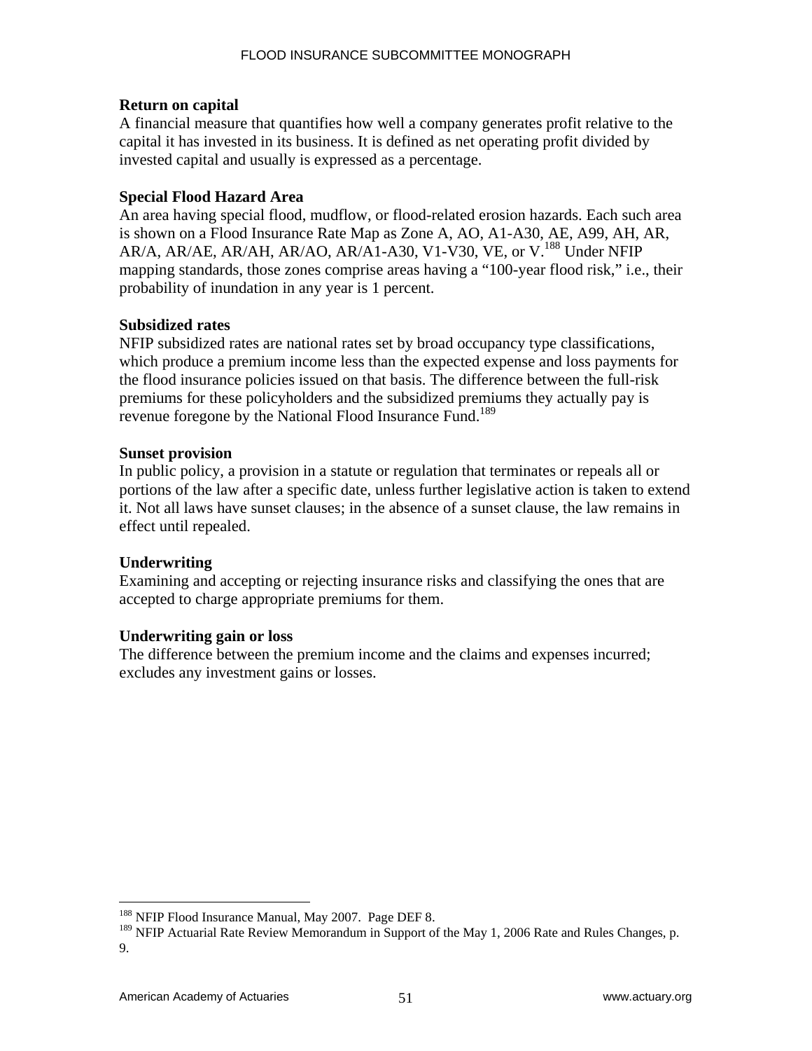**Return on capital**
A financial measure that quantifies how well a company generates profit relative to the capital it has invested in its business. It is defined as net operating profit divided by invested capital and usually is expressed as a percentage.

**Special Flood Hazard Area**
An area having special flood, mudflow, or flood-related erosion hazards. Each such area is shown on a Flood Insurance Rate Map as Zone A, AO, A1-A30, AE, A99, AH, AR, AR/A, AR/AE, AR/AH, AR/AO, AR/A1-A30, V1-V30, VE, or V.[188] Under NFIP mapping standards, those zones comprise areas having a "100-year flood risk," i.e., their probability of inundation in any year is 1 percent.

**Subsidized rates**
NFIP subsidized rates are national rates set by broad occupancy type classifications, which produce a premium income less than the expected expense and loss payments for the flood insurance policies issued on that basis. The difference between the full-risk premiums for these policyholders and the subsidized premiums they actually pay is revenue foregone by the National Flood Insurance Fund.[189]

**Sunset provision**
In public policy, a provision in a statute or regulation that terminates or repeals all or portions of the law after a specific date, unless further legislative action is taken to extend it. Not all laws have sunset clauses; in the absence of a sunset clause, the law remains in effect until repealed.

**Underwriting**
Examining and accepting or rejecting insurance risks and classifying the ones that are accepted to charge appropriate premiums for them.

**Underwriting gain or loss**
The difference between the premium income and the claims and expenses incurred; excludes any investment gains or losses.

---

[188] NFIP Flood Insurance Manual, May 2007. Page DEF 8.

[189] NFIP Actuarial Rate Review Memorandum in Support of the May 1, 2006 Rate and Rules Changes, p. 9.